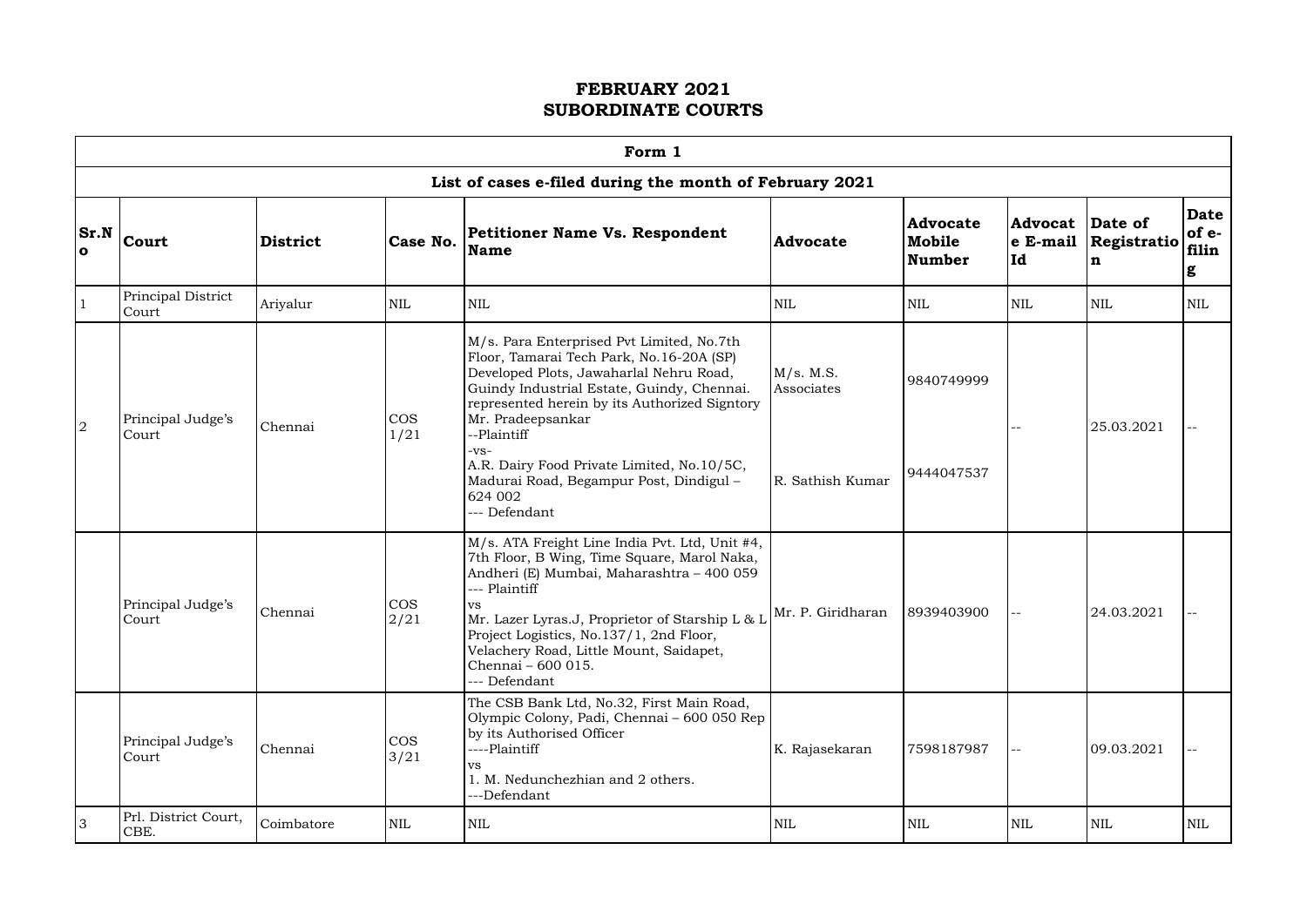# FEBRUARY 2021
# SUBORDINATE COURTS

| Form 1 | | | | | | | | | |
|---|---|---|---|---|---|---|---|---|---|
| **List of cases e-filed during the month of February 2021** | | | | | | | | | |
| **Sr.No** | **Court** | **District** | **Case No.** | **Petitioner Name Vs. Respondent Name** | **Advocate** | **Advocate Mobile Number** | **Advocate E-mail Id** | **Date of Registration** | **Date of e-filing** |
| 1 | Principal District Court | Ariyalur | NIL | NIL | NIL | NIL | NIL | NIL | NIL |
| 2 | Principal Judge's Court | Chennai | COS 1/21 | M/s. Para Enterprised Pvt Limited, No.7th Floor, Tamarai Tech Park, No.16-20A (SP) Developed Plots, Jawaharlal Nehru Road, Guindy Industrial Estate, Guindy, Chennai. represented herein by its Authorized Signtory Mr. Pradeepsankar --Plaintiff -vs- A.R. Dairy Food Private Limited, No.10/5C, Madurai Road, Begampur Post, Dindigul – 624 002 --- Defendant | M/s. M.S. Associates R. Sathish Kumar | 9840749999 9444047537 | -- | 25.03.2021 | -- |
| | Principal Judge's Court | Chennai | COS 2/21 | M/s. ATA Freight Line India Pvt. Ltd, Unit #4, 7th Floor, B Wing, Time Square, Marol Naka, Andheri (E) Mumbai, Maharashtra – 400 059 --- Plaintiff vs Mr. Lazer Lyras.J, Proprietor of Starship L & L Project Logistics, No.137/1, 2nd Floor, Velachery Road, Little Mount, Saidapet, Chennai – 600 015. --- Defendant | Mr. P. Giridharan | 8939403900 | -- | 24.03.2021 | -- |
| | Principal Judge's Court | Chennai | COS 3/21 | The CSB Bank Ltd, No.32, First Main Road, Olympic Colony, Padi, Chennai – 600 050 Rep by its Authorised Officer ----Plaintiff vs 1. M. Nedunchezhian and 2 others. ---Defendant | K. Rajasekaran | 7598187987 | -- | 09.03.2021 | -- |
| 3 | Prl. District Court, CBE. | Coimbatore | NIL | NIL | NIL | NIL | NIL | NIL | NIL |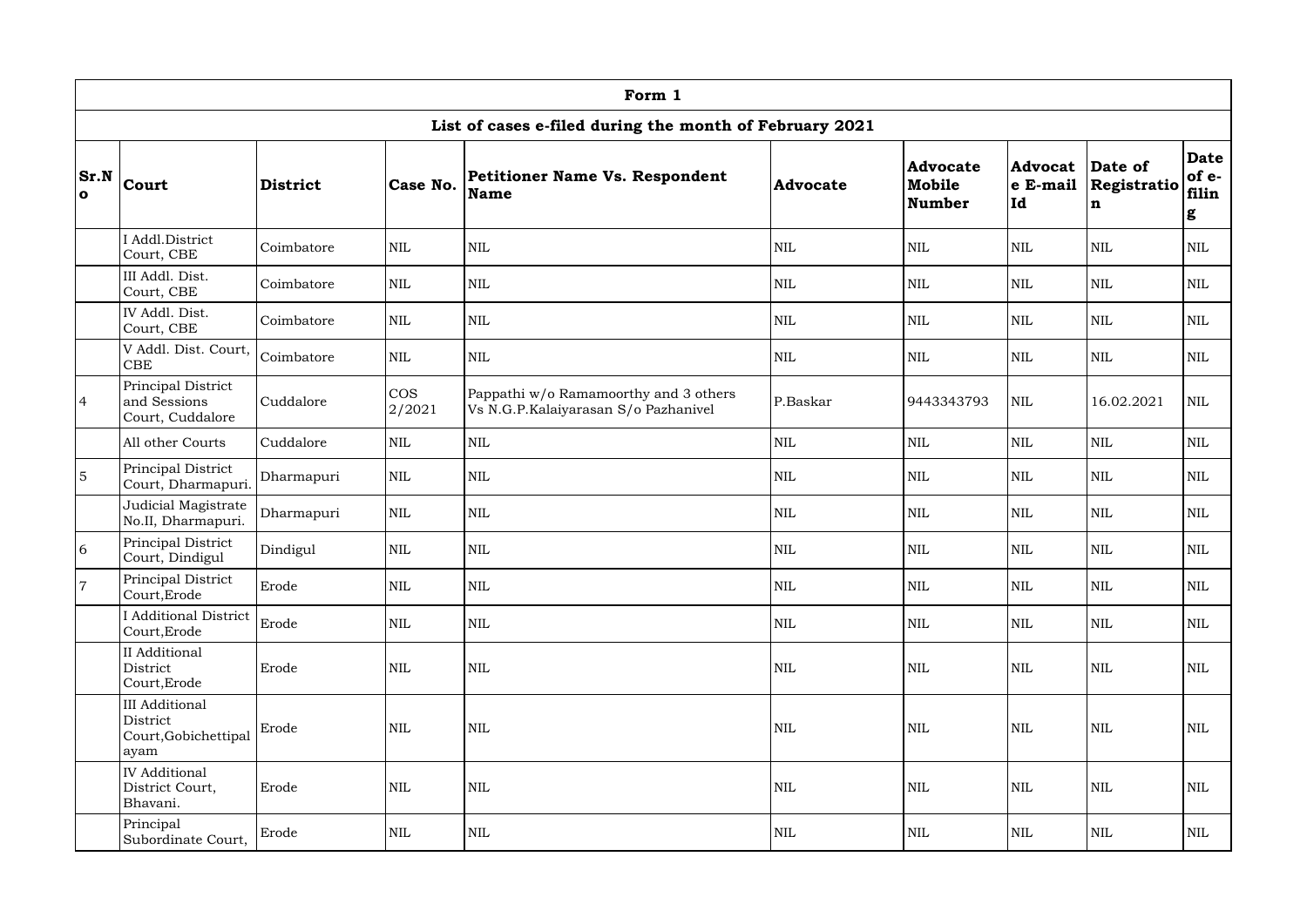| Form 1 | | | | | | | | | |
|---|---|---|---|---|---|---|---|---|---|
| List of cases e-filed during the month of February 2021 | | | | | | | | | |
| Sr.No | Court | District | Case No. | Petitioner Name Vs. Respondent Name | Advocate | Advocate Mobile Number | Advocate E-mail Id | Date of Registration | Date of e-filing |
| | I Addl.District Court, CBE | Coimbatore | NIL | NIL | NIL | NIL | NIL | NIL | NIL |
| | III Addl. Dist. Court, CBE | Coimbatore | NIL | NIL | NIL | NIL | NIL | NIL | NIL |
| | IV Addl. Dist. Court, CBE | Coimbatore | NIL | NIL | NIL | NIL | NIL | NIL | NIL |
| | V Addl. Dist. Court, CBE | Coimbatore | NIL | NIL | NIL | NIL | NIL | NIL | NIL |
| 4 | Principal District and Sessions Court, Cuddalore | Cuddalore | COS 2/2021 | Pappathi w/o Ramamoorthy and 3 others Vs N.G.P.Kalaiyarasan S/o Pazhanivel | P.Baskar | 9443343793 | NIL | 16.02.2021 | NIL |
| | All other Courts | Cuddalore | NIL | NIL | NIL | NIL | NIL | NIL | NIL |
| 5 | Principal District Court, Dharmapuri. | Dharmapuri | NIL | NIL | NIL | NIL | NIL | NIL | NIL |
| | Judicial Magistrate No.II, Dharmapuri. | Dharmapuri | NIL | NIL | NIL | NIL | NIL | NIL | NIL |
| 6 | Principal District Court, Dindigul | Dindigul | NIL | NIL | NIL | NIL | NIL | NIL | NIL |
| 7 | Principal District Court,Erode | Erode | NIL | NIL | NIL | NIL | NIL | NIL | NIL |
| | I Additional District Court,Erode | Erode | NIL | NIL | NIL | NIL | NIL | NIL | NIL |
| | II Additional District Court,Erode | Erode | NIL | NIL | NIL | NIL | NIL | NIL | NIL |
| | III Additional District Court,Gobichettipalayam | Erode | NIL | NIL | NIL | NIL | NIL | NIL | NIL |
| | IV Additional District Court, Bhavani. | Erode | NIL | NIL | NIL | NIL | NIL | NIL | NIL |
| | Principal Subordinate Court, | Erode | NIL | NIL | NIL | NIL | NIL | NIL | NIL |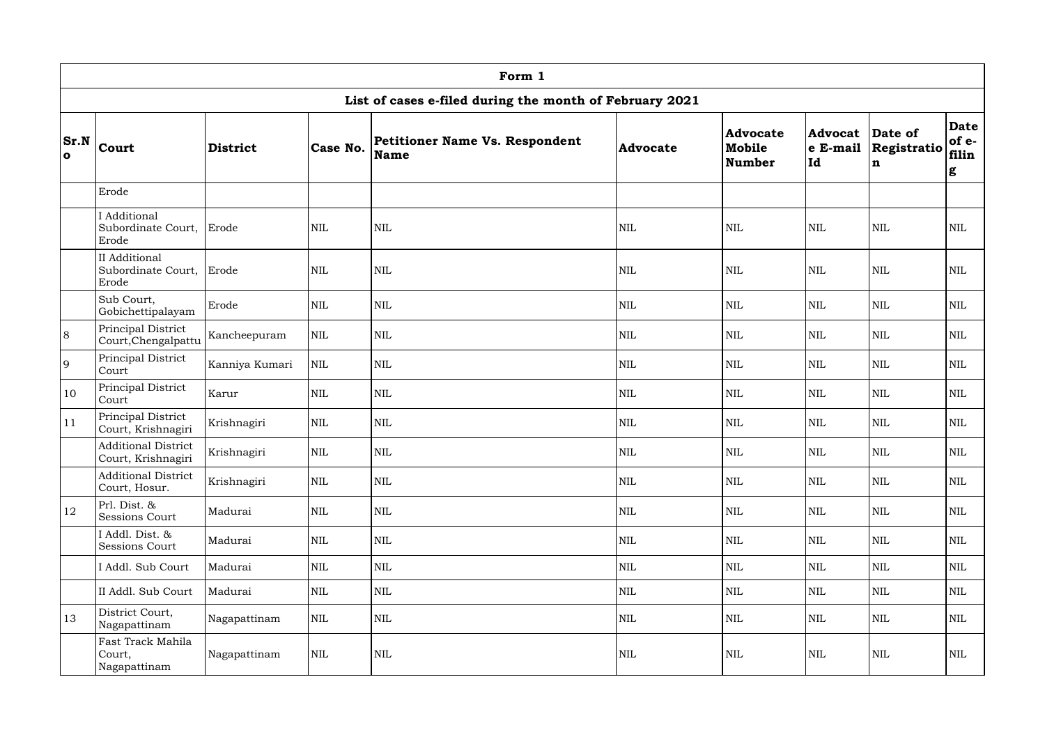| Form 1 | | | | | | | | | |
|---|---|---|---|---|---|---|---|---|---|
| List of cases e-filed during the month of February 2021 | | | | | | | | | |
| **Sr.No** | **Court** | **District** | **Case No.** | **Petitioner Name Vs. Respondent Name** | **Advocate** | **Advocate Mobile Number** | **Advocate E-mail Id** | **Date of Registration** | **Date of e-filing** |
| | Erode | | | | | | | | |
| | I Additional Subordinate Court, Erode | Erode | NIL | NIL | NIL | NIL | NIL | NIL | NIL |
| | II Additional Subordinate Court, Erode | Erode | NIL | NIL | NIL | NIL | NIL | NIL | NIL |
| | Sub Court, Gobichettipalayam | Erode | NIL | NIL | NIL | NIL | NIL | NIL | NIL |
| 8 | Principal District Court,Chengalpattu | Kancheepuram | NIL | NIL | NIL | NIL | NIL | NIL | NIL |
| 9 | Principal District Court | Kanniya Kumari | NIL | NIL | NIL | NIL | NIL | NIL | NIL |
| 10 | Principal District Court | Karur | NIL | NIL | NIL | NIL | NIL | NIL | NIL |
| 11 | Principal District Court, Krishnagiri | Krishnagiri | NIL | NIL | NIL | NIL | NIL | NIL | NIL |
| | Additional District Court, Krishnagiri | Krishnagiri | NIL | NIL | NIL | NIL | NIL | NIL | NIL |
| | Additional District Court, Hosur. | Krishnagiri | NIL | NIL | NIL | NIL | NIL | NIL | NIL |
| 12 | Prl. Dist. & Sessions Court | Madurai | NIL | NIL | NIL | NIL | NIL | NIL | NIL |
| | I Addl. Dist. & Sessions Court | Madurai | NIL | NIL | NIL | NIL | NIL | NIL | NIL |
| | I Addl. Sub Court | Madurai | NIL | NIL | NIL | NIL | NIL | NIL | NIL |
| | II Addl. Sub Court | Madurai | NIL | NIL | NIL | NIL | NIL | NIL | NIL |
| 13 | District Court, Nagapattinam | Nagapattinam | NIL | NIL | NIL | NIL | NIL | NIL | NIL |
| | Fast Track Mahila Court, Nagapattinam | Nagapattinam | NIL | NIL | NIL | NIL | NIL | NIL | NIL |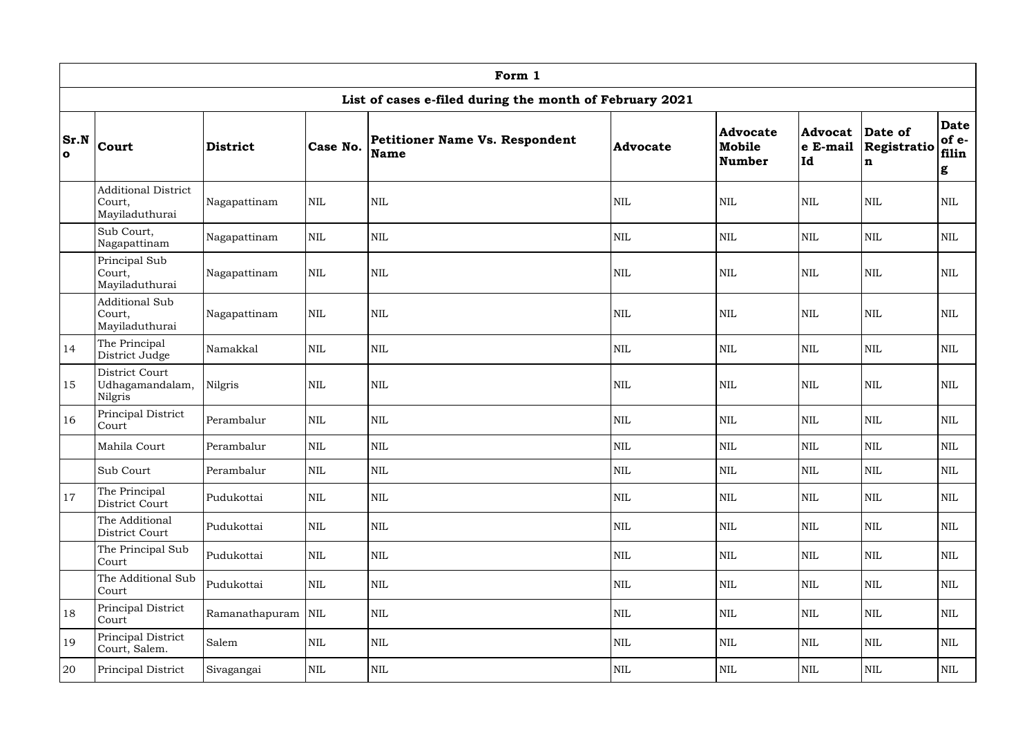| Form 1 | | | | | | | | | |
|---|---|---|---|---|---|---|---|---|---|
| List of cases e-filed during the month of February 2021 | | | | | | | | | |
| **Sr.No** | **Court** | **District** | **Case No.** | **Petitioner Name Vs. Respondent Name** | **Advocate** | **Advocate Mobile Number** | **Advocate E-mail Id** | **Date of Registration** | **Date of e-filing** |
| | Additional District Court, Mayiladuthurai | Nagapattinam | NIL | NIL | NIL | NIL | NIL | NIL | NIL |
| | Sub Court, Nagapattinam | Nagapattinam | NIL | NIL | NIL | NIL | NIL | NIL | NIL |
| | Principal Sub Court, Mayiladuthurai | Nagapattinam | NIL | NIL | NIL | NIL | NIL | NIL | NIL |
| | Additional Sub Court, Mayiladuthurai | Nagapattinam | NIL | NIL | NIL | NIL | NIL | NIL | NIL |
| 14 | The Principal District Judge | Namakkal | NIL | NIL | NIL | NIL | NIL | NIL | NIL |
| 15 | District Court Udhagamandalam, Nilgris | Nilgris | NIL | NIL | NIL | NIL | NIL | NIL | NIL |
| 16 | Principal District Court | Perambalur | NIL | NIL | NIL | NIL | NIL | NIL | NIL |
| | Mahila Court | Perambalur | NIL | NIL | NIL | NIL | NIL | NIL | NIL |
| | Sub Court | Perambalur | NIL | NIL | NIL | NIL | NIL | NIL | NIL |
| 17 | The Principal District Court | Pudukottai | NIL | NIL | NIL | NIL | NIL | NIL | NIL |
| | The Additional District Court | Pudukottai | NIL | NIL | NIL | NIL | NIL | NIL | NIL |
| | The Principal Sub Court | Pudukottai | NIL | NIL | NIL | NIL | NIL | NIL | NIL |
| | The Additional Sub Court | Pudukottai | NIL | NIL | NIL | NIL | NIL | NIL | NIL |
| 18 | Principal District Court | Ramanathapuram | NIL | NIL | NIL | NIL | NIL | NIL | NIL |
| 19 | Principal District Court, Salem. | Salem | NIL | NIL | NIL | NIL | NIL | NIL | NIL |
| 20 | Principal District | Sivagangai | NIL | NIL | NIL | NIL | NIL | NIL | NIL |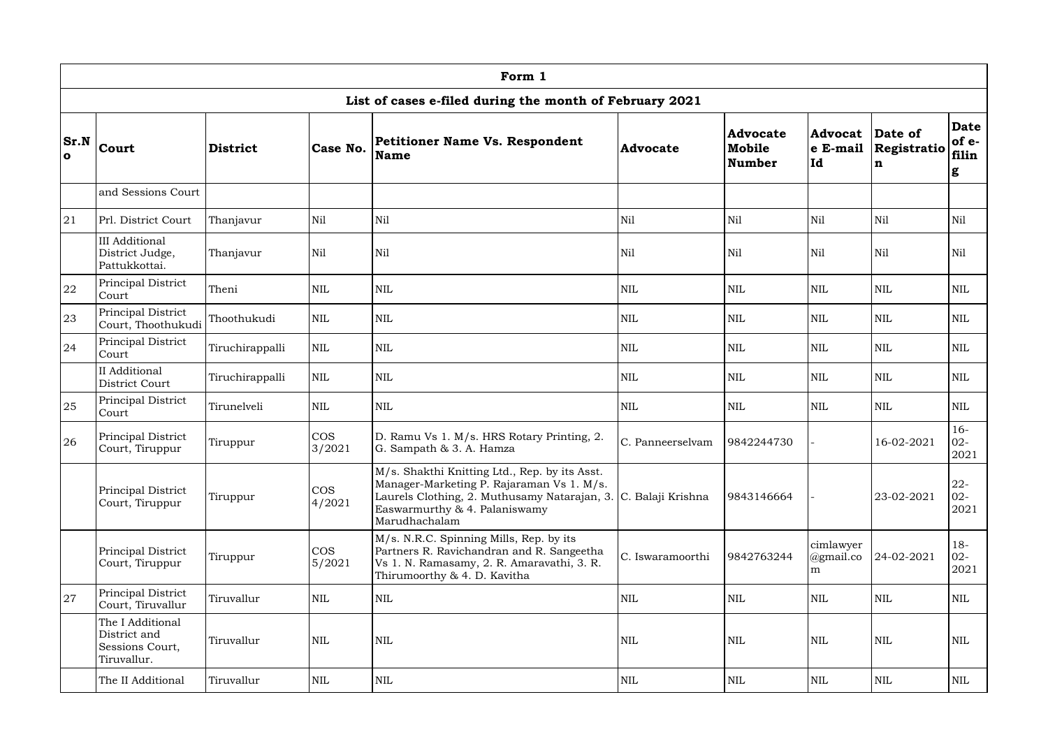| Form 1 | | | | | | | | | |
|---|---|---|---|---|---|---|---|---|---|
| **List of cases e-filed during the month of February 2021** | | | | | | | | | |
| **Sr.No** | **Court** | **District** | **Case No.** | **Petitioner Name Vs. Respondent Name** | **Advocate** | **Advocate Mobile Number** | **Advocate E-mail Id** | **Date of Registration** | **Date of e-filing** |
| | and Sessions Court | | | | | | | | |
| 21 | Prl. District Court | Thanjavur | Nil | Nil | Nil | Nil | Nil | Nil | Nil |
| | III Additional District Judge, Pattukkottai. | Thanjavur | Nil | Nil | Nil | Nil | Nil | Nil | Nil |
| 22 | Principal District Court | Theni | NIL | NIL | NIL | NIL | NIL | NIL | NIL |
| 23 | Principal District Court, Thoothukudi | Thoothukudi | NIL | NIL | NIL | NIL | NIL | NIL | NIL |
| 24 | Principal District Court | Tiruchirappalli | NIL | NIL | NIL | NIL | NIL | NIL | NIL |
| | II Additional District Court | Tiruchirappalli | NIL | NIL | NIL | NIL | NIL | NIL | NIL |
| 25 | Principal District Court | Tirunelveli | NIL | NIL | NIL | NIL | NIL | NIL | NIL |
| 26 | Principal District Court, Tiruppur | Tiruppur | COS 3/2021 | D. Ramu Vs 1. M/s. HRS Rotary Printing, 2. G. Sampath & 3. A. Hamza | C. Panneerselvam | 9842244730 | - | 16-02-2021 | 16-02-2021 |
| | Principal District Court, Tiruppur | Tiruppur | COS 4/2021 | M/s. Shakthi Knitting Ltd., Rep. by its Asst. Manager-Marketing P. Rajaraman Vs 1. M/s. Laurels Clothing, 2. Muthusamy Natarajan, 3. Easwarmurthy & 4. Palaniswamy Marudhachalam | C. Balaji Krishna | 9843146664 | - | 23-02-2021 | 22-02-2021 |
| | Principal District Court, Tiruppur | Tiruppur | COS 5/2021 | M/s. N.R.C. Spinning Mills, Rep. by its Partners R. Ravichandran and R. Sangeetha Vs 1. N. Ramasamy, 2. R. Amaravathi, 3. R. Thirumoorthy & 4. D. Kavitha | C. Iswaramoorthi | 9842763244 | cimlawyer@gmail.com | 24-02-2021 | 18-02-2021 |
| 27 | Principal District Court, Tiruvallur | Tiruvallur | NIL | NIL | NIL | NIL | NIL | NIL | NIL |
| | The I Additional District and Sessions Court, Tiruvallur. | Tiruvallur | NIL | NIL | NIL | NIL | NIL | NIL | NIL |
| | The II Additional | Tiruvallur | NIL | NIL | NIL | NIL | NIL | NIL | NIL |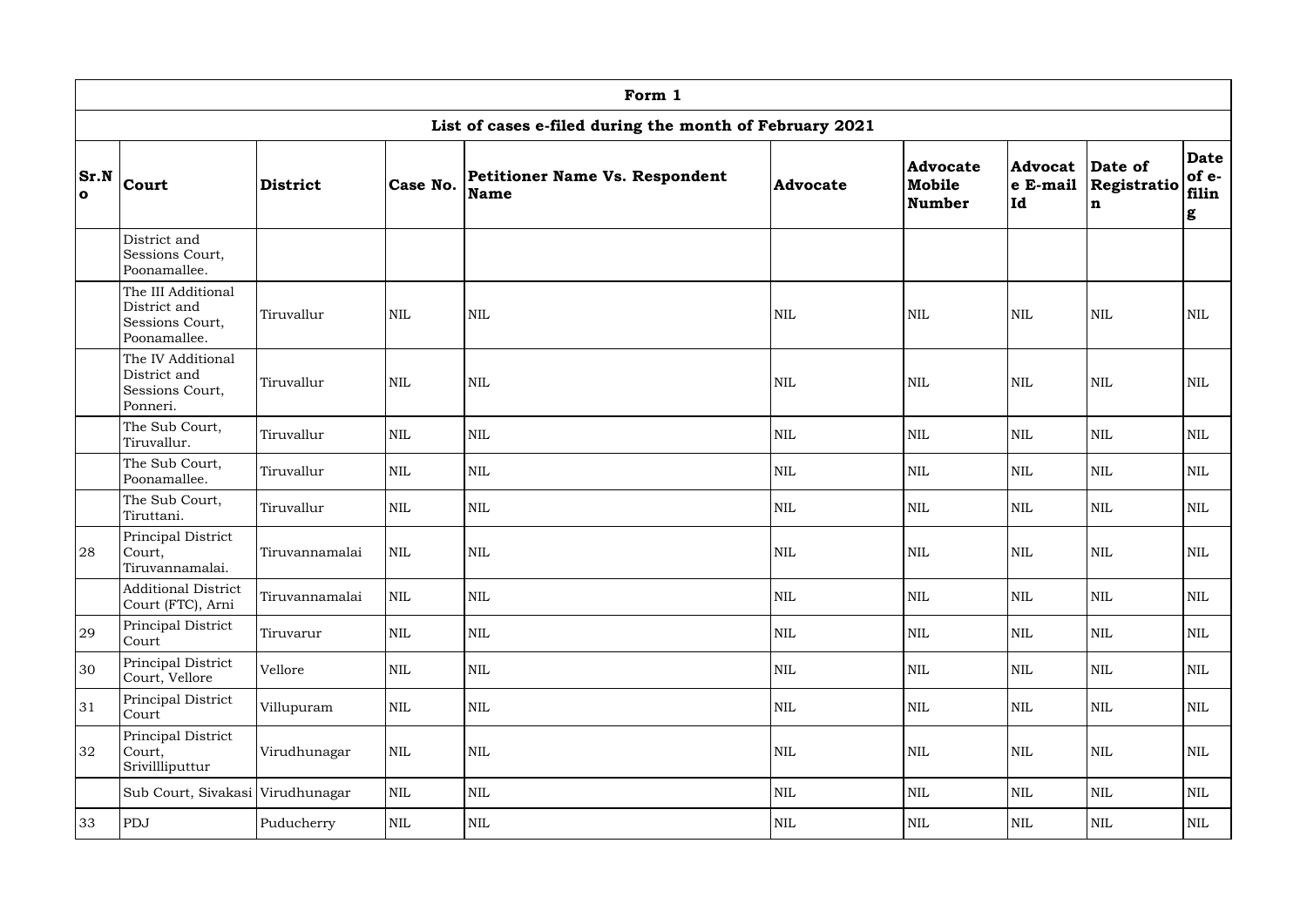| Form 1 | | | | | | | | | |
|---|---|---|---|---|---|---|---|---|---|
| List of cases e-filed during the month of February 2021 | | | | | | | | | |
| **Sr.No** | **Court** | **District** | **Case No.** | **Petitioner Name Vs. Respondent Name** | **Advocate** | **Advocate Mobile Number** | **Advocate E-mail Id** | **Date of Registration** | **Date of e-filing** |
| | District and Sessions Court, Poonamallee. | | | | | | | | |
| | The III Additional District and Sessions Court, Poonamallee. | Tiruvallur | NIL | NIL | NIL | NIL | NIL | NIL | NIL |
| | The IV Additional District and Sessions Court, Ponneri. | Tiruvallur | NIL | NIL | NIL | NIL | NIL | NIL | NIL |
| | The Sub Court, Tiruvallur. | Tiruvallur | NIL | NIL | NIL | NIL | NIL | NIL | NIL |
| | The Sub Court, Poonamallee. | Tiruvallur | NIL | NIL | NIL | NIL | NIL | NIL | NIL |
| | The Sub Court, Tiruttani. | Tiruvallur | NIL | NIL | NIL | NIL | NIL | NIL | NIL |
| 28 | Principal District Court, Tiruvannamalai. | Tiruvannamalai | NIL | NIL | NIL | NIL | NIL | NIL | NIL |
| | Additional District Court (FTC), Arni | Tiruvannamalai | NIL | NIL | NIL | NIL | NIL | NIL | NIL |
| 29 | Principal District Court | Tiruvarur | NIL | NIL | NIL | NIL | NIL | NIL | NIL |
| 30 | Principal District Court, Vellore | Vellore | NIL | NIL | NIL | NIL | NIL | NIL | NIL |
| 31 | Principal District Court | Villupuram | NIL | NIL | NIL | NIL | NIL | NIL | NIL |
| 32 | Principal District Court, Srivillliputtur | Virudhunagar | NIL | NIL | NIL | NIL | NIL | NIL | NIL |
| | Sub Court, Sivakasi | Virudhunagar | NIL | NIL | NIL | NIL | NIL | NIL | NIL |
| 33 | PDJ | Puducherry | NIL | NIL | NIL | NIL | NIL | NIL | NIL |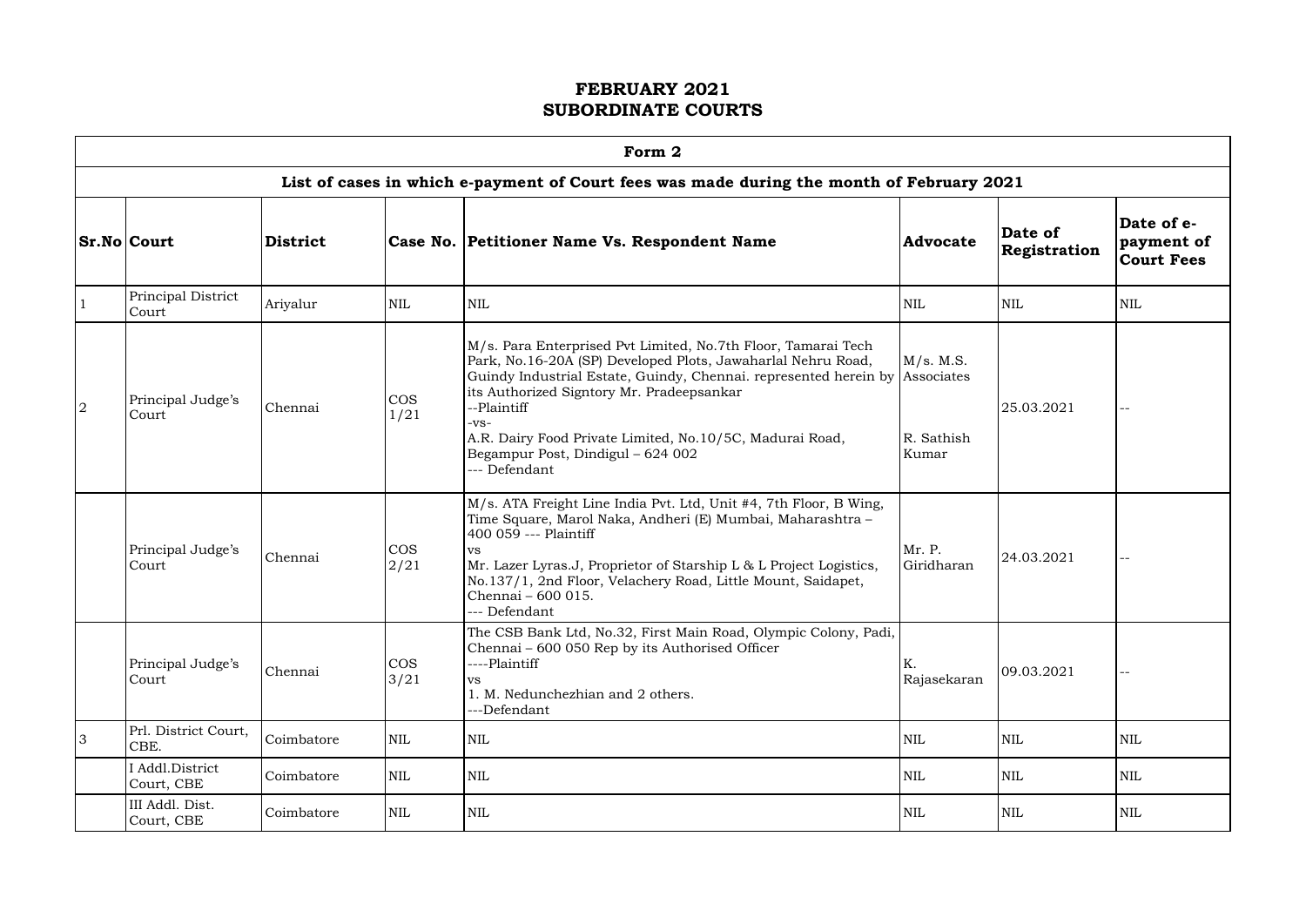# FEBRUARY 2021
# SUBORDINATE COURTS

| Form 2 | | | | | | | |
|---|---|---|---|---|---|---|---|
| **List of cases in which e-payment of Court fees was made during the month of February 2021** | | | | | | | |
| **Sr.No** | **Court** | **District** | **Case No.** | **Petitioner Name Vs. Respondent Name** | **Advocate** | **Date of Registration** | **Date of e-payment of Court Fees** |
| 1 | Principal District Court | Ariyalur | NIL | NIL | NIL | NIL | NIL |
| 2 | Principal Judge's Court | Chennai | COS 1/21 | M/s. Para Enterprised Pvt Limited, No.7th Floor, Tamarai Tech Park, No.16-20A (SP) Developed Plots, Jawaharlal Nehru Road, Guindy Industrial Estate, Guindy, Chennai. represented herein by its Authorized Signtory Mr. Pradeepsankar --Plaintiff -vs- A.R. Dairy Food Private Limited, No.10/5C, Madurai Road, Begampur Post, Dindigul – 624 002 --- Defendant | M/s. M.S. Associates R. Sathish Kumar | 25.03.2021 | -- |
| | Principal Judge's Court | Chennai | COS 2/21 | M/s. ATA Freight Line India Pvt. Ltd, Unit #4, 7th Floor, B Wing, Time Square, Marol Naka, Andheri (E) Mumbai, Maharashtra – 400 059 --- Plaintiff vs Mr. Lazer Lyras.J, Proprietor of Starship L & L Project Logistics, No.137/1, 2nd Floor, Velachery Road, Little Mount, Saidapet, Chennai – 600 015. --- Defendant | Mr. P. Giridharan | 24.03.2021 | -- |
| | Principal Judge's Court | Chennai | COS 3/21 | The CSB Bank Ltd, No.32, First Main Road, Olympic Colony, Padi, Chennai – 600 050 Rep by its Authorised Officer ----Plaintiff vs 1. M. Nedunchezhian and 2 others. ---Defendant | K. Rajasekaran | 09.03.2021 | -- |
| 3 | Prl. District Court, CBE. | Coimbatore | NIL | NIL | NIL | NIL | NIL |
| | I Addl.District Court, CBE | Coimbatore | NIL | NIL | NIL | NIL | NIL |
| | III Addl. Dist. Court, CBE | Coimbatore | NIL | NIL | NIL | NIL | NIL |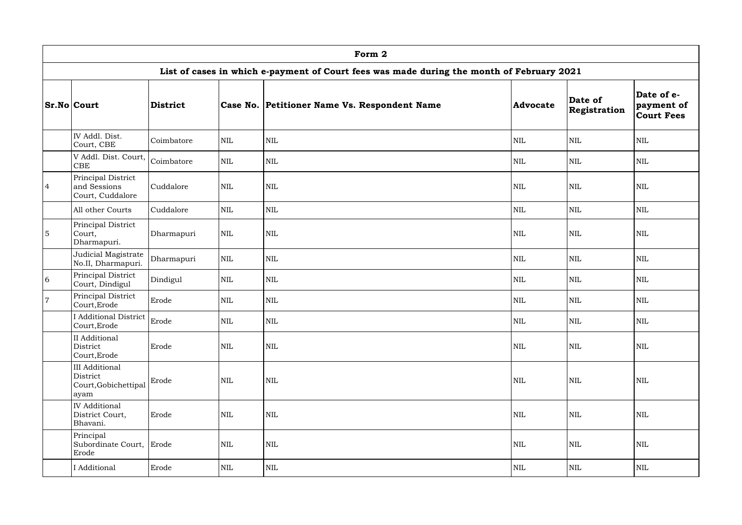| Form 2 | | | | | | | |
|---|---|---|---|---|---|---|---|
| **List of cases in which e-payment of Court fees was made during the month of February 2021** | | | | | | | |
| **Sr.No** | **Court** | **District** | **Case No.** | **Petitioner Name Vs. Respondent Name** | **Advocate** | **Date of Registration** | **Date of e-payment of Court Fees** |
| | IV Addl. Dist. Court, CBE | Coimbatore | NIL | NIL | NIL | NIL | NIL |
| | V Addl. Dist. Court, CBE | Coimbatore | NIL | NIL | NIL | NIL | NIL |
| 4 | Principal District and Sessions Court, Cuddalore | Cuddalore | NIL | NIL | NIL | NIL | NIL |
| | All other Courts | Cuddalore | NIL | NIL | NIL | NIL | NIL |
| 5 | Principal District Court, Dharmapuri. | Dharmapuri | NIL | NIL | NIL | NIL | NIL |
| | Judicial Magistrate No.II, Dharmapuri. | Dharmapuri | NIL | NIL | NIL | NIL | NIL |
| 6 | Principal District Court, Dindigul | Dindigul | NIL | NIL | NIL | NIL | NIL |
| 7 | Principal District Court,Erode | Erode | NIL | NIL | NIL | NIL | NIL |
| | I Additional District Court,Erode | Erode | NIL | NIL | NIL | NIL | NIL |
| | II Additional District Court,Erode | Erode | NIL | NIL | NIL | NIL | NIL |
| | III Additional District Court,Gobichettipalayam | Erode | NIL | NIL | NIL | NIL | NIL |
| | IV Additional District Court, Bhavani. | Erode | NIL | NIL | NIL | NIL | NIL |
| | Principal Subordinate Court, Erode | Erode | NIL | NIL | NIL | NIL | NIL |
| | I Additional | Erode | NIL | NIL | NIL | NIL | NIL |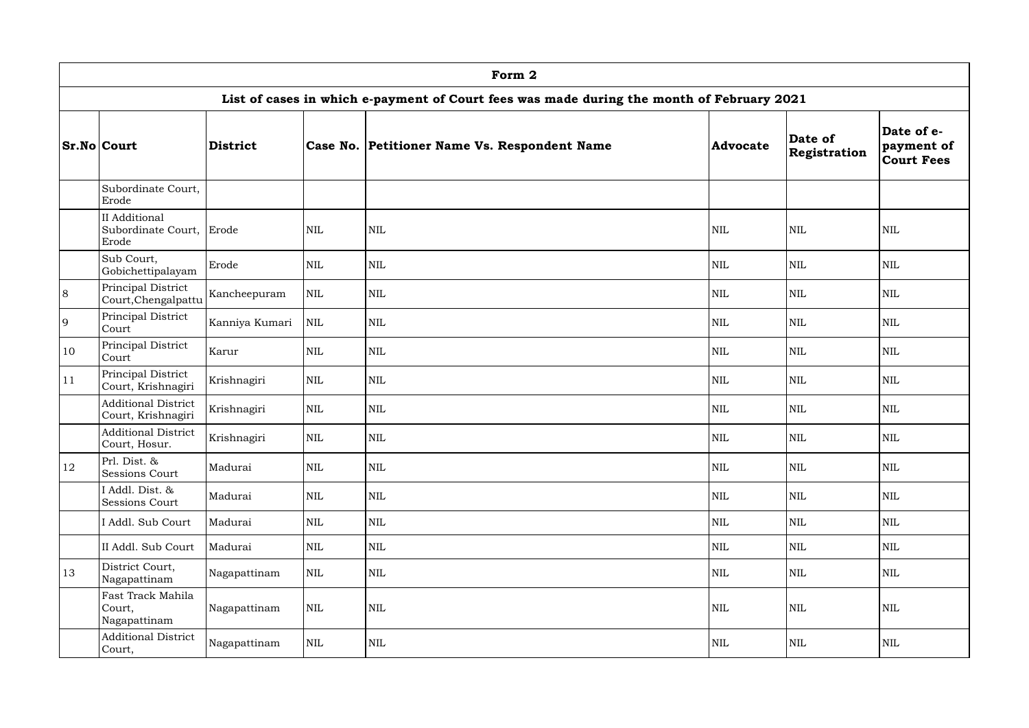| Form 2 | | | | | | | |
|---|---|---|---|---|---|---|---|
| **List of cases in which e-payment of Court fees was made during the month of February 2021** | | | | | | | |
| **Sr.No** | **Court** | **District** | **Case No.** | **Petitioner Name Vs. Respondent Name** | **Advocate** | **Date of Registration** | **Date of e-payment of Court Fees** |
| | Subordinate Court, Erode | | | | | | |
| | II Additional Subordinate Court, Erode | Erode | NIL | NIL | NIL | NIL | NIL |
| | Sub Court, Gobichettipalayam | Erode | NIL | NIL | NIL | NIL | NIL |
| 8 | Principal District Court,Chengalpattu | Kancheepuram | NIL | NIL | NIL | NIL | NIL |
| 9 | Principal District Court | Kanniya Kumari | NIL | NIL | NIL | NIL | NIL |
| 10 | Principal District Court | Karur | NIL | NIL | NIL | NIL | NIL |
| 11 | Principal District Court, Krishnagiri | Krishnagiri | NIL | NIL | NIL | NIL | NIL |
| | Additional District Court, Krishnagiri | Krishnagiri | NIL | NIL | NIL | NIL | NIL |
| | Additional District Court, Hosur. | Krishnagiri | NIL | NIL | NIL | NIL | NIL |
| 12 | Prl. Dist. & Sessions Court | Madurai | NIL | NIL | NIL | NIL | NIL |
| | I Addl. Dist. & Sessions Court | Madurai | NIL | NIL | NIL | NIL | NIL |
| | I Addl. Sub Court | Madurai | NIL | NIL | NIL | NIL | NIL |
| | II Addl. Sub Court | Madurai | NIL | NIL | NIL | NIL | NIL |
| 13 | District Court, Nagapattinam | Nagapattinam | NIL | NIL | NIL | NIL | NIL |
| | Fast Track Mahila Court, Nagapattinam | Nagapattinam | NIL | NIL | NIL | NIL | NIL |
| | Additional District Court, | Nagapattinam | NIL | NIL | NIL | NIL | NIL |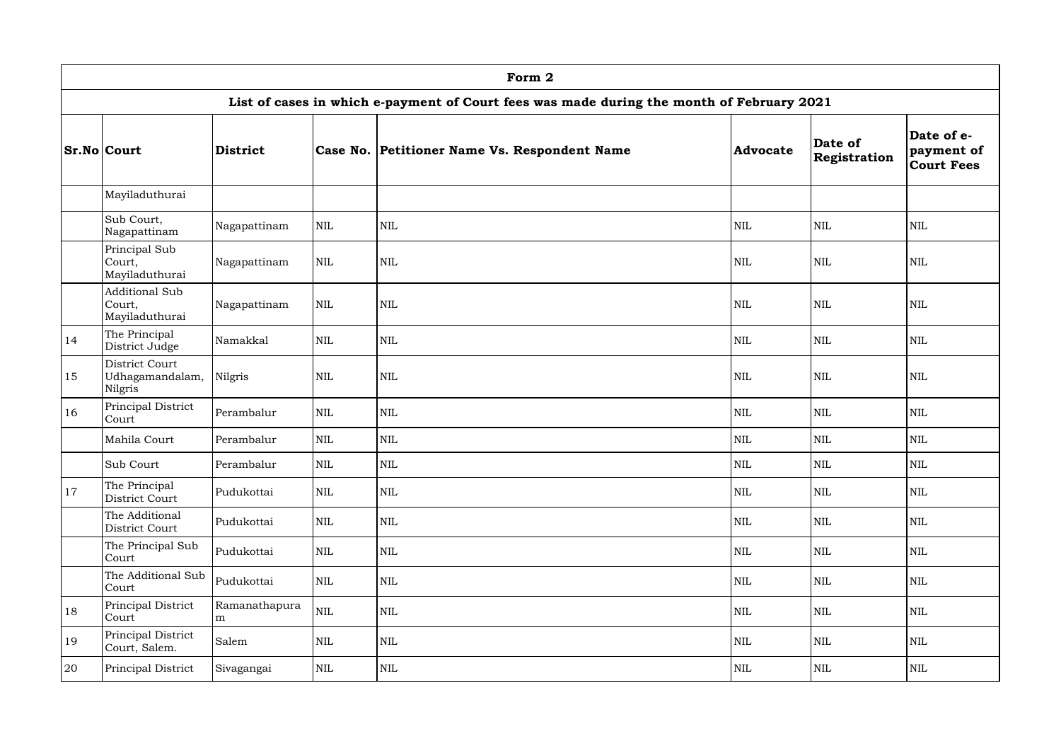| Form 2 | | | | | | | |
|---|---|---|---|---|---|---|---|
| List of cases in which e-payment of Court fees was made during the month of February 2021 | | | | | | | |
| **Sr.No** | **Court** | **District** | **Case No.** | **Petitioner Name Vs. Respondent Name** | **Advocate** | **Date of Registration** | **Date of e-payment of Court Fees** |
| | Mayiladuthurai | | | | | | |
| | Sub Court, Nagapattinam | Nagapattinam | NIL | NIL | NIL | NIL | NIL |
| | Principal Sub Court, Mayiladuthurai | Nagapattinam | NIL | NIL | NIL | NIL | NIL |
| | Additional Sub Court, Mayiladuthurai | Nagapattinam | NIL | NIL | NIL | NIL | NIL |
| 14 | The Principal District Judge | Namakkal | NIL | NIL | NIL | NIL | NIL |
| 15 | District Court Udhagamandalam, Nilgris | Nilgris | NIL | NIL | NIL | NIL | NIL |
| 16 | Principal District Court | Perambalur | NIL | NIL | NIL | NIL | NIL |
| | Mahila Court | Perambalur | NIL | NIL | NIL | NIL | NIL |
| | Sub Court | Perambalur | NIL | NIL | NIL | NIL | NIL |
| 17 | The Principal District Court | Pudukottai | NIL | NIL | NIL | NIL | NIL |
| | The Additional District Court | Pudukottai | NIL | NIL | NIL | NIL | NIL |
| | The Principal Sub Court | Pudukottai | NIL | NIL | NIL | NIL | NIL |
| | The Additional Sub Court | Pudukottai | NIL | NIL | NIL | NIL | NIL |
| 18 | Principal District Court | Ramanathapuram | NIL | NIL | NIL | NIL | NIL |
| 19 | Principal District Court, Salem. | Salem | NIL | NIL | NIL | NIL | NIL |
| 20 | Principal District | Sivagangai | NIL | NIL | NIL | NIL | NIL |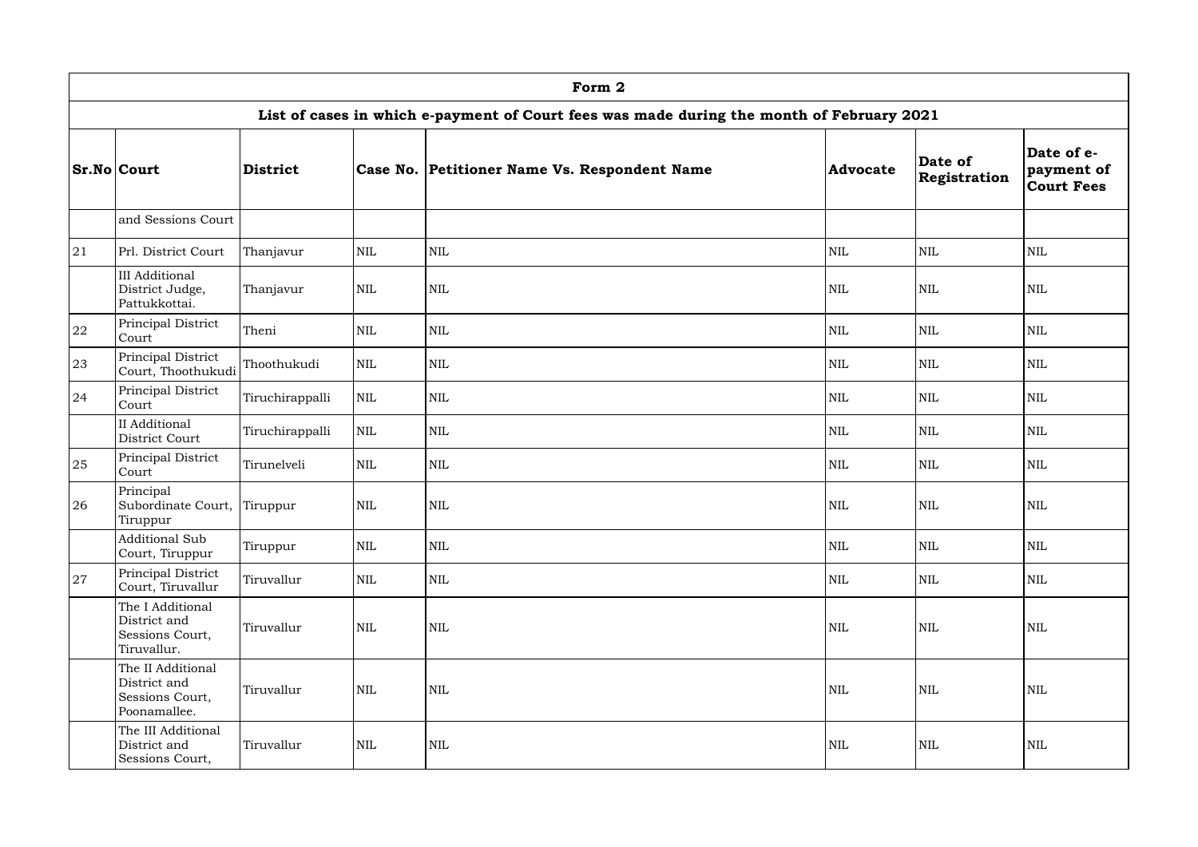| Form 2 | | | | | | | |
|---|---|---|---|---|---|---|---|
| **List of cases in which e-payment of Court fees was made during the month of February 2021** | | | | | | | |
| **Sr.No** | **Court** | **District** | **Case No.** | **Petitioner Name Vs. Respondent Name** | **Advocate** | **Date of Registration** | **Date of e-payment of Court Fees** |
| | and Sessions Court | | | | | | |
| 21 | Prl. District Court | Thanjavur | NIL | NIL | NIL | NIL | NIL |
| | III Additional District Judge, Pattukkottai. | Thanjavur | NIL | NIL | NIL | NIL | NIL |
| 22 | Principal District Court | Theni | NIL | NIL | NIL | NIL | NIL |
| 23 | Principal District Court, Thoothukudi | Thoothukudi | NIL | NIL | NIL | NIL | NIL |
| 24 | Principal District Court | Tiruchirappalli | NIL | NIL | NIL | NIL | NIL |
| | II Additional District Court | Tiruchirappalli | NIL | NIL | NIL | NIL | NIL |
| 25 | Principal District Court | Tirunelveli | NIL | NIL | NIL | NIL | NIL |
| 26 | Principal Subordinate Court, Tiruppur | Tiruppur | NIL | NIL | NIL | NIL | NIL |
| | Additional Sub Court, Tiruppur | Tiruppur | NIL | NIL | NIL | NIL | NIL |
| 27 | Principal District Court, Tiruvallur | Tiruvallur | NIL | NIL | NIL | NIL | NIL |
| | The I Additional District and Sessions Court, Tiruvallur. | Tiruvallur | NIL | NIL | NIL | NIL | NIL |
| | The II Additional District and Sessions Court, Poonamallee. | Tiruvallur | NIL | NIL | NIL | NIL | NIL |
| | The III Additional District and Sessions Court, | Tiruvallur | NIL | NIL | NIL | NIL | NIL |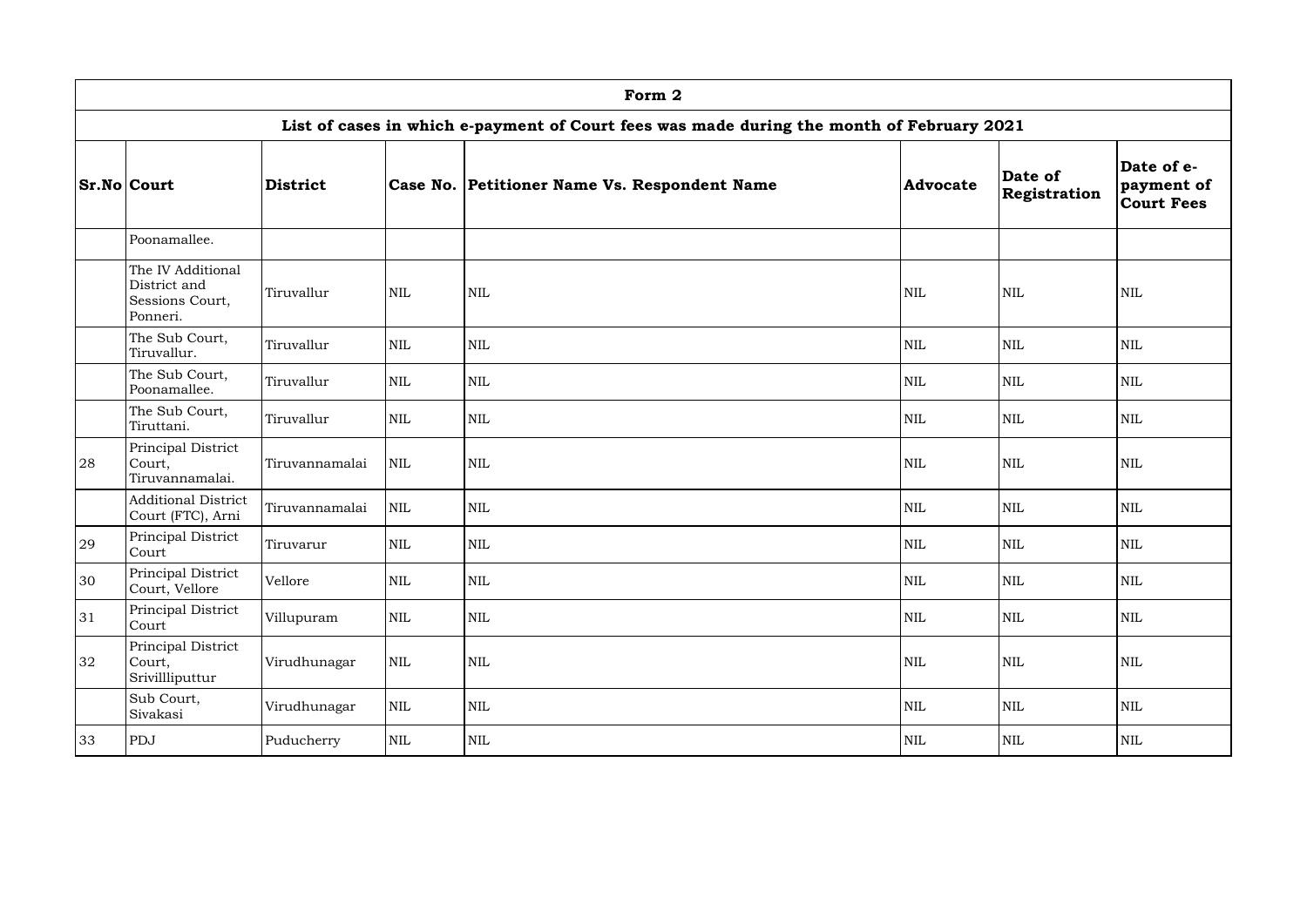| Form 2 | | | | | | | |
|---|---|---|---|---|---|---|---|
| **List of cases in which e-payment of Court fees was made during the month of February 2021** | | | | | | | |
| **Sr.No** | **Court** | **District** | **Case No.** | **Petitioner Name Vs. Respondent Name** | **Advocate** | **Date of Registration** | **Date of e-payment of Court Fees** |
| | Poonamallee. | | | | | | |
| | The IV Additional District and Sessions Court, Ponneri. | Tiruvallur | NIL | NIL | NIL | NIL | NIL |
| | The Sub Court, Tiruvallur. | Tiruvallur | NIL | NIL | NIL | NIL | NIL |
| | The Sub Court, Poonamallee. | Tiruvallur | NIL | NIL | NIL | NIL | NIL |
| | The Sub Court, Tiruttani. | Tiruvallur | NIL | NIL | NIL | NIL | NIL |
| 28 | Principal District Court, Tiruvannamalai. | Tiruvannamalai | NIL | NIL | NIL | NIL | NIL |
| | Additional District Court (FTC), Arni | Tiruvannamalai | NIL | NIL | NIL | NIL | NIL |
| 29 | Principal District Court | Tiruvarur | NIL | NIL | NIL | NIL | NIL |
| 30 | Principal District Court, Vellore | Vellore | NIL | NIL | NIL | NIL | NIL |
| 31 | Principal District Court | Villupuram | NIL | NIL | NIL | NIL | NIL |
| 32 | Principal District Court, Srivillliputtur | Virudhunagar | NIL | NIL | NIL | NIL | NIL |
| | Sub Court, Sivakasi | Virudhunagar | NIL | NIL | NIL | NIL | NIL |
| 33 | PDJ | Puducherry | NIL | NIL | NIL | NIL | NIL |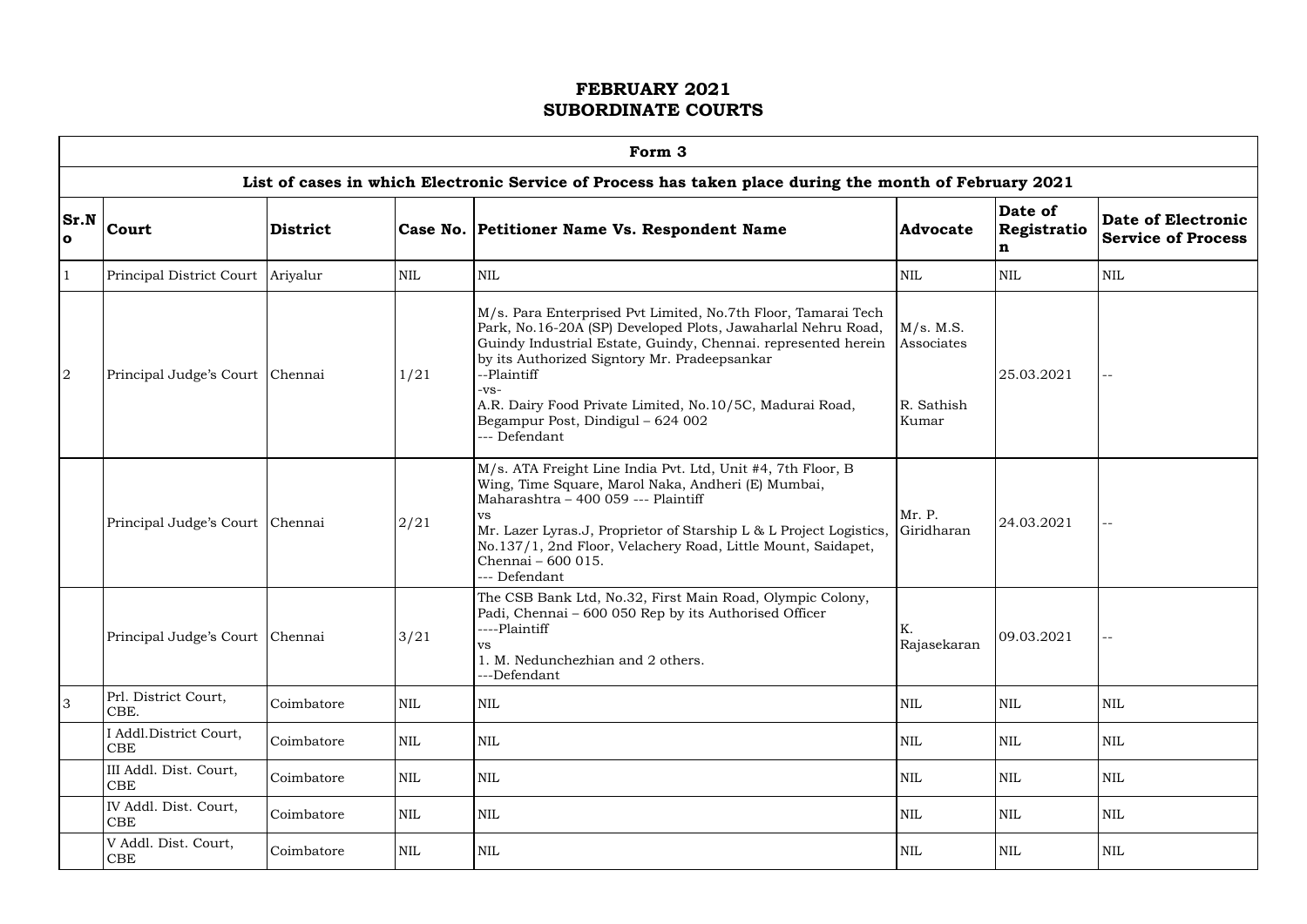# FEBRUARY 2021
# SUBORDINATE COURTS

| Form 3 | | | | | | | |
|---|---|---|---|---|---|---|---|
| **List of cases in which Electronic Service of Process has taken place during the month of February 2021** | | | | | | | |
| **Sr.No** | **Court** | **District** | **Case No.** | **Petitioner Name Vs. Respondent Name** | **Advocate** | **Date of Registration** | **Date of Electronic Service of Process** |
| 1 | Principal District Court | Ariyalur | NIL | NIL | NIL | NIL | NIL |
| 2 | Principal Judge's Court | Chennai | 1/21 | M/s. Para Enterprised Pvt Limited, No.7th Floor, Tamarai Tech Park, No.16-20A (SP) Developed Plots, Jawaharlal Nehru Road, Guindy Industrial Estate, Guindy, Chennai. represented herein by its Authorized Signtory Mr. Pradeepsankar --Plaintiff -vs- A.R. Dairy Food Private Limited, No.10/5C, Madurai Road, Begampur Post, Dindigul – 624 002 --- Defendant | M/s. M.S. Associates R. Sathish Kumar | 25.03.2021 | -- |
| | Principal Judge's Court | Chennai | 2/21 | M/s. ATA Freight Line India Pvt. Ltd, Unit #4, 7th Floor, B Wing, Time Square, Marol Naka, Andheri (E) Mumbai, Maharashtra – 400 059 --- Plaintiff vs Mr. Lazer Lyras.J, Proprietor of Starship L & L Project Logistics, No.137/1, 2nd Floor, Velachery Road, Little Mount, Saidapet, Chennai – 600 015. --- Defendant | Mr. P. Giridharan | 24.03.2021 | -- |
| | Principal Judge's Court | Chennai | 3/21 | The CSB Bank Ltd, No.32, First Main Road, Olympic Colony, Padi, Chennai – 600 050 Rep by its Authorised Officer ----Plaintiff vs 1. M. Nedunchezhian and 2 others. ---Defendant | K. Rajasekaran | 09.03.2021 | -- |
| 3 | Prl. District Court, CBE. | Coimbatore | NIL | NIL | NIL | NIL | NIL |
| | I Addl.District Court, CBE | Coimbatore | NIL | NIL | NIL | NIL | NIL |
| | III Addl. Dist. Court, CBE | Coimbatore | NIL | NIL | NIL | NIL | NIL |
| | IV Addl. Dist. Court, CBE | Coimbatore | NIL | NIL | NIL | NIL | NIL |
| | V Addl. Dist. Court, CBE | Coimbatore | NIL | NIL | NIL | NIL | NIL |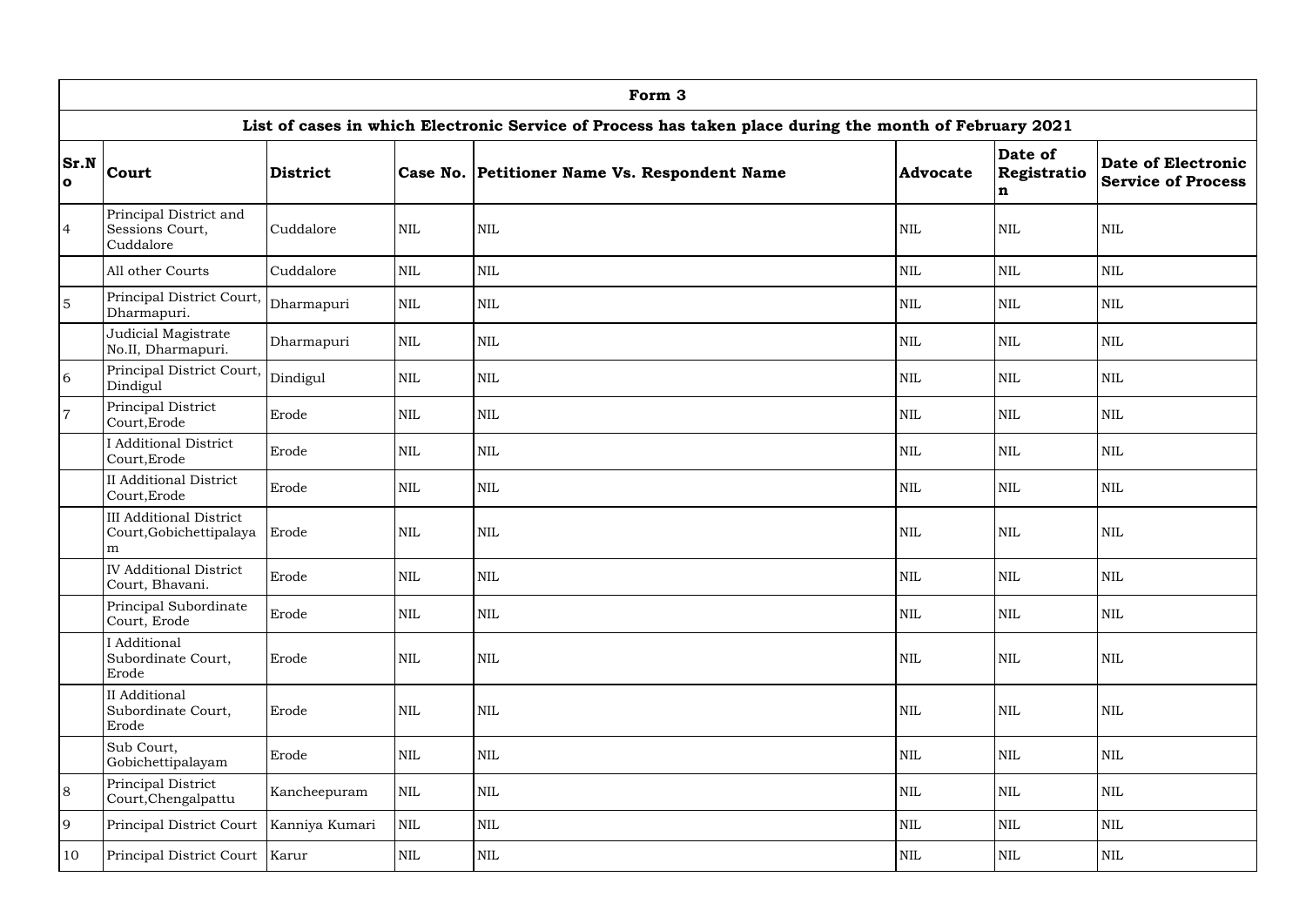| Form 3 | | | | | | | |
|---|---|---|---|---|---|---|---|
| **List of cases in which Electronic Service of Process has taken place during the month of February 2021** | | | | | | | |
| **Sr.No** | **Court** | **District** | **Case No.** | **Petitioner Name Vs. Respondent Name** | **Advocate** | **Date of Registration** | **Date of Electronic Service of Process** |
| 4 | Principal District and Sessions Court, Cuddalore | Cuddalore | NIL | NIL | NIL | NIL | NIL |
| | All other Courts | Cuddalore | NIL | NIL | NIL | NIL | NIL |
| 5 | Principal District Court, Dharmapuri. | Dharmapuri | NIL | NIL | NIL | NIL | NIL |
| | Judicial Magistrate No.II, Dharmapuri. | Dharmapuri | NIL | NIL | NIL | NIL | NIL |
| 6 | Principal District Court, Dindigul | Dindigul | NIL | NIL | NIL | NIL | NIL |
| 7 | Principal District Court,Erode | Erode | NIL | NIL | NIL | NIL | NIL |
| | I Additional District Court,Erode | Erode | NIL | NIL | NIL | NIL | NIL |
| | II Additional District Court,Erode | Erode | NIL | NIL | NIL | NIL | NIL |
| | III Additional District Court,Gobichettipalayam | Erode | NIL | NIL | NIL | NIL | NIL |
| | IV Additional District Court, Bhavani. | Erode | NIL | NIL | NIL | NIL | NIL |
| | Principal Subordinate Court, Erode | Erode | NIL | NIL | NIL | NIL | NIL |
| | I Additional Subordinate Court, Erode | Erode | NIL | NIL | NIL | NIL | NIL |
| | II Additional Subordinate Court, Erode | Erode | NIL | NIL | NIL | NIL | NIL |
| | Sub Court, Gobichettipalayam | Erode | NIL | NIL | NIL | NIL | NIL |
| 8 | Principal District Court,Chengalpattu | Kancheepuram | NIL | NIL | NIL | NIL | NIL |
| 9 | Principal District Court | Kanniya Kumari | NIL | NIL | NIL | NIL | NIL |
| 10 | Principal District Court | Karur | NIL | NIL | NIL | NIL | NIL |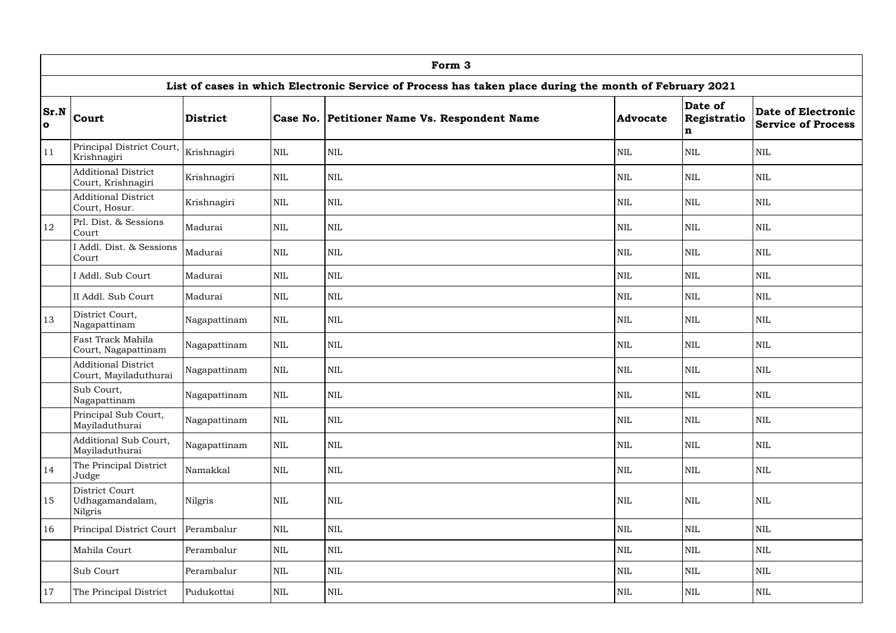| Form 3 | | | | | | | |
|---|---|---|---|---|---|---|---|
| **List of cases in which Electronic Service of Process has taken place during the month of February 2021** | | | | | | | |
| **Sr.No** | **Court** | **District** | **Case No.** | **Petitioner Name Vs. Respondent Name** | **Advocate** | **Date of Registration** | **Date of Electronic Service of Process** |
| 11 | Principal District Court, Krishnagiri | Krishnagiri | NIL | NIL | NIL | NIL | NIL |
| | Additional District Court, Krishnagiri | Krishnagiri | NIL | NIL | NIL | NIL | NIL |
| | Additional District Court, Hosur. | Krishnagiri | NIL | NIL | NIL | NIL | NIL |
| 12 | Prl. Dist. & Sessions Court | Madurai | NIL | NIL | NIL | NIL | NIL |
| | I Addl. Dist. & Sessions Court | Madurai | NIL | NIL | NIL | NIL | NIL |
| | I Addl. Sub Court | Madurai | NIL | NIL | NIL | NIL | NIL |
| | II Addl. Sub Court | Madurai | NIL | NIL | NIL | NIL | NIL |
| 13 | District Court, Nagapattinam | Nagapattinam | NIL | NIL | NIL | NIL | NIL |
| | Fast Track Mahila Court, Nagapattinam | Nagapattinam | NIL | NIL | NIL | NIL | NIL |
| | Additional District Court, Mayiladuthurai | Nagapattinam | NIL | NIL | NIL | NIL | NIL |
| | Sub Court, Nagapattinam | Nagapattinam | NIL | NIL | NIL | NIL | NIL |
| | Principal Sub Court, Mayiladuthurai | Nagapattinam | NIL | NIL | NIL | NIL | NIL |
| | Additional Sub Court, Mayiladuthurai | Nagapattinam | NIL | NIL | NIL | NIL | NIL |
| 14 | The Principal District Judge | Namakkal | NIL | NIL | NIL | NIL | NIL |
| 15 | District Court Udhagamandalam, Nilgris | Nilgris | NIL | NIL | NIL | NIL | NIL |
| 16 | Principal District Court | Perambalur | NIL | NIL | NIL | NIL | NIL |
| | Mahila Court | Perambalur | NIL | NIL | NIL | NIL | NIL |
| | Sub Court | Perambalur | NIL | NIL | NIL | NIL | NIL |
| 17 | The Principal District | Pudukottai | NIL | NIL | NIL | NIL | NIL |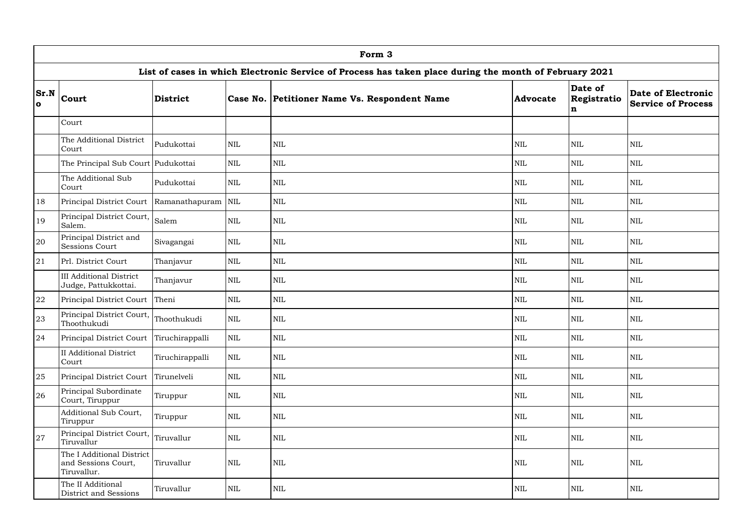| Form 3 | | | | | | | |
|---|---|---|---|---|---|---|---|
| List of cases in which Electronic Service of Process has taken place during the month of February 2021 | | | | | | | |
| **Sr.No** | **Court** | **District** | **Case No.** | **Petitioner Name Vs. Respondent Name** | **Advocate** | **Date of Registration** | **Date of Electronic Service of Process** |
| | Court | | | | | | |
| | The Additional District Court | Pudukottai | NIL | NIL | NIL | NIL | NIL |
| | The Principal Sub Court | Pudukottai | NIL | NIL | NIL | NIL | NIL |
| | The Additional Sub Court | Pudukottai | NIL | NIL | NIL | NIL | NIL |
| 18 | Principal District Court | Ramanathapuram | NIL | NIL | NIL | NIL | NIL |
| 19 | Principal District Court, Salem. | Salem | NIL | NIL | NIL | NIL | NIL |
| 20 | Principal District and Sessions Court | Sivagangai | NIL | NIL | NIL | NIL | NIL |
| 21 | Prl. District Court | Thanjavur | NIL | NIL | NIL | NIL | NIL |
| | III Additional District Judge, Pattukkottai. | Thanjavur | NIL | NIL | NIL | NIL | NIL |
| 22 | Principal District Court | Theni | NIL | NIL | NIL | NIL | NIL |
| 23 | Principal District Court, Thoothukudi | Thoothukudi | NIL | NIL | NIL | NIL | NIL |
| 24 | Principal District Court | Tiruchirappalli | NIL | NIL | NIL | NIL | NIL |
| | II Additional District Court | Tiruchirappalli | NIL | NIL | NIL | NIL | NIL |
| 25 | Principal District Court | Tirunelveli | NIL | NIL | NIL | NIL | NIL |
| 26 | Principal Subordinate Court, Tiruppur | Tiruppur | NIL | NIL | NIL | NIL | NIL |
| | Additional Sub Court, Tiruppur | Tiruppur | NIL | NIL | NIL | NIL | NIL |
| 27 | Principal District Court, Tiruvallur | Tiruvallur | NIL | NIL | NIL | NIL | NIL |
| | The I Additional District and Sessions Court, Tiruvallur. | Tiruvallur | NIL | NIL | NIL | NIL | NIL |
| | The II Additional District and Sessions | Tiruvallur | NIL | NIL | NIL | NIL | NIL |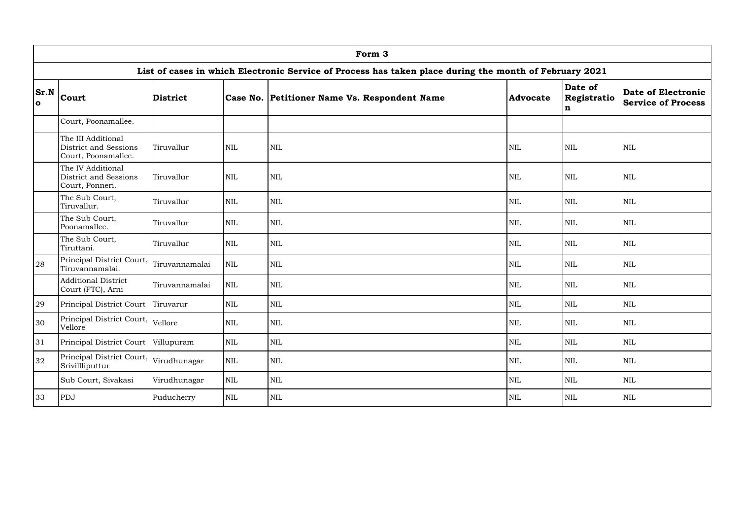# Form 3

## List of cases in which Electronic Service of Process has taken place during the month of February 2021

| Sr.No | Court | District | Case No. | Petitioner Name Vs. Respondent Name | Advocate | Date of Registration | Date of Electronic Service of Process |
|---|---|---|---|---|---|---|---|
| | Court, Poonamallee. | | | | | | |
| | The III Additional District and Sessions Court, Poonamallee. | Tiruvallur | NIL | NIL | NIL | NIL | NIL |
| | The IV Additional District and Sessions Court, Ponneri. | Tiruvallur | NIL | NIL | NIL | NIL | NIL |
| | The Sub Court, Tiruvallur. | Tiruvallur | NIL | NIL | NIL | NIL | NIL |
| | The Sub Court, Poonamallee. | Tiruvallur | NIL | NIL | NIL | NIL | NIL |
| | The Sub Court, Tiruttani. | Tiruvallur | NIL | NIL | NIL | NIL | NIL |
| 28 | Principal District Court, Tiruvannamalai. | Tiruvannamalai | NIL | NIL | NIL | NIL | NIL |
| | Additional District Court (FTC), Arni | Tiruvannamalai | NIL | NIL | NIL | NIL | NIL |
| 29 | Principal District Court | Tiruvarur | NIL | NIL | NIL | NIL | NIL |
| 30 | Principal District Court, Vellore | Vellore | NIL | NIL | NIL | NIL | NIL |
| 31 | Principal District Court | Villupuram | NIL | NIL | NIL | NIL | NIL |
| 32 | Principal District Court, Srivillliputtur | Virudhunagar | NIL | NIL | NIL | NIL | NIL |
| | Sub Court, Sivakasi | Virudhunagar | NIL | NIL | NIL | NIL | NIL |
| 33 | PDJ | Puducherry | NIL | NIL | NIL | NIL | NIL |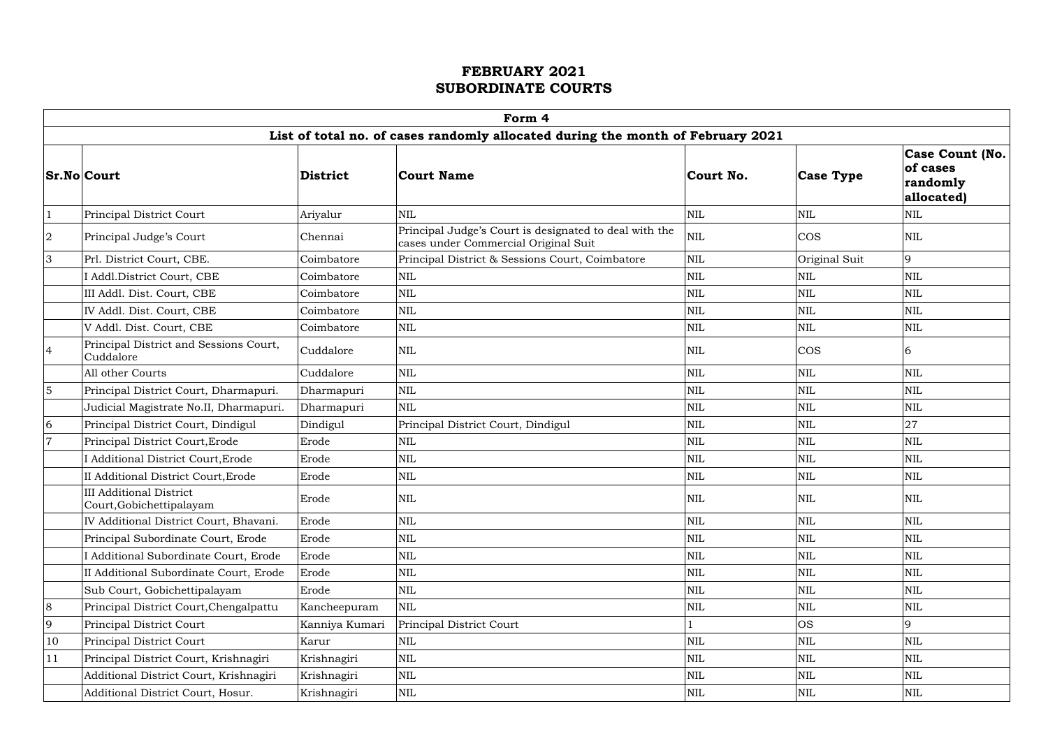# FEBRUARY 2021
# SUBORDINATE COURTS

| Form 4 | | | | | | |
|---|---|---|---|---|---|---|
| **List of total no. of cases randomly allocated during the month of February 2021** | | | | | | |
| **Sr.No** | **Court** | **District** | **Court Name** | **Court No.** | **Case Type** | **Case Count (No. of cases randomly allocated)** |
| 1 | Principal District Court | Ariyalur | NIL | NIL | NIL | NIL |
| 2 | Principal Judge's Court | Chennai | Principal Judge's Court is designated to deal with the cases under Commercial Original Suit | NIL | COS | NIL |
| 3 | Prl. District Court, CBE. | Coimbatore | Principal District & Sessions Court, Coimbatore | NIL | Original Suit | 9 |
| | I Addl.District Court, CBE | Coimbatore | NIL | NIL | NIL | NIL |
| | III Addl. Dist. Court, CBE | Coimbatore | NIL | NIL | NIL | NIL |
| | IV Addl. Dist. Court, CBE | Coimbatore | NIL | NIL | NIL | NIL |
| | V Addl. Dist. Court, CBE | Coimbatore | NIL | NIL | NIL | NIL |
| 4 | Principal District and Sessions Court, Cuddalore | Cuddalore | NIL | NIL | COS | 6 |
| | All other Courts | Cuddalore | NIL | NIL | NIL | NIL |
| 5 | Principal District Court, Dharmapuri. | Dharmapuri | NIL | NIL | NIL | NIL |
| | Judicial Magistrate No.II, Dharmapuri. | Dharmapuri | NIL | NIL | NIL | NIL |
| 6 | Principal District Court, Dindigul | Dindigul | Principal District Court, Dindigul | NIL | NIL | 27 |
| 7 | Principal District Court,Erode | Erode | NIL | NIL | NIL | NIL |
| | I Additional District Court,Erode | Erode | NIL | NIL | NIL | NIL |
| | II Additional District Court,Erode | Erode | NIL | NIL | NIL | NIL |
| | III Additional District Court,Gobichettipalayam | Erode | NIL | NIL | NIL | NIL |
| | IV Additional District Court, Bhavani. | Erode | NIL | NIL | NIL | NIL |
| | Principal Subordinate Court, Erode | Erode | NIL | NIL | NIL | NIL |
| | I Additional Subordinate Court, Erode | Erode | NIL | NIL | NIL | NIL |
| | II Additional Subordinate Court, Erode | Erode | NIL | NIL | NIL | NIL |
| | Sub Court, Gobichettipalayam | Erode | NIL | NIL | NIL | NIL |
| 8 | Principal District Court,Chengalpattu | Kancheepuram | NIL | NIL | NIL | NIL |
| 9 | Principal District Court | Kanniya Kumari | Principal District Court | 1 | OS | 9 |
| 10 | Principal District Court | Karur | NIL | NIL | NIL | NIL |
| 11 | Principal District Court, Krishnagiri | Krishnagiri | NIL | NIL | NIL | NIL |
| | Additional District Court, Krishnagiri | Krishnagiri | NIL | NIL | NIL | NIL |
| | Additional District Court, Hosur. | Krishnagiri | NIL | NIL | NIL | NIL |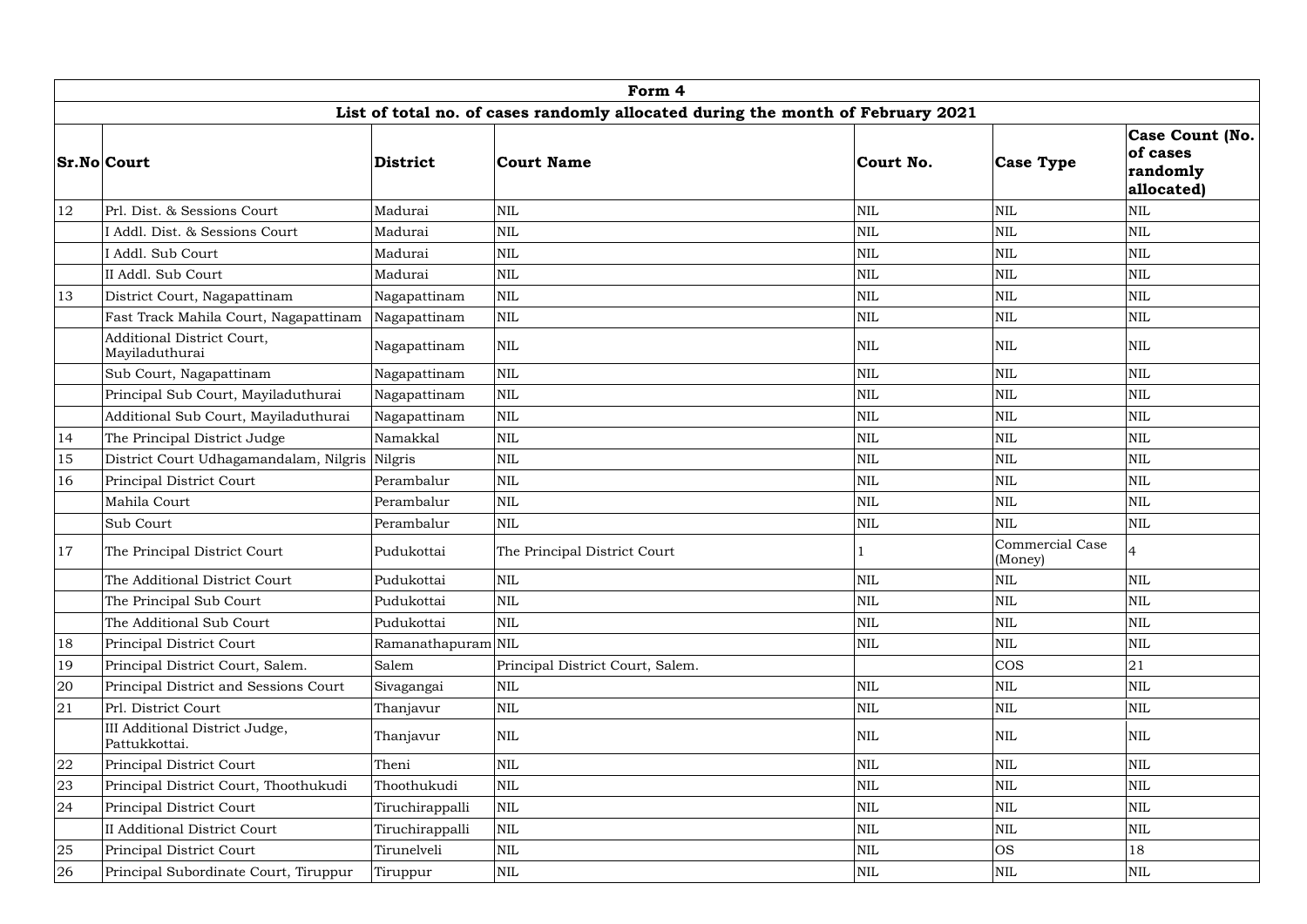| Form 4 | | | | | | |
|---|---|---|---|---|---|---|
| **List of total no. of cases randomly allocated during the month of February 2021** | | | | | | |
| **Sr.No** | **Court** | **District** | **Court Name** | **Court No.** | **Case Type** | **Case Count (No. of cases randomly allocated)** |
| 12 | Prl. Dist. & Sessions Court | Madurai | NIL | NIL | NIL | NIL |
| | I Addl. Dist. & Sessions Court | Madurai | NIL | NIL | NIL | NIL |
| | I Addl. Sub Court | Madurai | NIL | NIL | NIL | NIL |
| | II Addl. Sub Court | Madurai | NIL | NIL | NIL | NIL |
| 13 | District Court, Nagapattinam | Nagapattinam | NIL | NIL | NIL | NIL |
| | Fast Track Mahila Court, Nagapattinam | Nagapattinam | NIL | NIL | NIL | NIL |
| | Additional District Court, Mayiladuthurai | Nagapattinam | NIL | NIL | NIL | NIL |
| | Sub Court, Nagapattinam | Nagapattinam | NIL | NIL | NIL | NIL |
| | Principal Sub Court, Mayiladuthurai | Nagapattinam | NIL | NIL | NIL | NIL |
| | Additional Sub Court, Mayiladuthurai | Nagapattinam | NIL | NIL | NIL | NIL |
| 14 | The Principal District Judge | Namakkal | NIL | NIL | NIL | NIL |
| 15 | District Court Udhagamandalam, Nilgris | Nilgris | NIL | NIL | NIL | NIL |
| 16 | Principal District Court | Perambalur | NIL | NIL | NIL | NIL |
| | Mahila Court | Perambalur | NIL | NIL | NIL | NIL |
| | Sub Court | Perambalur | NIL | NIL | NIL | NIL |
| 17 | The Principal District Court | Pudukottai | The Principal District Court | 1 | Commercial Case (Money) | 4 |
| | The Additional District Court | Pudukottai | NIL | NIL | NIL | NIL |
| | The Principal Sub Court | Pudukottai | NIL | NIL | NIL | NIL |
| | The Additional Sub Court | Pudukottai | NIL | NIL | NIL | NIL |
| 18 | Principal District Court | Ramanathapuram | NIL | NIL | NIL | NIL |
| 19 | Principal District Court, Salem. | Salem | Principal District Court, Salem. | | COS | 21 |
| 20 | Principal District and Sessions Court | Sivagangai | NIL | NIL | NIL | NIL |
| 21 | Prl. District Court | Thanjavur | NIL | NIL | NIL | NIL |
| | III Additional District Judge, Pattukkottai. | Thanjavur | NIL | NIL | NIL | NIL |
| 22 | Principal District Court | Theni | NIL | NIL | NIL | NIL |
| 23 | Principal District Court, Thoothukudi | Thoothukudi | NIL | NIL | NIL | NIL |
| 24 | Principal District Court | Tiruchirappalli | NIL | NIL | NIL | NIL |
| | II Additional District Court | Tiruchirappalli | NIL | NIL | NIL | NIL |
| 25 | Principal District Court | Tirunelveli | NIL | NIL | OS | 18 |
| 26 | Principal Subordinate Court, Tiruppur | Tiruppur | NIL | NIL | NIL | NIL |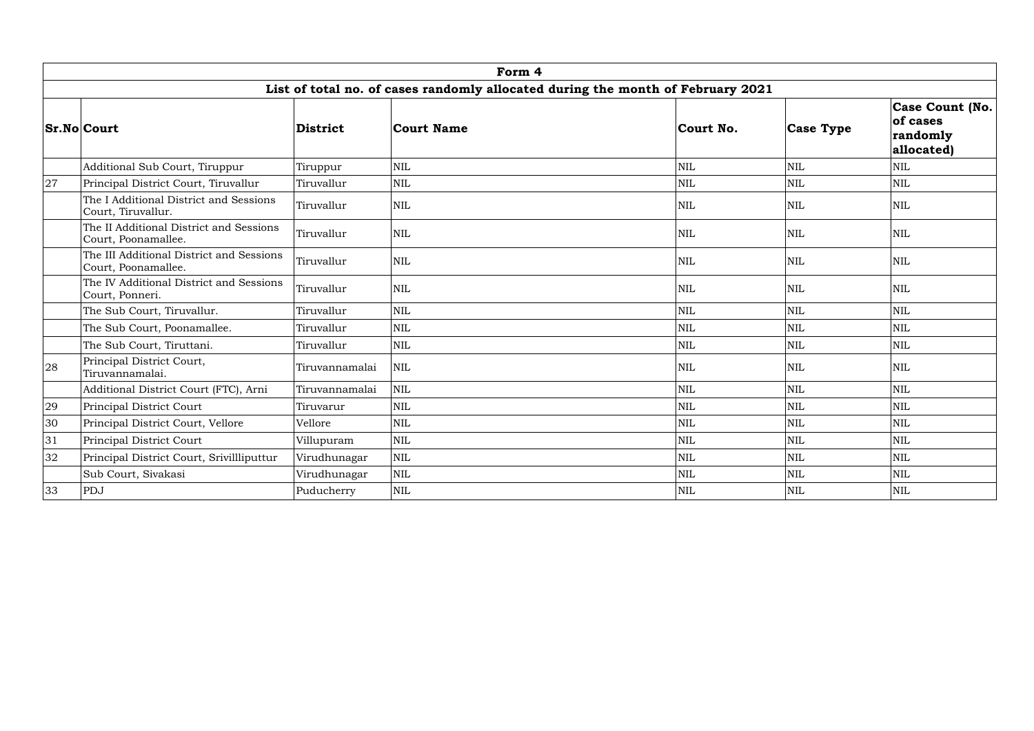| Form 4 | | | | | | |
|---|---|---|---|---|---|---|
| **List of total no. of cases randomly allocated during the month of February 2021** | | | | | | |
| **Sr.No** | **Court** | **District** | **Court Name** | **Court No.** | **Case Type** | **Case Count (No. of cases randomly allocated)** |
| | Additional Sub Court, Tiruppur | Tiruppur | NIL | NIL | NIL | NIL |
| 27 | Principal District Court, Tiruvallur | Tiruvallur | NIL | NIL | NIL | NIL |
| | The I Additional District and Sessions Court, Tiruvallur. | Tiruvallur | NIL | NIL | NIL | NIL |
| | The II Additional District and Sessions Court, Poonamallee. | Tiruvallur | NIL | NIL | NIL | NIL |
| | The III Additional District and Sessions Court, Poonamallee. | Tiruvallur | NIL | NIL | NIL | NIL |
| | The IV Additional District and Sessions Court, Ponneri. | Tiruvallur | NIL | NIL | NIL | NIL |
| | The Sub Court, Tiruvallur. | Tiruvallur | NIL | NIL | NIL | NIL |
| | The Sub Court, Poonamallee. | Tiruvallur | NIL | NIL | NIL | NIL |
| | The Sub Court, Tiruttani. | Tiruvallur | NIL | NIL | NIL | NIL |
| 28 | Principal District Court, Tiruvannamalai. | Tiruvannamalai | NIL | NIL | NIL | NIL |
| | Additional District Court (FTC), Arni | Tiruvannamalai | NIL | NIL | NIL | NIL |
| 29 | Principal District Court | Tiruvarur | NIL | NIL | NIL | NIL |
| 30 | Principal District Court, Vellore | Vellore | NIL | NIL | NIL | NIL |
| 31 | Principal District Court | Villupuram | NIL | NIL | NIL | NIL |
| 32 | Principal District Court, Srivillliputtur | Virudhunagar | NIL | NIL | NIL | NIL |
| | Sub Court, Sivakasi | Virudhunagar | NIL | NIL | NIL | NIL |
| 33 | PDJ | Puducherry | NIL | NIL | NIL | NIL |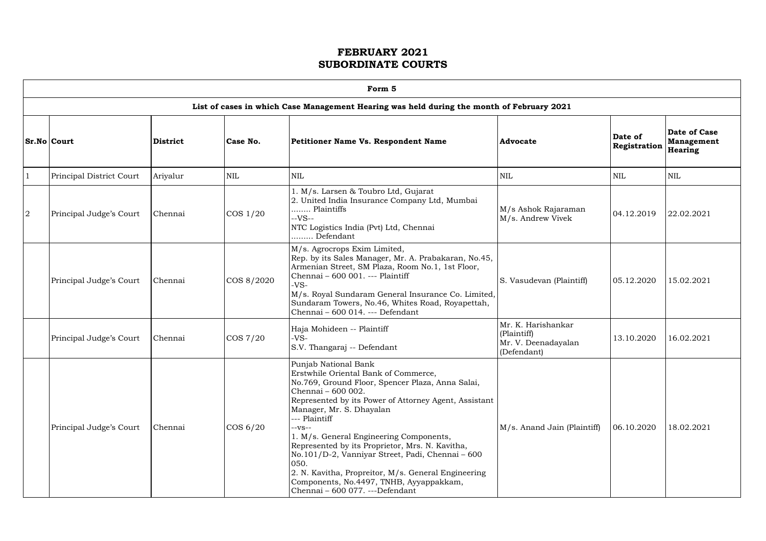# FEBRUARY 2021
# SUBORDINATE COURTS

| Form 5 | | | | | | | |
|---|---|---|---|---|---|---|---|
| **List of cases in which Case Management Hearing was held during the month of February 2021** | | | | | | | |
| **Sr.No** | **Court** | **District** | **Case No.** | **Petitioner Name Vs. Respondent Name** | **Advocate** | **Date of Registration** | **Date of Case Management Hearing** |
| 1 | Principal District Court | Ariyalur | NIL | NIL | NIL | NIL | NIL |
| 2 | Principal Judge's Court | Chennai | COS 1/20 | 1. M/s. Larsen & Toubro Ltd, Gujarat<br>2. United India Insurance Company Ltd, Mumbai<br>........ Plaintiffs<br>--VS--<br>NTC Logistics India (Pvt) Ltd, Chennai<br>......... Defendant | M/s Ashok Rajaraman<br>M/s. Andrew Vivek | 04.12.2019 | 22.02.2021 |
| | Principal Judge's Court | Chennai | COS 8/2020 | M/s. Agrocrops Exim Limited,<br>Rep. by its Sales Manager, Mr. A. Prabakaran, No.45, Armenian Street, SM Plaza, Room No.1, 1st Floor, Chennai – 600 001. --- Plaintiff<br>-VS-<br>M/s. Royal Sundaram General Insurance Co. Limited, Sundaram Towers, No.46, Whites Road, Royapettah, Chennai – 600 014. --- Defendant | S. Vasudevan (Plaintiff) | 05.12.2020 | 15.02.2021 |
| | Principal Judge's Court | Chennai | COS 7/20 | Haja Mohideen -- Plaintiff<br>-VS-<br>S.V. Thangaraj -- Defendant | Mr. K. Harishankar (Plaintiff)<br>Mr. V. Deenadayalan (Defendant) | 13.10.2020 | 16.02.2021 |
| | Principal Judge's Court | Chennai | COS 6/20 | Punjab National Bank<br>Erstwhile Oriental Bank of Commerce,<br>No.769, Ground Floor, Spencer Plaza, Anna Salai, Chennai – 600 002.<br>Represented by its Power of Attorney Agent, Assistant Manager, Mr. S. Dhayalan<br>--- Plaintiff<br>--vs--<br>1. M/s. General Engineering Components, Represented by its Proprietor, Mrs. N. Kavitha, No.101/D-2, Vanniyar Street, Padi, Chennai – 600 050.<br>2. N. Kavitha, Propreitor, M/s. General Engineering Components, No.4497, TNHB, Ayyappakkam, Chennai – 600 077. ---Defendant | M/s. Anand Jain (Plaintiff) | 06.10.2020 | 18.02.2021 |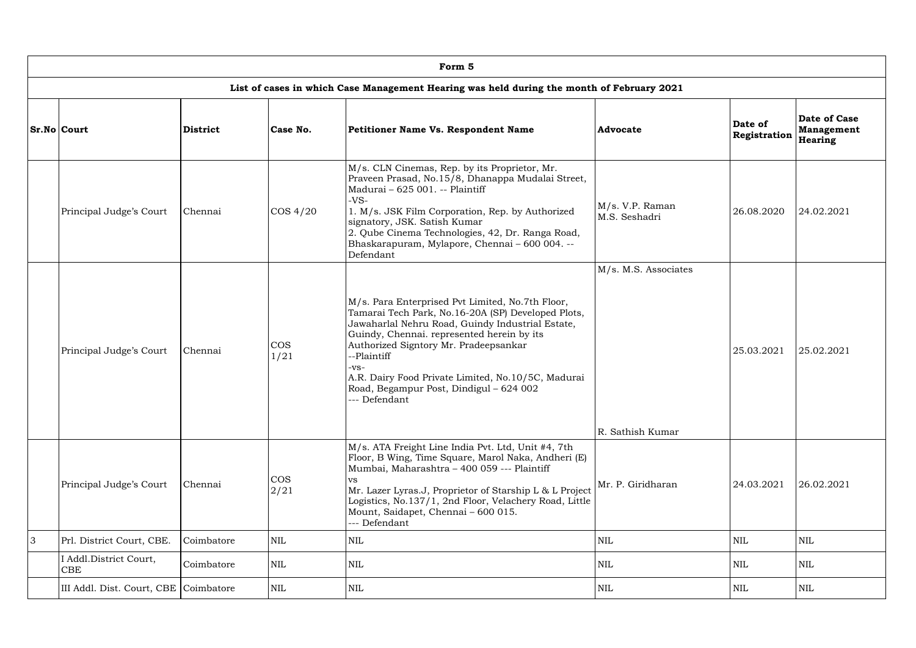| Form 5 | | | | | | | |
|---|---|---|---|---|---|---|---|
| **List of cases in which Case Management Hearing was held during the month of February 2021** | | | | | | | |
| **Sr.No** | **Court** | **District** | **Case No.** | **Petitioner Name Vs. Respondent Name** | **Advocate** | **Date of Registration** | **Date of Case Management Hearing** |
| | Principal Judge's Court | Chennai | COS 4/20 | M/s. CLN Cinemas, Rep. by its Proprietor, Mr. Praveen Prasad, No.15/8, Dhanappa Mudalai Street, Madurai – 625 001. -- Plaintiff -VS- 1. M/s. JSK Film Corporation, Rep. by Authorized signatory, JSK. Satish Kumar 2. Qube Cinema Technologies, 42, Dr. Ranga Road, Bhaskarapuram, Mylapore, Chennai – 600 004. -- Defendant | M/s. V.P. Raman M.S. Seshadri | 26.08.2020 | 24.02.2021 |
| | Principal Judge's Court | Chennai | COS 1/21 | M/s. Para Enterprised Pvt Limited, No.7th Floor, Tamarai Tech Park, No.16-20A (SP) Developed Plots, Jawaharlal Nehru Road, Guindy Industrial Estate, Guindy, Chennai. represented herein by its Authorized Signtory Mr. Pradeepsankar --Plaintiff -vs- A.R. Dairy Food Private Limited, No.10/5C, Madurai Road, Begampur Post, Dindigul – 624 002 --- Defendant | M/s. M.S. Associates R. Sathish Kumar | 25.03.2021 | 25.02.2021 |
| | Principal Judge's Court | Chennai | COS 2/21 | M/s. ATA Freight Line India Pvt. Ltd, Unit #4, 7th Floor, B Wing, Time Square, Marol Naka, Andheri (E) Mumbai, Maharashtra – 400 059 --- Plaintiff vs Mr. Lazer Lyras.J, Proprietor of Starship L & L Project Logistics, No.137/1, 2nd Floor, Velachery Road, Little Mount, Saidapet, Chennai – 600 015. --- Defendant | Mr. P. Giridharan | 24.03.2021 | 26.02.2021 |
| 3 | Prl. District Court, CBE. | Coimbatore | NIL | NIL | NIL | NIL | NIL |
| | I Addl.District Court, CBE | Coimbatore | NIL | NIL | NIL | NIL | NIL |
| | III Addl. Dist. Court, CBE | Coimbatore | NIL | NIL | NIL | NIL | NIL |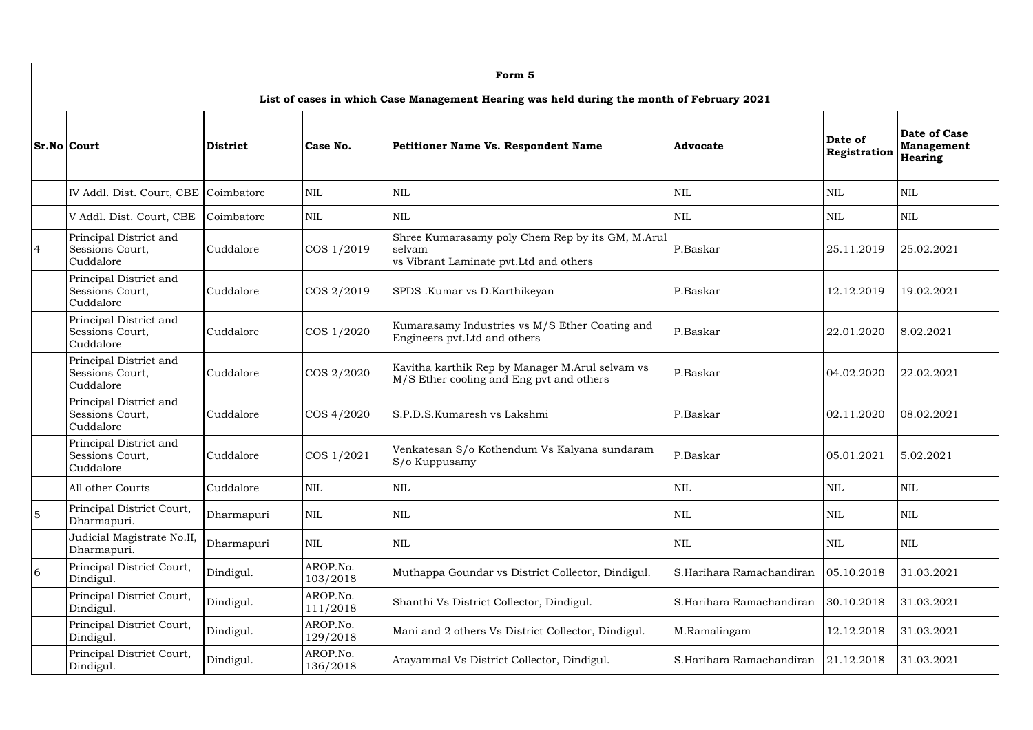| Form 5 | | | | | | | |
|---|---|---|---|---|---|---|---|
| **List of cases in which Case Management Hearing was held during the month of February 2021** | | | | | | | |
| **Sr.No** | **Court** | **District** | **Case No.** | **Petitioner Name Vs. Respondent Name** | **Advocate** | **Date of Registration** | **Date of Case Management Hearing** |
| | IV Addl. Dist. Court, CBE | Coimbatore | NIL | NIL | NIL | NIL | NIL |
| | V Addl. Dist. Court, CBE | Coimbatore | NIL | NIL | NIL | NIL | NIL |
| 4 | Principal District and Sessions Court, Cuddalore | Cuddalore | COS 1/2019 | Shree Kumarasamy poly Chem Rep by its GM, M.Arul selvam vs Vibrant Laminate pvt.Ltd and others | P.Baskar | 25.11.2019 | 25.02.2021 |
| | Principal District and Sessions Court, Cuddalore | Cuddalore | COS 2/2019 | SPDS .Kumar vs D.Karthikeyan | P.Baskar | 12.12.2019 | 19.02.2021 |
| | Principal District and Sessions Court, Cuddalore | Cuddalore | COS 1/2020 | Kumarasamy Industries vs M/S Ether Coating and Engineers pvt.Ltd and others | P.Baskar | 22.01.2020 | 8.02.2021 |
| | Principal District and Sessions Court, Cuddalore | Cuddalore | COS 2/2020 | Kavitha karthik Rep by Manager M.Arul selvam vs M/S Ether cooling and Eng pvt and others | P.Baskar | 04.02.2020 | 22.02.2021 |
| | Principal District and Sessions Court, Cuddalore | Cuddalore | COS 4/2020 | S.P.D.S.Kumaresh vs Lakshmi | P.Baskar | 02.11.2020 | 08.02.2021 |
| | Principal District and Sessions Court, Cuddalore | Cuddalore | COS 1/2021 | Venkatesan S/o Kothendum Vs Kalyana sundaram S/o Kuppusamy | P.Baskar | 05.01.2021 | 5.02.2021 |
| | All other Courts | Cuddalore | NIL | NIL | NIL | NIL | NIL |
| 5 | Principal District Court, Dharmapuri. | Dharmapuri | NIL | NIL | NIL | NIL | NIL |
| | Judicial Magistrate No.II, Dharmapuri. | Dharmapuri | NIL | NIL | NIL | NIL | NIL |
| 6 | Principal District Court, Dindigul. | Dindigul. | AROP.No. 103/2018 | Muthappa Goundar vs District Collector, Dindigul. | S.Harihara Ramachandiran | 05.10.2018 | 31.03.2021 |
| | Principal District Court, Dindigul. | Dindigul. | AROP.No. 111/2018 | Shanthi Vs District Collector, Dindigul. | S.Harihara Ramachandiran | 30.10.2018 | 31.03.2021 |
| | Principal District Court, Dindigul. | Dindigul. | AROP.No. 129/2018 | Mani and 2 others Vs District Collector, Dindigul. | M.Ramalingam | 12.12.2018 | 31.03.2021 |
| | Principal District Court, Dindigul. | Dindigul. | AROP.No. 136/2018 | Arayammal Vs District Collector, Dindigul. | S.Harihara Ramachandiran | 21.12.2018 | 31.03.2021 |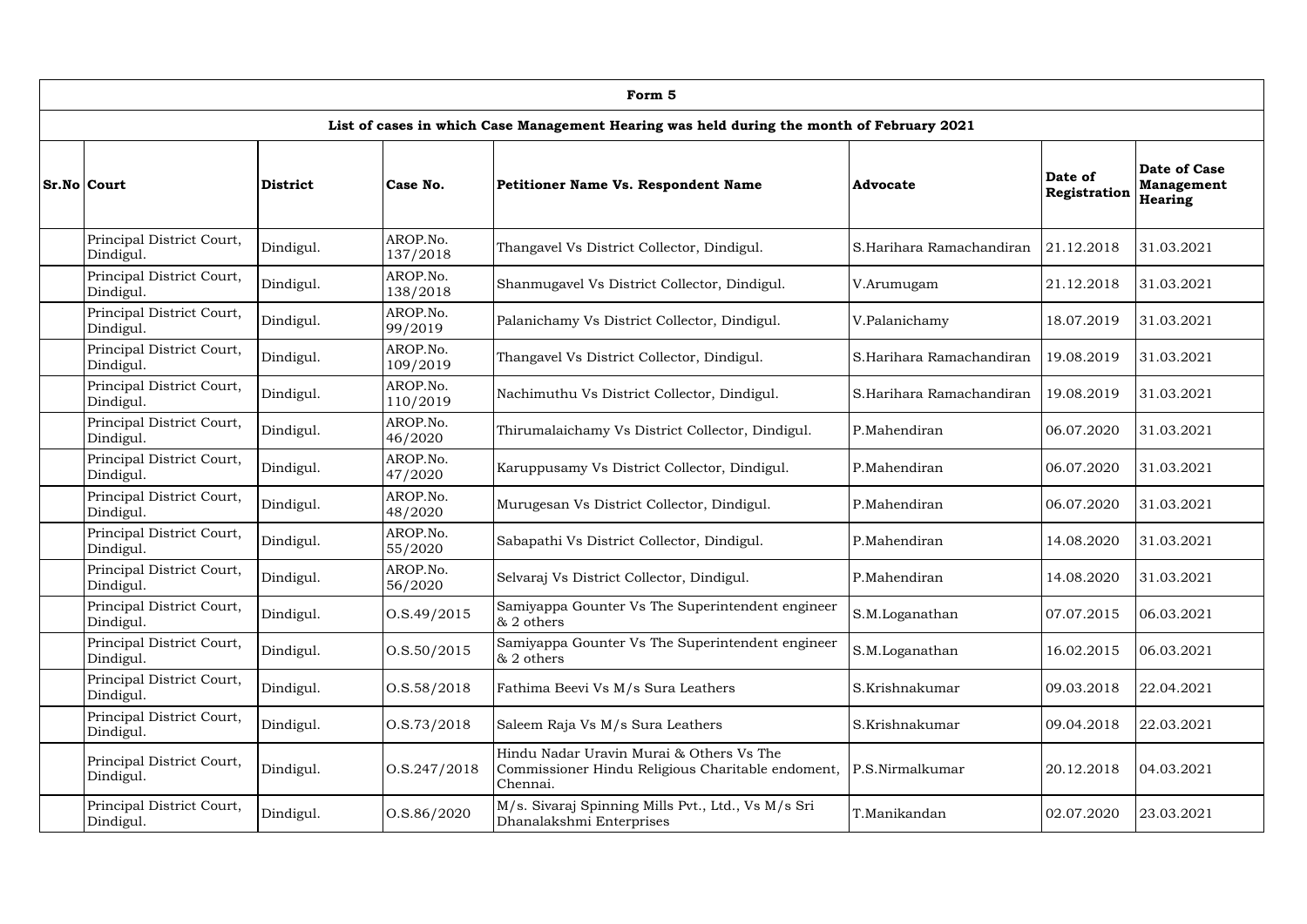| Form 5 | | | | | | | |
|---|---|---|---|---|---|---|---|
| List of cases in which Case Management Hearing was held during the month of February 2021 | | | | | | | |
| Sr.No | Court | District | Case No. | Petitioner Name Vs. Respondent Name | Advocate | Date of Registration | Date of Case Management Hearing |
| | Principal District Court, Dindigul. | Dindigul. | AROP.No. 137/2018 | Thangavel Vs District Collector, Dindigul. | S.Harihara Ramachandiran | 21.12.2018 | 31.03.2021 |
| | Principal District Court, Dindigul. | Dindigul. | AROP.No. 138/2018 | Shanmugavel Vs District Collector, Dindigul. | V.Arumugam | 21.12.2018 | 31.03.2021 |
| | Principal District Court, Dindigul. | Dindigul. | AROP.No. 99/2019 | Palanichamy Vs District Collector, Dindigul. | V.Palanichamy | 18.07.2019 | 31.03.2021 |
| | Principal District Court, Dindigul. | Dindigul. | AROP.No. 109/2019 | Thangavel Vs District Collector, Dindigul. | S.Harihara Ramachandiran | 19.08.2019 | 31.03.2021 |
| | Principal District Court, Dindigul. | Dindigul. | AROP.No. 110/2019 | Nachimuthu Vs District Collector, Dindigul. | S.Harihara Ramachandiran | 19.08.2019 | 31.03.2021 |
| | Principal District Court, Dindigul. | Dindigul. | AROP.No. 46/2020 | Thirumalaichamy Vs District Collector, Dindigul. | P.Mahendiran | 06.07.2020 | 31.03.2021 |
| | Principal District Court, Dindigul. | Dindigul. | AROP.No. 47/2020 | Karuppusamy Vs District Collector, Dindigul. | P.Mahendiran | 06.07.2020 | 31.03.2021 |
| | Principal District Court, Dindigul. | Dindigul. | AROP.No. 48/2020 | Murugesan Vs District Collector, Dindigul. | P.Mahendiran | 06.07.2020 | 31.03.2021 |
| | Principal District Court, Dindigul. | Dindigul. | AROP.No. 55/2020 | Sabapathi Vs District Collector, Dindigul. | P.Mahendiran | 14.08.2020 | 31.03.2021 |
| | Principal District Court, Dindigul. | Dindigul. | AROP.No. 56/2020 | Selvaraj Vs District Collector, Dindigul. | P.Mahendiran | 14.08.2020 | 31.03.2021 |
| | Principal District Court, Dindigul. | Dindigul. | O.S.49/2015 | Samiyappa Gounter Vs The Superintendent engineer & 2 others | S.M.Loganathan | 07.07.2015 | 06.03.2021 |
| | Principal District Court, Dindigul. | Dindigul. | O.S.50/2015 | Samiyappa Gounter Vs The Superintendent engineer & 2 others | S.M.Loganathan | 16.02.2015 | 06.03.2021 |
| | Principal District Court, Dindigul. | Dindigul. | O.S.58/2018 | Fathima Beevi Vs M/s Sura Leathers | S.Krishnakumar | 09.03.2018 | 22.04.2021 |
| | Principal District Court, Dindigul. | Dindigul. | O.S.73/2018 | Saleem Raja Vs M/s Sura Leathers | S.Krishnakumar | 09.04.2018 | 22.03.2021 |
| | Principal District Court, Dindigul. | Dindigul. | O.S.247/2018 | Hindu Nadar Uravin Murai & Others Vs The Commissioner Hindu Religious Charitable endoment, Chennai. | P.S.Nirmalkumar | 20.12.2018 | 04.03.2021 |
| | Principal District Court, Dindigul. | Dindigul. | O.S.86/2020 | M/s. Sivaraj Spinning Mills Pvt., Ltd., Vs M/s Sri Dhanalakshmi Enterprises | T.Manikandan | 02.07.2020 | 23.03.2021 |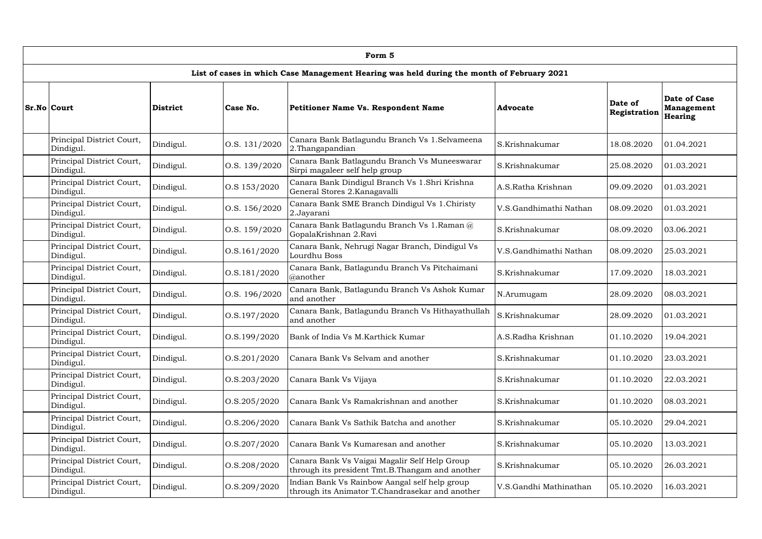| Form 5 | | | | | | | |
|---|---|---|---|---|---|---|---|
| List of cases in which Case Management Hearing was held during the month of February 2021 | | | | | | | |
| **Sr.No** | **Court** | **District** | **Case No.** | **Petitioner Name Vs. Respondent Name** | **Advocate** | **Date of Registration** | **Date of Case Management Hearing** |
| | Principal District Court, Dindigul. | Dindigul. | O.S. 131/2020 | Canara Bank Batlagundu Branch Vs 1.Selvameena 2.Thangapandian | S.Krishnakumar | 18.08.2020 | 01.04.2021 |
| | Principal District Court, Dindigul. | Dindigul. | O.S. 139/2020 | Canara Bank Batlagundu Branch Vs Muneeswarar Sirpi magaleer self help group | S.Krishnakumar | 25.08.2020 | 01.03.2021 |
| | Principal District Court, Dindigul. | Dindigul. | O.S 153/2020 | Canara Bank Dindigul Branch Vs 1.Shri Krishna General Stores 2.Kanagavalli | A.S.Ratha Krishnan | 09.09.2020 | 01.03.2021 |
| | Principal District Court, Dindigul. | Dindigul. | O.S. 156/2020 | Canara Bank SME Branch Dindigul Vs 1.Chiristy 2.Jayarani | V.S.Gandhimathi Nathan | 08.09.2020 | 01.03.2021 |
| | Principal District Court, Dindigul. | Dindigul. | O.S. 159/2020 | Canara Bank Batlagundu Branch Vs 1.Raman @ GopalaKrishnan 2.Ravi | S.Krishnakumar | 08.09.2020 | 03.06.2021 |
| | Principal District Court, Dindigul. | Dindigul. | O.S.161/2020 | Canara Bank, Nehrugi Nagar Branch, Dindigul Vs Lourdhu Boss | V.S.Gandhimathi Nathan | 08.09.2020 | 25.03.2021 |
| | Principal District Court, Dindigul. | Dindigul. | O.S.181/2020 | Canara Bank, Batlagundu Branch Vs Pitchaimani @another | S.Krishnakumar | 17.09.2020 | 18.03.2021 |
| | Principal District Court, Dindigul. | Dindigul. | O.S. 196/2020 | Canara Bank, Batlagundu Branch Vs Ashok Kumar and another | N.Arumugam | 28.09.2020 | 08.03.2021 |
| | Principal District Court, Dindigul. | Dindigul. | O.S.197/2020 | Canara Bank, Batlagundu Branch Vs Hithayathullah and another | S.Krishnakumar | 28.09.2020 | 01.03.2021 |
| | Principal District Court, Dindigul. | Dindigul. | O.S.199/2020 | Bank of India Vs M.Karthick Kumar | A.S.Radha Krishnan | 01.10.2020 | 19.04.2021 |
| | Principal District Court, Dindigul. | Dindigul. | O.S.201/2020 | Canara Bank Vs Selvam and another | S.Krishnakumar | 01.10.2020 | 23.03.2021 |
| | Principal District Court, Dindigul. | Dindigul. | O.S.203/2020 | Canara Bank Vs Vijaya | S.Krishnakumar | 01.10.2020 | 22.03.2021 |
| | Principal District Court, Dindigul. | Dindigul. | O.S.205/2020 | Canara Bank Vs Ramakrishnan and another | S.Krishnakumar | 01.10.2020 | 08.03.2021 |
| | Principal District Court, Dindigul. | Dindigul. | O.S.206/2020 | Canara Bank Vs Sathik Batcha and another | S.Krishnakumar | 05.10.2020 | 29.04.2021 |
| | Principal District Court, Dindigul. | Dindigul. | O.S.207/2020 | Canara Bank Vs Kumaresan and another | S.Krishnakumar | 05.10.2020 | 13.03.2021 |
| | Principal District Court, Dindigul. | Dindigul. | O.S.208/2020 | Canara Bank Vs Vaigai Magalir Self Help Group through its president Tmt.B.Thangam and another | S.Krishnakumar | 05.10.2020 | 26.03.2021 |
| | Principal District Court, Dindigul. | Dindigul. | O.S.209/2020 | Indian Bank Vs Rainbow Aangal self help group through its Animator T.Chandrasekar and another | V.S.Gandhi Mathinathan | 05.10.2020 | 16.03.2021 |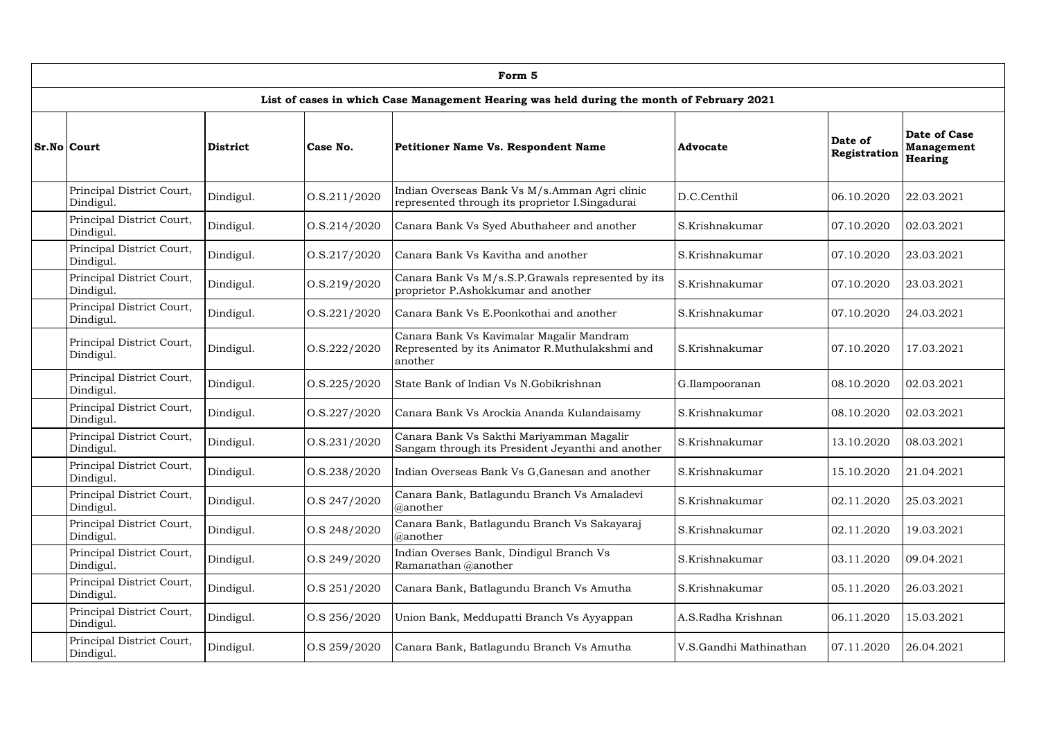| Form 5 | | | | | | | |
|---|---|---|---|---|---|---|---|
| **List of cases in which Case Management Hearing was held during the month of February 2021** | | | | | | | |
| **Sr.No** | **Court** | **District** | **Case No.** | **Petitioner Name Vs. Respondent Name** | **Advocate** | **Date of Registration** | **Date of Case Management Hearing** |
| | Principal District Court, Dindigul. | Dindigul. | O.S.211/2020 | Indian Overseas Bank Vs M/s.Amman Agri clinic represented through its proprietor I.Singadurai | D.C.Centhil | 06.10.2020 | 22.03.2021 |
| | Principal District Court, Dindigul. | Dindigul. | O.S.214/2020 | Canara Bank Vs Syed Abuthaheer and another | S.Krishnakumar | 07.10.2020 | 02.03.2021 |
| | Principal District Court, Dindigul. | Dindigul. | O.S.217/2020 | Canara Bank Vs Kavitha and another | S.Krishnakumar | 07.10.2020 | 23.03.2021 |
| | Principal District Court, Dindigul. | Dindigul. | O.S.219/2020 | Canara Bank Vs M/s.S.P.Grawals represented by its proprietor P.Ashokkumar and another | S.Krishnakumar | 07.10.2020 | 23.03.2021 |
| | Principal District Court, Dindigul. | Dindigul. | O.S.221/2020 | Canara Bank Vs E.Poonkothai and another | S.Krishnakumar | 07.10.2020 | 24.03.2021 |
| | Principal District Court, Dindigul. | Dindigul. | O.S.222/2020 | Canara Bank Vs Kavimalar Magalir Mandram Represented by its Animator R.Muthulakshmi and another | S.Krishnakumar | 07.10.2020 | 17.03.2021 |
| | Principal District Court, Dindigul. | Dindigul. | O.S.225/2020 | State Bank of Indian Vs N.Gobikrishnan | G.Ilampooranan | 08.10.2020 | 02.03.2021 |
| | Principal District Court, Dindigul. | Dindigul. | O.S.227/2020 | Canara Bank Vs Arockia Ananda Kulandaisamy | S.Krishnakumar | 08.10.2020 | 02.03.2021 |
| | Principal District Court, Dindigul. | Dindigul. | O.S.231/2020 | Canara Bank Vs Sakthi Mariyamman Magalir Sangam through its President Jeyanthi and another | S.Krishnakumar | 13.10.2020 | 08.03.2021 |
| | Principal District Court, Dindigul. | Dindigul. | O.S.238/2020 | Indian Overseas Bank Vs G,Ganesan and another | S.Krishnakumar | 15.10.2020 | 21.04.2021 |
| | Principal District Court, Dindigul. | Dindigul. | O.S 247/2020 | Canara Bank, Batlagundu Branch Vs Amaladevi @another | S.Krishnakumar | 02.11.2020 | 25.03.2021 |
| | Principal District Court, Dindigul. | Dindigul. | O.S 248/2020 | Canara Bank, Batlagundu Branch Vs Sakayaraj @another | S.Krishnakumar | 02.11.2020 | 19.03.2021 |
| | Principal District Court, Dindigul. | Dindigul. | O.S 249/2020 | Indian Overses Bank, Dindigul Branch Vs Ramanathan @another | S.Krishnakumar | 03.11.2020 | 09.04.2021 |
| | Principal District Court, Dindigul. | Dindigul. | O.S 251/2020 | Canara Bank, Batlagundu Branch Vs Amutha | S.Krishnakumar | 05.11.2020 | 26.03.2021 |
| | Principal District Court, Dindigul. | Dindigul. | O.S 256/2020 | Union Bank, Meddupatti Branch Vs Ayyappan | A.S.Radha Krishnan | 06.11.2020 | 15.03.2021 |
| | Principal District Court, Dindigul. | Dindigul. | O.S 259/2020 | Canara Bank, Batlagundu Branch Vs Amutha | V.S.Gandhi Mathinathan | 07.11.2020 | 26.04.2021 |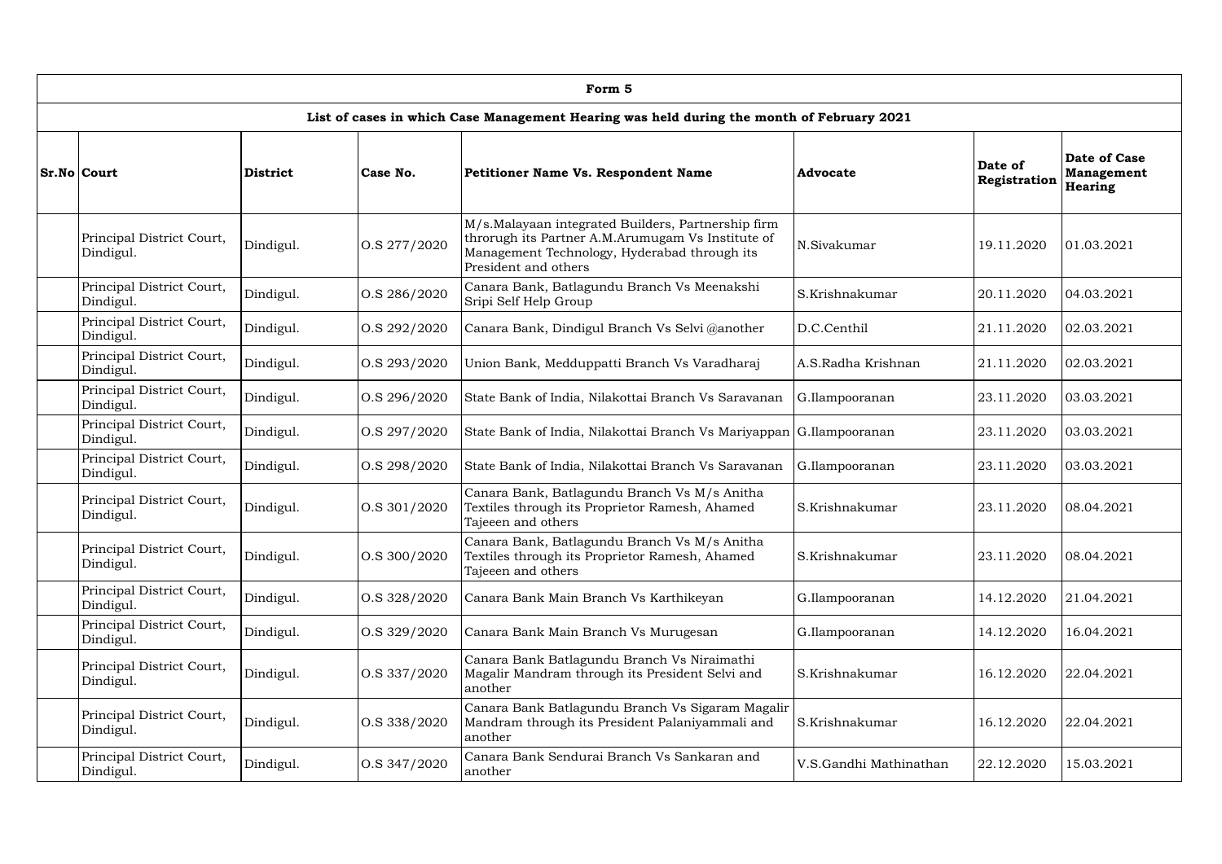| Form 5 | | | | | | | |
|---|---|---|---|---|---|---|---|
| List of cases in which Case Management Hearing was held during the month of February 2021 | | | | | | | |
| **Sr.No** | **Court** | **District** | **Case No.** | **Petitioner Name Vs. Respondent Name** | **Advocate** | **Date of Registration** | **Date of Case Management Hearing** |
| | Principal District Court, Dindigul. | Dindigul. | O.S 277/2020 | M/s.Malayaan integrated Builders, Partnership firm throrugh its Partner A.M.Arumugam Vs Institute of Management Technology, Hyderabad through its President and others | N.Sivakumar | 19.11.2020 | 01.03.2021 |
| | Principal District Court, Dindigul. | Dindigul. | O.S 286/2020 | Canara Bank, Batlagundu Branch Vs Meenakshi Sripi Self Help Group | S.Krishnakumar | 20.11.2020 | 04.03.2021 |
| | Principal District Court, Dindigul. | Dindigul. | O.S 292/2020 | Canara Bank, Dindigul Branch Vs Selvi @another | D.C.Centhil | 21.11.2020 | 02.03.2021 |
| | Principal District Court, Dindigul. | Dindigul. | O.S 293/2020 | Union Bank, Medduppatti Branch Vs Varadharaj | A.S.Radha Krishnan | 21.11.2020 | 02.03.2021 |
| | Principal District Court, Dindigul. | Dindigul. | O.S 296/2020 | State Bank of India, Nilakottai Branch Vs Saravanan | G.Ilampooranan | 23.11.2020 | 03.03.2021 |
| | Principal District Court, Dindigul. | Dindigul. | O.S 297/2020 | State Bank of India, Nilakottai Branch Vs Mariyappan | G.Ilampooranan | 23.11.2020 | 03.03.2021 |
| | Principal District Court, Dindigul. | Dindigul. | O.S 298/2020 | State Bank of India, Nilakottai Branch Vs Saravanan | G.Ilampooranan | 23.11.2020 | 03.03.2021 |
| | Principal District Court, Dindigul. | Dindigul. | O.S 301/2020 | Canara Bank, Batlagundu Branch Vs M/s Anitha Textiles through its Proprietor Ramesh, Ahamed Tajeeen and others | S.Krishnakumar | 23.11.2020 | 08.04.2021 |
| | Principal District Court, Dindigul. | Dindigul. | O.S 300/2020 | Canara Bank, Batlagundu Branch Vs M/s Anitha Textiles through its Proprietor Ramesh, Ahamed Tajeeen and others | S.Krishnakumar | 23.11.2020 | 08.04.2021 |
| | Principal District Court, Dindigul. | Dindigul. | O.S 328/2020 | Canara Bank Main Branch Vs Karthikeyan | G.Ilampooranan | 14.12.2020 | 21.04.2021 |
| | Principal District Court, Dindigul. | Dindigul. | O.S 329/2020 | Canara Bank Main Branch Vs Murugesan | G.Ilampooranan | 14.12.2020 | 16.04.2021 |
| | Principal District Court, Dindigul. | Dindigul. | O.S 337/2020 | Canara Bank Batlagundu Branch Vs Niraimathi Magalir Mandram through its President Selvi and another | S.Krishnakumar | 16.12.2020 | 22.04.2021 |
| | Principal District Court, Dindigul. | Dindigul. | O.S 338/2020 | Canara Bank Batlagundu Branch Vs Sigaram Magalir Mandram through its President Palaniyammali and another | S.Krishnakumar | 16.12.2020 | 22.04.2021 |
| | Principal District Court, Dindigul. | Dindigul. | O.S 347/2020 | Canara Bank Sendurai Branch Vs Sankaran and another | V.S.Gandhi Mathinathan | 22.12.2020 | 15.03.2021 |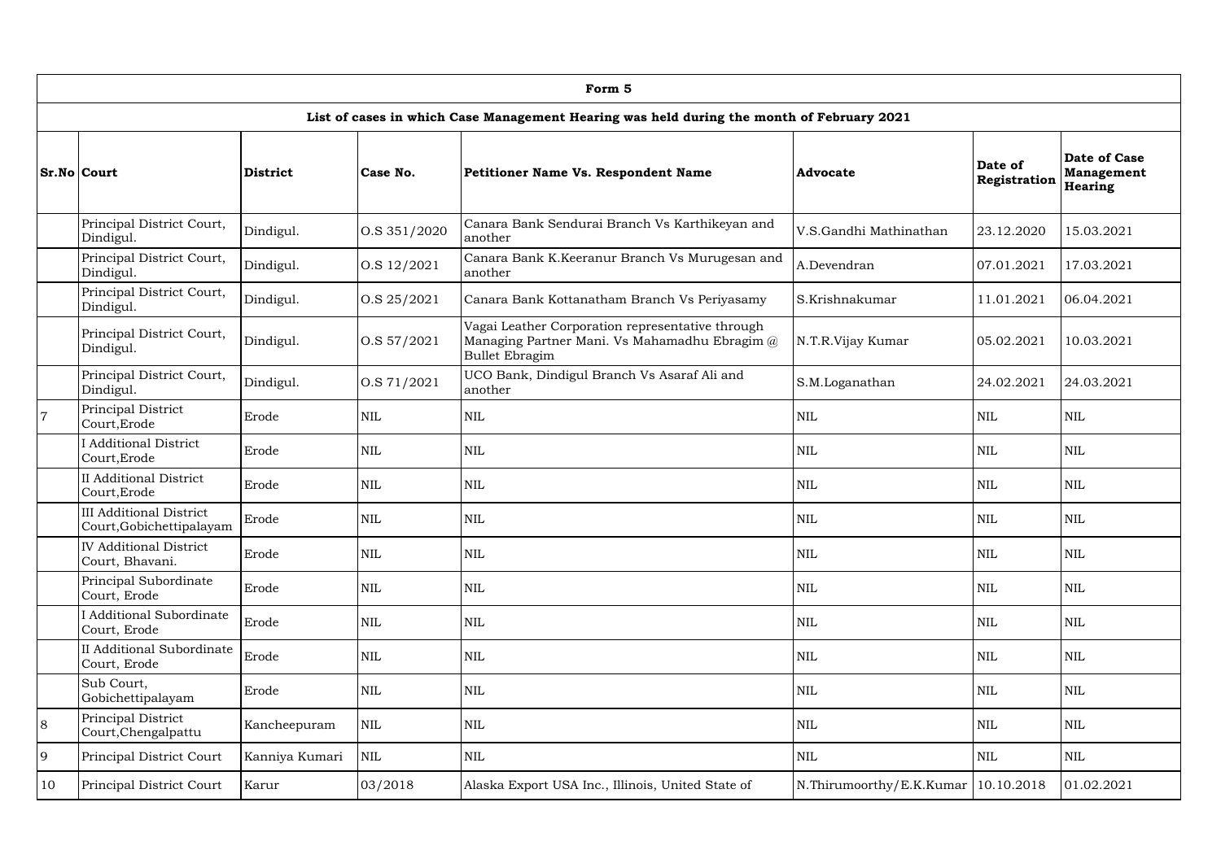| Form 5 | | | | | | | |
|---|---|---|---|---|---|---|---|
| **List of cases in which Case Management Hearing was held during the month of February 2021** | | | | | | | |
| **Sr.No** | **Court** | **District** | **Case No.** | **Petitioner Name Vs. Respondent Name** | **Advocate** | **Date of Registration** | **Date of Case Management Hearing** |
| | Principal District Court, Dindigul. | Dindigul. | O.S 351/2020 | Canara Bank Sendurai Branch Vs Karthikeyan and another | V.S.Gandhi Mathinathan | 23.12.2020 | 15.03.2021 |
| | Principal District Court, Dindigul. | Dindigul. | O.S 12/2021 | Canara Bank K.Keeranur Branch Vs Murugesan and another | A.Devendran | 07.01.2021 | 17.03.2021 |
| | Principal District Court, Dindigul. | Dindigul. | O.S 25/2021 | Canara Bank Kottanatham Branch Vs Periyasamy | S.Krishnakumar | 11.01.2021 | 06.04.2021 |
| | Principal District Court, Dindigul. | Dindigul. | O.S 57/2021 | Vagai Leather Corporation representative through Managing Partner Mani. Vs Mahamadhu Ebragim @ Bullet Ebragim | N.T.R.Vijay Kumar | 05.02.2021 | 10.03.2021 |
| | Principal District Court, Dindigul. | Dindigul. | O.S 71/2021 | UCO Bank, Dindigul Branch Vs Asaraf Ali and another | S.M.Loganathan | 24.02.2021 | 24.03.2021 |
| 7 | Principal District Court,Erode | Erode | NIL | NIL | NIL | NIL | NIL |
| | I Additional District Court,Erode | Erode | NIL | NIL | NIL | NIL | NIL |
| | II Additional District Court,Erode | Erode | NIL | NIL | NIL | NIL | NIL |
| | III Additional District Court,Gobichettipalayam | Erode | NIL | NIL | NIL | NIL | NIL |
| | IV Additional District Court, Bhavani. | Erode | NIL | NIL | NIL | NIL | NIL |
| | Principal Subordinate Court, Erode | Erode | NIL | NIL | NIL | NIL | NIL |
| | I Additional Subordinate Court, Erode | Erode | NIL | NIL | NIL | NIL | NIL |
| | II Additional Subordinate Court, Erode | Erode | NIL | NIL | NIL | NIL | NIL |
| | Sub Court, Gobichettipalayam | Erode | NIL | NIL | NIL | NIL | NIL |
| 8 | Principal District Court,Chengalpattu | Kancheepuram | NIL | NIL | NIL | NIL | NIL |
| 9 | Principal District Court | Kanniya Kumari | NIL | NIL | NIL | NIL | NIL |
| 10 | Principal District Court | Karur | 03/2018 | Alaska Export USA Inc., Illinois, United State of | N.Thirumoorthy/E.K.Kumar | 10.10.2018 | 01.02.2021 |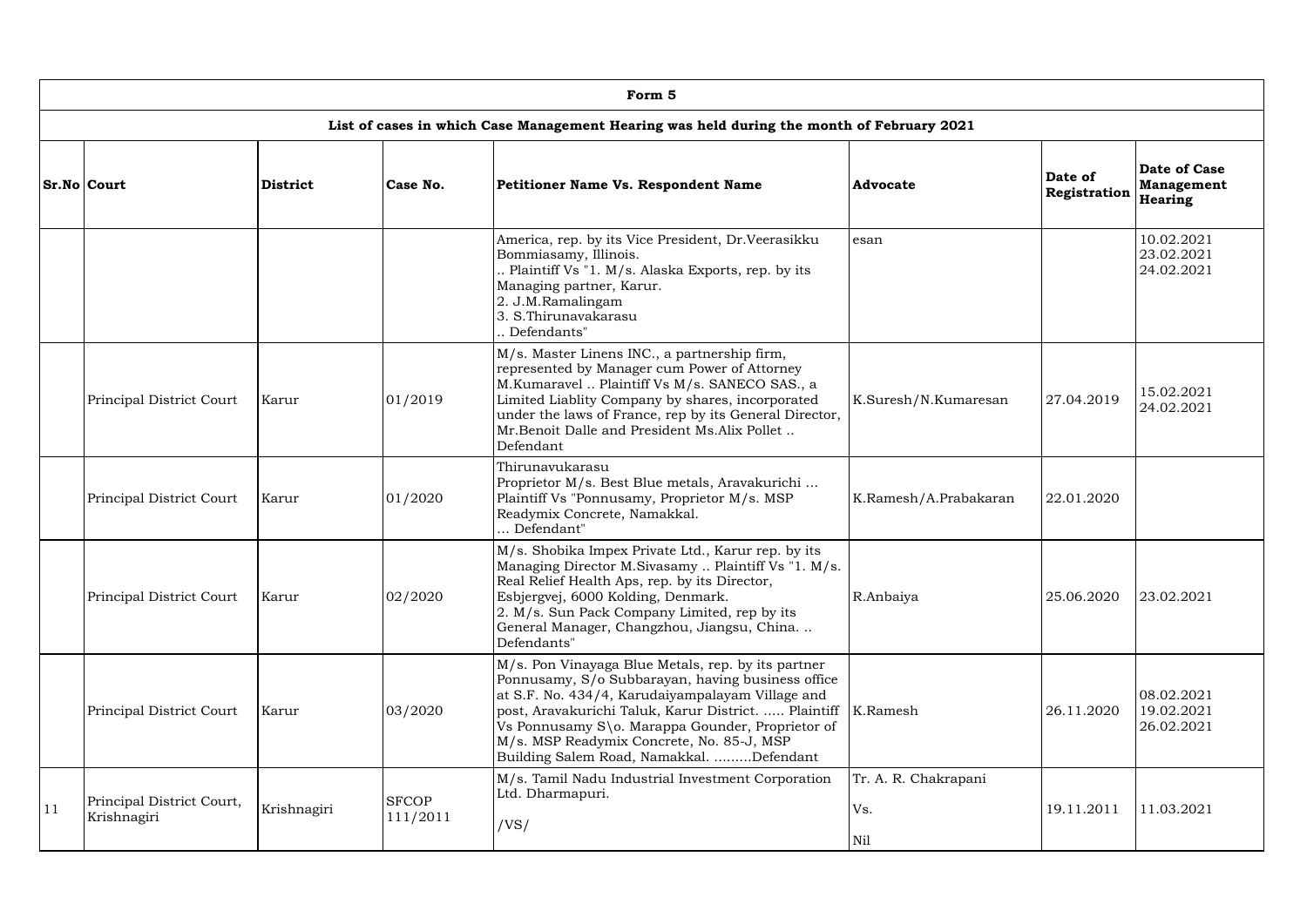| Form 5 | | | | | | | |
|---|---|---|---|---|---|---|---|
| **List of cases in which Case Management Hearing was held during the month of February 2021** | | | | | | | |
| **Sr.No** | **Court** | **District** | **Case No.** | **Petitioner Name Vs. Respondent Name** | **Advocate** | **Date of Registration** | **Date of Case Management Hearing** |
| | | | | America, rep. by its Vice President, Dr.Veerasikku Bommiasamy, Illinois. .. Plaintiff Vs "1. M/s. Alaska Exports, rep. by its Managing partner, Karur. 2. J.M.Ramalingam 3. S.Thirunavakarasu .. Defendants" | esan | | 10.02.2021 23.02.2021 24.02.2021 |
| | Principal District Court | Karur | 01/2019 | M/s. Master Linens INC., a partnership firm, represented by Manager cum Power of Attorney M.Kumaravel .. Plaintiff Vs M/s. SANECO SAS., a Limited Liablity Company by shares, incorporated under the laws of France, rep by its General Director, Mr.Benoit Dalle and President Ms.Alix Pollet .. Defendant | K.Suresh/N.Kumaresan | 27.04.2019 | 15.02.2021 24.02.2021 |
| | Principal District Court | Karur | 01/2020 | Thirunavukarasu Proprietor M/s. Best Blue metals, Aravakurichi ... Plaintiff Vs "Ponnusamy, Proprietor M/s. MSP Readymix Concrete, Namakkal. ... Defendant" | K.Ramesh/A.Prabakaran | 22.01.2020 | |
| | Principal District Court | Karur | 02/2020 | M/s. Shobika Impex Private Ltd., Karur rep. by its Managing Director M.Sivasamy .. Plaintiff Vs "1. M/s. Real Relief Health Aps, rep. by its Director, Esbjergvej, 6000 Kolding, Denmark. 2. M/s. Sun Pack Company Limited, rep by its General Manager, Changzhou, Jiangsu, China. .. Defendants" | R.Anbaiya | 25.06.2020 | 23.02.2021 |
| | Principal District Court | Karur | 03/2020 | M/s. Pon Vinayaga Blue Metals, rep. by its partner Ponnusamy, S/o Subbarayan, having business office at S.F. No. 434/4, Karudaiyampalayam Village and post, Aravakurichi Taluk, Karur District. ..... Plaintiff Vs Ponnusamy S\o. Marappa Gounder, Proprietor of M/s. MSP Readymix Concrete, No. 85-J, MSP Building Salem Road, Namakkal. .........Defendant | K.Ramesh | 26.11.2020 | 08.02.2021 19.02.2021 26.02.2021 |
| 11 | Principal District Court, Krishnagiri | Krishnagiri | SFCOP 111/2011 | M/s. Tamil Nadu Industrial Investment Corporation Ltd. Dharmapuri. /VS/ | Tr. A. R. Chakrapani Vs. Nil | 19.11.2011 | 11.03.2021 |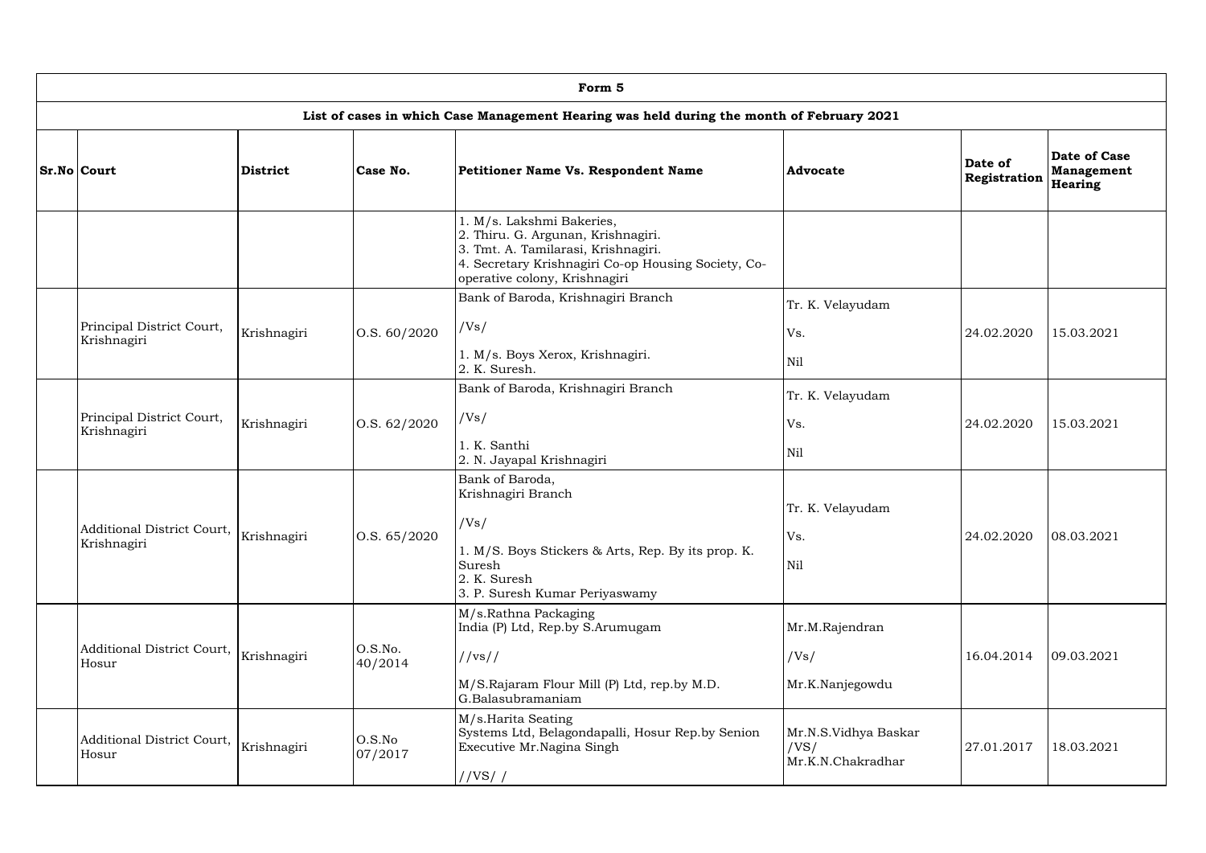| Form 5 | | | | | | | |
|---|---|---|---|---|---|---|---|
| List of cases in which Case Management Hearing was held during the month of February 2021 | | | | | | | |
| Sr.No | Court | District | Case No. | Petitioner Name Vs. Respondent Name | Advocate | Date of Registration | Date of Case Management Hearing |
| | | | | 1. M/s. Lakshmi Bakeries,<br>2. Thiru. G. Argunan, Krishnagiri.<br>3. Tmt. A. Tamilarasi, Krishnagiri.<br>4. Secretary Krishnagiri Co-op Housing Society, Co-operative colony, Krishnagiri | | | |
| | Principal District Court, Krishnagiri | Krishnagiri | O.S. 60/2020 | Bank of Baroda, Krishnagiri Branch<br>/Vs/<br>1. M/s. Boys Xerox, Krishnagiri.<br>2. K. Suresh. | Tr. K. Velayudam<br>Vs.<br>Nil | 24.02.2020 | 15.03.2021 |
| | Principal District Court, Krishnagiri | Krishnagiri | O.S. 62/2020 | Bank of Baroda, Krishnagiri Branch<br>/Vs/<br>1. K. Santhi<br>2. N. Jayapal Krishnagiri | Tr. K. Velayudam<br>Vs.<br>Nil | 24.02.2020 | 15.03.2021 |
| | Additional District Court, Krishnagiri | Krishnagiri | O.S. 65/2020 | Bank of Baroda,<br>Krishnagiri Branch<br>/Vs/<br>1. M/S. Boys Stickers & Arts, Rep. By its prop. K. Suresh<br>2. K. Suresh<br>3. P. Suresh Kumar Periyaswamy | Tr. K. Velayudam<br>Vs.<br>Nil | 24.02.2020 | 08.03.2021 |
| | Additional District Court, Hosur | Krishnagiri | O.S.No. 40/2014 | M/s.Rathna Packaging<br>India (P) Ltd, Rep.by S.Arumugam<br>//vs//<br>M/S.Rajaram Flour Mill (P) Ltd, rep.by M.D. G.Balasubramaniam | Mr.M.Rajendran<br>/Vs/<br>Mr.K.Nanjegowdu | 16.04.2014 | 09.03.2021 |
| | Additional District Court, Hosur | Krishnagiri | O.S.No 07/2017 | M/s.Harita Seating<br>Systems Ltd, Belagondapalli, Hosur Rep.by Senion Executive Mr.Nagina Singh<br>//VS/ / | Mr.N.S.Vidhya Baskar<br>/VS/<br>Mr.K.N.Chakradhar | 27.01.2017 | 18.03.2021 |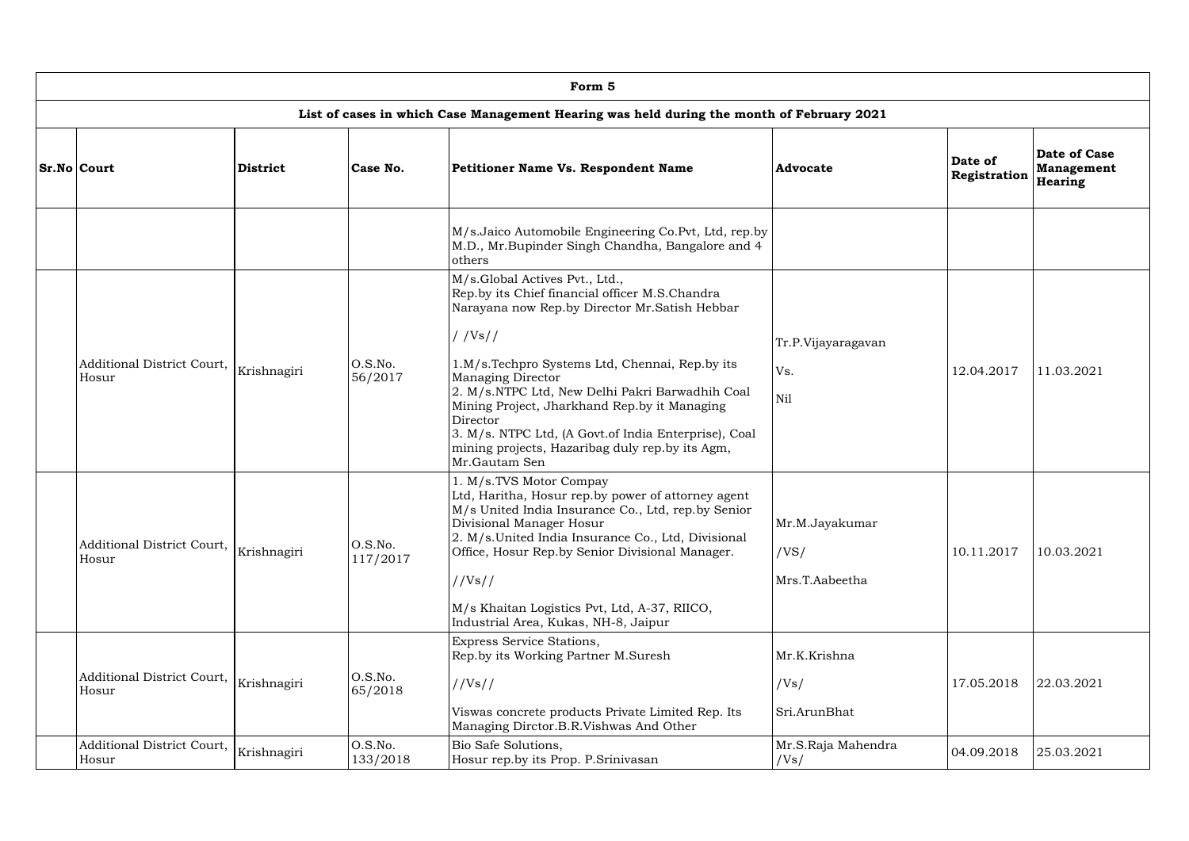| Form 5 | | | | | | | |
|---|---|---|---|---|---|---|---|
| List of cases in which Case Management Hearing was held during the month of February 2021 | | | | | | | |
| Sr.No | Court | District | Case No. | Petitioner Name Vs. Respondent Name | Advocate | Date of Registration | Date of Case Management Hearing |
| | | | | M/s.Jaico Automobile Engineering Co.Pvt, Ltd, rep.by M.D., Mr.Bupinder Singh Chandha, Bangalore and 4 others | | | |
| | Additional District Court, Hosur | Krishnagiri | O.S.No. 56/2017 | M/s.Global Actives Pvt., Ltd., Rep.by its Chief financial officer M.S.Chandra Narayana now Rep.by Director Mr.Satish Hebbar / /Vs// 1.M/s.Techpro Systems Ltd, Chennai, Rep.by its Managing Director 2. M/s.NTPC Ltd, New Delhi Pakri Barwadhih Coal Mining Project, Jharkhand Rep.by it Managing Director 3. M/s. NTPC Ltd, (A Govt.of India Enterprise), Coal mining projects, Hazaribag duly rep.by its Agm, Mr.Gautam Sen | Tr.P.Vijayaragavan Vs. Nil | 12.04.2017 | 11.03.2021 |
| | Additional District Court, Hosur | Krishnagiri | O.S.No. 117/2017 | 1. M/s.TVS Motor Compay Ltd, Haritha, Hosur rep.by power of attorney agent M/s United India Insurance Co., Ltd, rep.by Senior Divisional Manager Hosur 2. M/s.United India Insurance Co., Ltd, Divisional Office, Hosur Rep.by Senior Divisional Manager. //Vs// M/s Khaitan Logistics Pvt, Ltd, A-37, RIICO, Industrial Area, Kukas, NH-8, Jaipur | Mr.M.Jayakumar /VS/ Mrs.T.Aabeetha | 10.11.2017 | 10.03.2021 |
| | Additional District Court, Hosur | Krishnagiri | O.S.No. 65/2018 | Express Service Stations, Rep.by its Working Partner M.Suresh //Vs// Viswas concrete products Private Limited Rep. Its Managing Dirctor.B.R.Vishwas And Other | Mr.K.Krishna /Vs/ Sri.ArunBhat | 17.05.2018 | 22.03.2021 |
| | Additional District Court, Hosur | Krishnagiri | O.S.No. 133/2018 | Bio Safe Solutions, Hosur rep.by its Prop. P.Srinivasan | Mr.S.Raja Mahendra /Vs/ | 04.09.2018 | 25.03.2021 |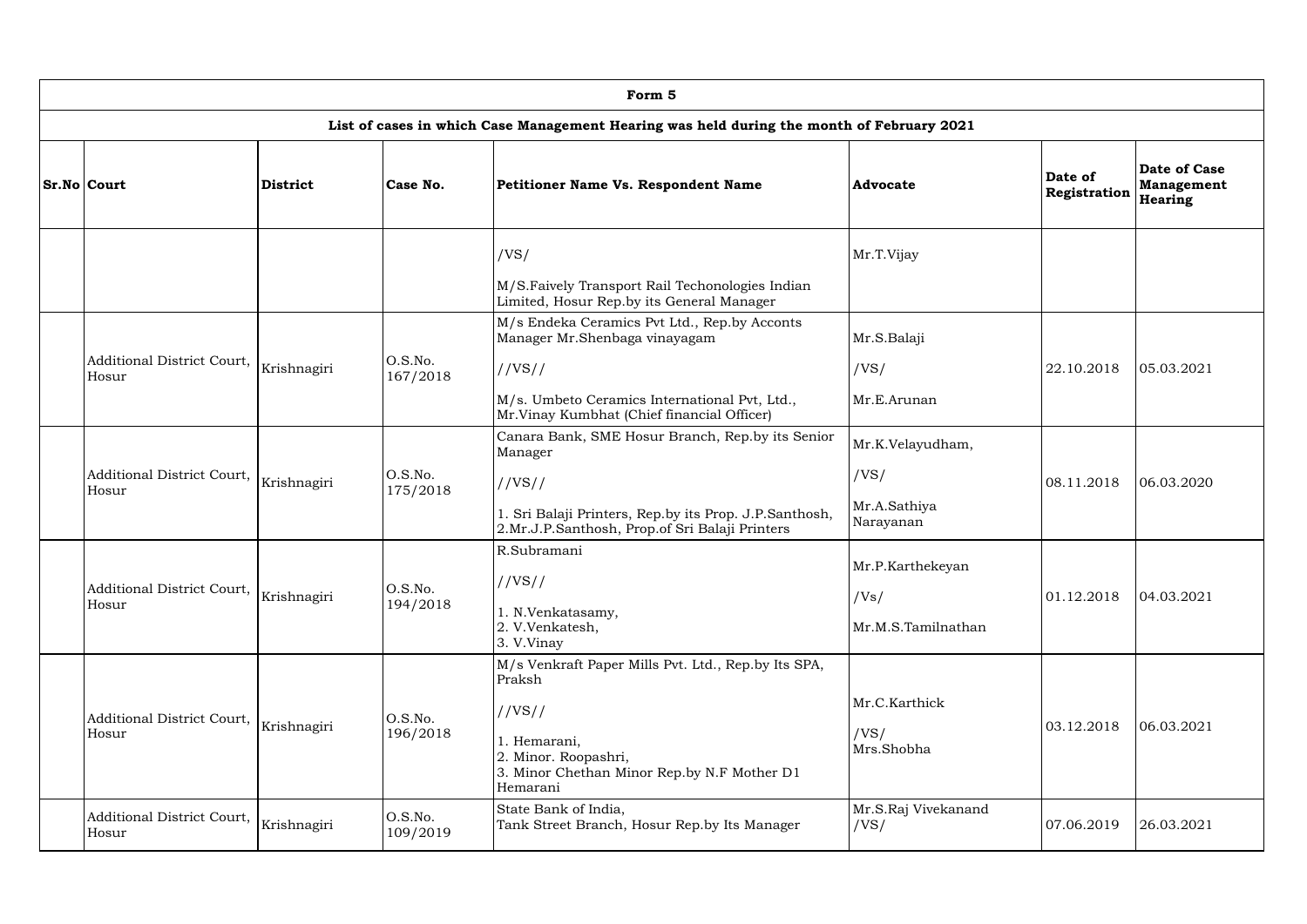| Form 5 | | | | | | | |
|---|---|---|---|---|---|---|---|
| **List of cases in which Case Management Hearing was held during the month of February 2021** | | | | | | | |
| **Sr.No** | **Court** | **District** | **Case No.** | **Petitioner Name Vs. Respondent Name** | **Advocate** | **Date of Registration** | **Date of Case Management Hearing** |
| | | | | /VS/<br>M/S.Faively Transport Rail Techonologies Indian Limited, Hosur Rep.by its General Manager | Mr.T.Vijay | | |
| | Additional District Court, Hosur | Krishnagiri | O.S.No. 167/2018 | M/s Endeka Ceramics Pvt Ltd., Rep.by Acconts Manager Mr.Shenbaga vinayagam<br>//VS//<br>M/s. Umbeto Ceramics International Pvt, Ltd., Mr.Vinay Kumbhat (Chief financial Officer) | Mr.S.Balaji<br>/VS/<br>Mr.E.Arunan | 22.10.2018 | 05.03.2021 |
| | Additional District Court, Hosur | Krishnagiri | O.S.No. 175/2018 | Canara Bank, SME Hosur Branch, Rep.by its Senior Manager<br>//VS//<br>1. Sri Balaji Printers, Rep.by its Prop. J.P.Santhosh, 2.Mr.J.P.Santhosh, Prop.of Sri Balaji Printers | Mr.K.Velayudham,<br>/VS/<br>Mr.A.Sathiya Narayanan | 08.11.2018 | 06.03.2020 |
| | Additional District Court, Hosur | Krishnagiri | O.S.No. 194/2018 | R.Subramani<br>//VS//<br>1. N.Venkatasamy,<br>2. V.Venkatesh,<br>3. V.Vinay | Mr.P.Karthekeyan<br>/Vs/<br>Mr.M.S.Tamilnathan | 01.12.2018 | 04.03.2021 |
| | Additional District Court, Hosur | Krishnagiri | O.S.No. 196/2018 | M/s Venkraft Paper Mills Pvt. Ltd., Rep.by Its SPA, Praksh<br>//VS//<br>1. Hemarani,<br>2. Minor. Roopashri,<br>3. Minor Chethan Minor Rep.by N.F Mother D1 Hemarani | Mr.C.Karthick<br>/VS/<br>Mrs.Shobha | 03.12.2018 | 06.03.2021 |
| | Additional District Court, Hosur | Krishnagiri | O.S.No. 109/2019 | State Bank of India,<br>Tank Street Branch, Hosur Rep.by Its Manager | Mr.S.Raj Vivekanand<br>/VS/ | 07.06.2019 | 26.03.2021 |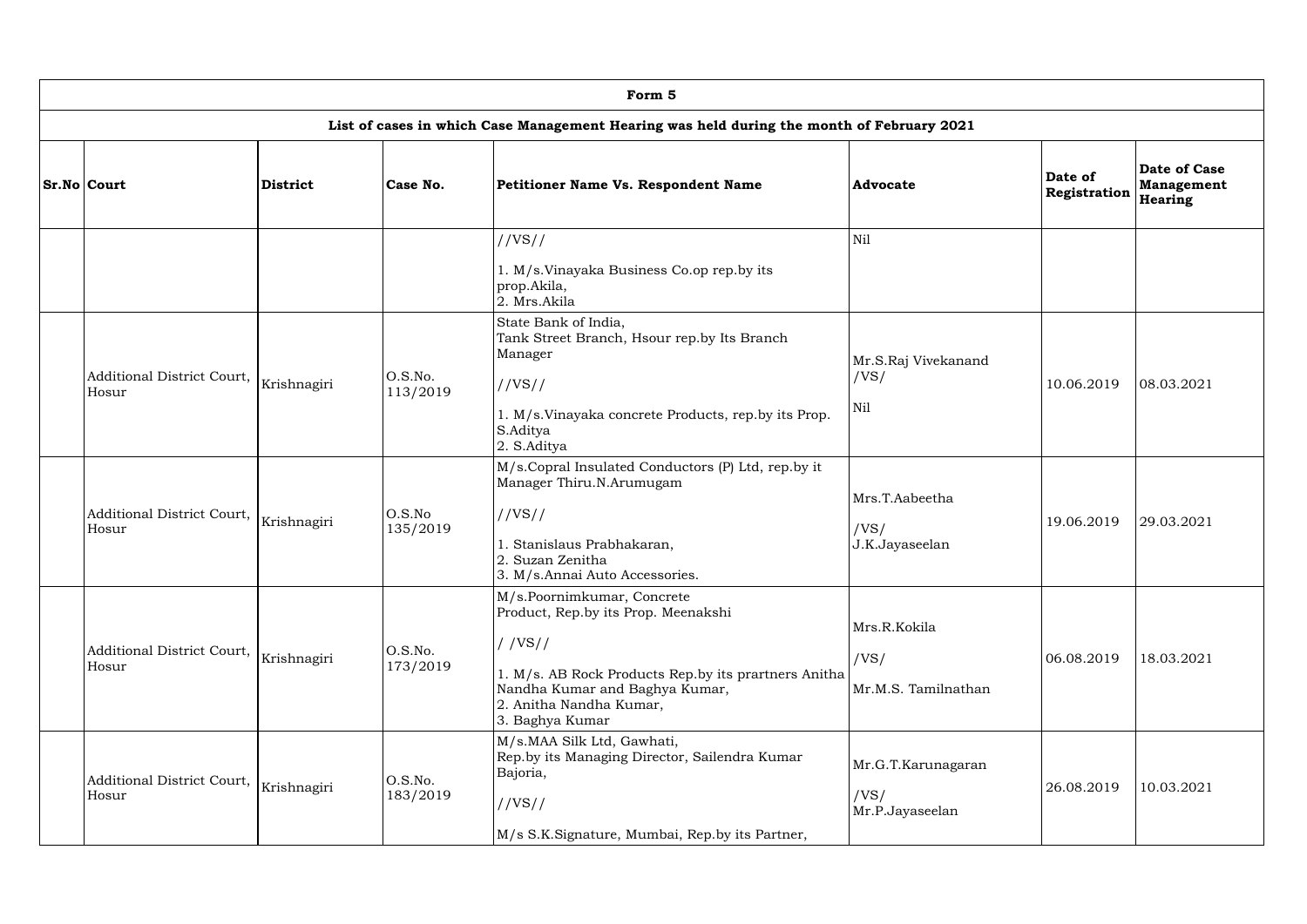| Form 5 | | | | | | | |
|---|---|---|---|---|---|---|---|
| List of cases in which Case Management Hearing was held during the month of February 2021 | | | | | | | |
| **Sr.No** | **Court** | **District** | **Case No.** | **Petitioner Name Vs. Respondent Name** | **Advocate** | **Date of Registration** | **Date of Case Management Hearing** |
| | | | | //VS//<br><br>1. M/s.Vinayaka Business Co.op rep.by its prop.Akila,<br>2. Mrs.Akila | Nil | | |
| | Additional District Court, Hosur | Krishnagiri | O.S.No. 113/2019 | State Bank of India, Tank Street Branch, Hsour rep.by Its Branch Manager<br><br>//VS//<br><br>1. M/s.Vinayaka concrete Products, rep.by its Prop. S.Aditya<br>2. S.Aditya | Mr.S.Raj Vivekanand<br>/VS/<br>Nil | 10.06.2019 | 08.03.2021 |
| | Additional District Court, Hosur | Krishnagiri | O.S.No 135/2019 | M/s.Copral Insulated Conductors (P) Ltd, rep.by it Manager Thiru.N.Arumugam<br><br>//VS//<br><br>1. Stanislaus Prabhakaran,<br>2. Suzan Zenitha<br>3. M/s.Annai Auto Accessories. | Mrs.T.Aabeetha<br><br>/VS/<br>J.K.Jayaseelan | 19.06.2019 | 29.03.2021 |
| | Additional District Court, Hosur | Krishnagiri | O.S.No. 173/2019 | M/s.Poornimkumar, Concrete Product, Rep.by its Prop. Meenakshi<br><br>/ /VS//<br><br>1. M/s. AB Rock Products Rep.by its prartners Anitha Nandha Kumar and Baghya Kumar,<br>2. Anitha Nandha Kumar,<br>3. Baghya Kumar | Mrs.R.Kokila<br><br>/VS/<br><br>Mr.M.S. Tamilnathan | 06.08.2019 | 18.03.2021 |
| | Additional District Court, Hosur | Krishnagiri | O.S.No. 183/2019 | M/s.MAA Silk Ltd, Gawhati, Rep.by its Managing Director, Sailendra Kumar Bajoria,<br><br>//VS//<br><br>M/s S.K.Signature, Mumbai, Rep.by its Partner, | Mr.G.T.Karunagaran<br><br>/VS/<br>Mr.P.Jayaseelan | 26.08.2019 | 10.03.2021 |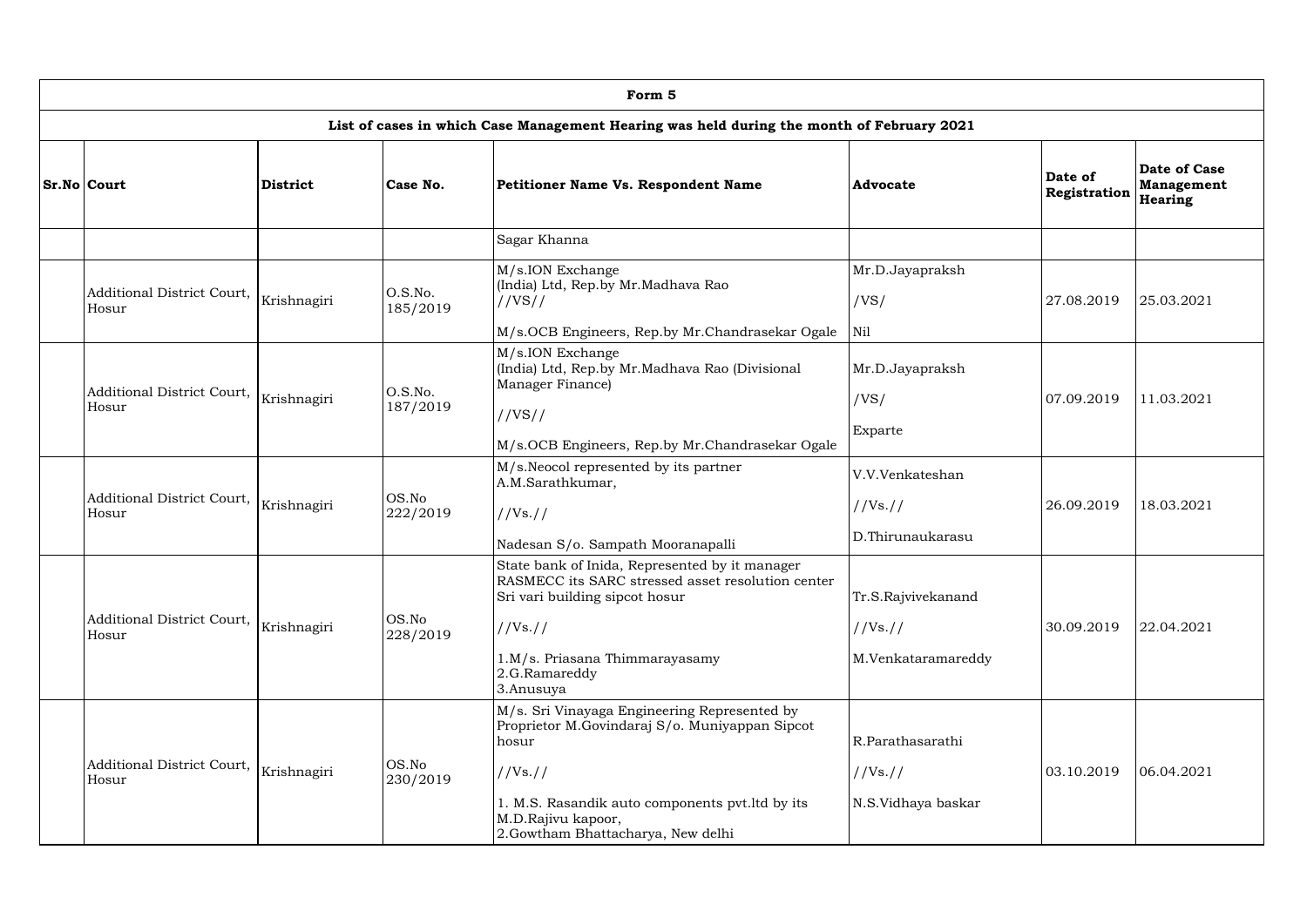| Form 5 | | | | | | | |
|---|---|---|---|---|---|---|---|
| **List of cases in which Case Management Hearing was held during the month of February 2021** | | | | | | | |
| **Sr.No** | **Court** | **District** | **Case No.** | **Petitioner Name Vs. Respondent Name** | **Advocate** | **Date of Registration** | **Date of Case Management Hearing** |
| | | | | Sagar Khanna | | | |
| | Additional District Court, Hosur | Krishnagiri | O.S.No. 185/2019 | M/s.ION Exchange (India) Ltd, Rep.by Mr.Madhava Rao //VS// M/s.OCB Engineers, Rep.by Mr.Chandrasekar Ogale | Mr.D.Jayapraksh /VS/ Nil | 27.08.2019 | 25.03.2021 |
| | Additional District Court, Hosur | Krishnagiri | O.S.No. 187/2019 | M/s.ION Exchange (India) Ltd, Rep.by Mr.Madhava Rao (Divisional Manager Finance) //VS// M/s.OCB Engineers, Rep.by Mr.Chandrasekar Ogale | Mr.D.Jayapraksh /VS/ Exparte | 07.09.2019 | 11.03.2021 |
| | Additional District Court, Hosur | Krishnagiri | OS.No 222/2019 | M/s.Neocol represented by its partner A.M.Sarathkumar, //Vs.// Nadesan S/o. Sampath Mooranapalli | V.V.Venkateshan //Vs.// D.Thirunaukarasu | 26.09.2019 | 18.03.2021 |
| | Additional District Court, Hosur | Krishnagiri | OS.No 228/2019 | State bank of Inida, Represented by it manager RASMECC its SARC stressed asset resolution center Sri vari building sipcot hosur //Vs.// 1.M/s. Priasana Thimmarayasamy 2.G.Ramareddy 3.Anusuya | Tr.S.Rajvivekanand //Vs.// M.Venkataramareddy | 30.09.2019 | 22.04.2021 |
| | Additional District Court, Hosur | Krishnagiri | OS.No 230/2019 | M/s. Sri Vinayaga Engineering Represented by Proprietor M.Govindaraj S/o. Muniyappan Sipcot hosur //Vs.// 1. M.S. Rasandik auto components pvt.ltd by its M.D.Rajivu kapoor, 2.Gowtham Bhattacharya, New delhi | R.Parathasarathi //Vs.// N.S.Vidhaya baskar | 03.10.2019 | 06.04.2021 |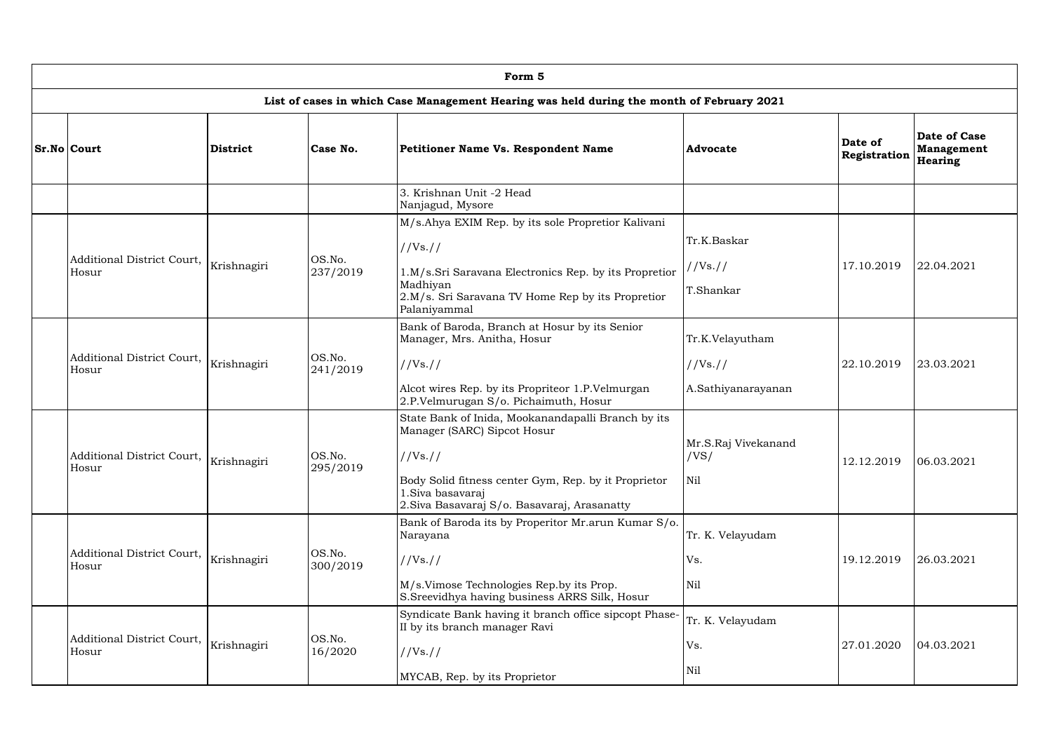| Form 5 | | | | | | | |
|---|---|---|---|---|---|---|---|
| List of cases in which Case Management Hearing was held during the month of February 2021 | | | | | | | |
| **Sr.No** | **Court** | **District** | **Case No.** | **Petitioner Name Vs. Respondent Name** | **Advocate** | **Date of Registration** | **Date of Case Management Hearing** |
| | | | | 3. Krishnan Unit -2 Head<br>Nanjagud, Mysore | | | |
| | Additional District Court, Hosur | Krishnagiri | OS.No. 237/2019 | M/s.Ahya EXIM Rep. by its sole Propretior Kalivani<br>//Vs.//<br>1.M/s.Sri Saravana Electronics Rep. by its Propretior Madhiyan<br>2.M/s. Sri Saravana TV Home Rep by its Propretior Palaniyammal | Tr.K.Baskar<br>//Vs.//<br>T.Shankar | 17.10.2019 | 22.04.2021 |
| | Additional District Court, Hosur | Krishnagiri | OS.No. 241/2019 | Bank of Baroda, Branch at Hosur by its Senior Manager, Mrs. Anitha, Hosur<br>//Vs.//<br>Alcot wires Rep. by its Propriteor 1.P.Velmurgan<br>2.P.Velmurugan S/o. Pichaimuth, Hosur | Tr.K.Velayutham<br>//Vs.//<br>A.Sathiyanarayanan | 22.10.2019 | 23.03.2021 |
| | Additional District Court, Hosur | Krishnagiri | OS.No. 295/2019 | State Bank of Inida, Mookanandapalli Branch by its Manager (SARC) Sipcot Hosur<br>//Vs.//<br>Body Solid fitness center Gym, Rep. by it Proprietor<br>1.Siva basavaraj<br>2.Siva Basavaraj S/o. Basavaraj, Arasanatty | Mr.S.Raj Vivekanand<br>/VS/<br>Nil | 12.12.2019 | 06.03.2021 |
| | Additional District Court, Hosur | Krishnagiri | OS.No. 300/2019 | Bank of Baroda its by Properitor Mr.arun Kumar S/o. Narayana<br>//Vs.//<br>M/s.Vimose Technologies Rep.by its Prop. S.Sreevidhya having business ARRS Silk, Hosur | Tr. K. Velayudam<br>Vs.<br>Nil | 19.12.2019 | 26.03.2021 |
| | Additional District Court, Hosur | Krishnagiri | OS.No. 16/2020 | Syndicate Bank having it branch office sipcopt Phase-II by its branch manager Ravi<br>//Vs.//<br>MYCAB, Rep. by its Proprietor | Tr. K. Velayudam<br>Vs.<br>Nil | 27.01.2020 | 04.03.2021 |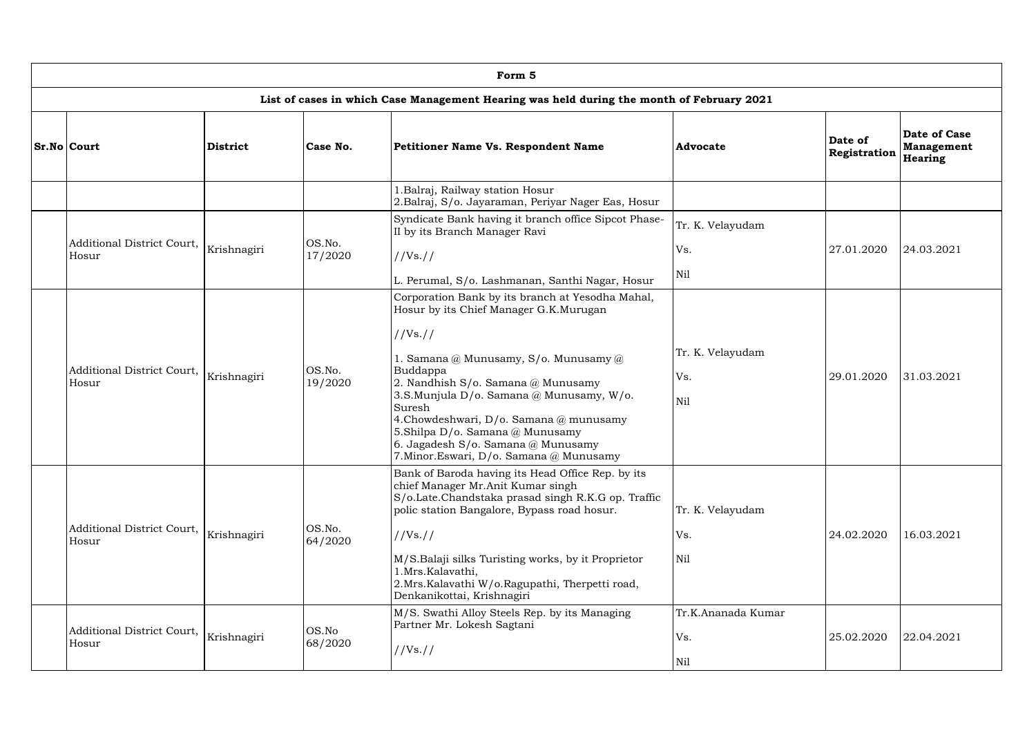| Form 5 | | | | | | | |
|---|---|---|---|---|---|---|---|
| **List of cases in which Case Management Hearing was held during the month of February 2021** | | | | | | | |
| **Sr.No** | **Court** | **District** | **Case No.** | **Petitioner Name Vs. Respondent Name** | **Advocate** | **Date of Registration** | **Date of Case Management Hearing** |
| | | | | 1.Balraj, Railway station Hosur<br>2.Balraj, S/o. Jayaraman, Periyar Nager Eas, Hosur | | | |
| | Additional District Court, Hosur | Krishnagiri | OS.No. 17/2020 | Syndicate Bank having it branch office Sipcot Phase-II by its Branch Manager Ravi<br>//Vs.//<br>L. Perumal, S/o. Lashmanan, Santhi Nagar, Hosur | Tr. K. Velayudam<br>Vs.<br>Nil | 27.01.2020 | 24.03.2021 |
| | Additional District Court, Hosur | Krishnagiri | OS.No. 19/2020 | Corporation Bank by its branch at Yesodha Mahal, Hosur by its Chief Manager G.K.Murugan<br>//Vs.//<br>1. Samana @ Munusamy, S/o. Munusamy @ Buddappa<br>2. Nandhish S/o. Samana @ Munusamy<br>3.S.Munjula D/o. Samana @ Munusamy, W/o. Suresh<br>4.Chowdeshwari, D/o. Samana @ munusamy<br>5.Shilpa D/o. Samana @ Munusamy<br>6. Jagadesh S/o. Samana @ Munusamy<br>7.Minor.Eswari, D/o. Samana @ Munusamy | Tr. K. Velayudam<br>Vs.<br>Nil | 29.01.2020 | 31.03.2021 |
| | Additional District Court, Hosur | Krishnagiri | OS.No. 64/2020 | Bank of Baroda having its Head Office Rep. by its chief Manager Mr.Anit Kumar singh S/o.Late.Chandstaka prasad singh R.K.G op. Traffic polic station Bangalore, Bypass road hosur.<br>//Vs.//<br>M/S.Balaji silks Turisting works, by it Proprietor<br>1.Mrs.Kalavathi,<br>2.Mrs.Kalavathi W/o.Ragupathi, Therpetti road, Denkanikottai, Krishnagiri | Tr. K. Velayudam<br>Vs.<br>Nil | 24.02.2020 | 16.03.2021 |
| | Additional District Court, Hosur | Krishnagiri | OS.No 68/2020 | M/S. Swathi Alloy Steels Rep. by its Managing Partner Mr. Lokesh Sagtani<br>//Vs.// | Tr.K.Ananada Kumar<br>Vs.<br>Nil | 25.02.2020 | 22.04.2021 |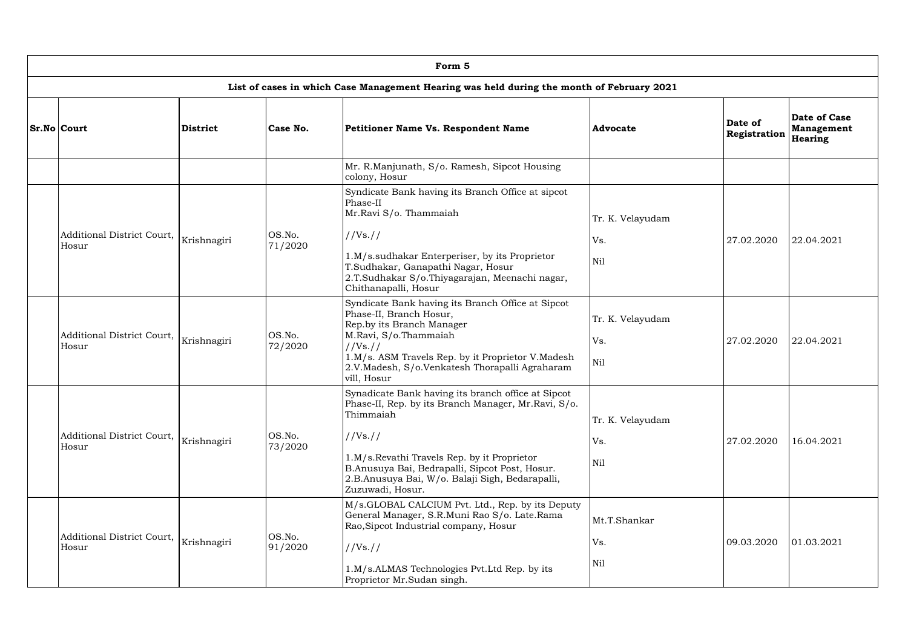| Form 5 | | | | | | | |
|---|---|---|---|---|---|---|---|
| **List of cases in which Case Management Hearing was held during the month of February 2021** | | | | | | | |
| **Sr.No** | **Court** | **District** | **Case No.** | **Petitioner Name Vs. Respondent Name** | **Advocate** | **Date of Registration** | **Date of Case Management Hearing** |
| | | | | Mr. R.Manjunath, S/o. Ramesh, Sipcot Housing colony, Hosur | | | |
| | Additional District Court, Hosur | Krishnagiri | OS.No. 71/2020 | Syndicate Bank having its Branch Office at sipcot Phase-II Mr.Ravi S/o. Thammaiah //Vs.// 1.M/s.sudhakar Enterperiser, by its Proprietor T.Sudhakar, Ganapathi Nagar, Hosur 2.T.Sudhakar S/o.Thiyagarajan, Meenachi nagar, Chithanapalli, Hosur | Tr. K. Velayudam Vs. Nil | 27.02.2020 | 22.04.2021 |
| | Additional District Court, Hosur | Krishnagiri | OS.No. 72/2020 | Syndicate Bank having its Branch Office at Sipcot Phase-II, Branch Hosur, Rep.by its Branch Manager M.Ravi, S/o.Thammaiah //Vs.// 1.M/s. ASM Travels Rep. by it Proprietor V.Madesh 2.V.Madesh, S/o.Venkatesh Thorapalli Agraharam vill, Hosur | Tr. K. Velayudam Vs. Nil | 27.02.2020 | 22.04.2021 |
| | Additional District Court, Hosur | Krishnagiri | OS.No. 73/2020 | Synadicate Bank having its branch office at Sipcot Phase-II, Rep. by its Branch Manager, Mr.Ravi, S/o. Thimmaiah //Vs.// 1.M/s.Revathi Travels Rep. by it Proprietor B.Anusuya Bai, Bedrapalli, Sipcot Post, Hosur. 2.B.Anusuya Bai, W/o. Balaji Sigh, Bedarapalli, Zuzuwadi, Hosur. | Tr. K. Velayudam Vs. Nil | 27.02.2020 | 16.04.2021 |
| | Additional District Court, Hosur | Krishnagiri | OS.No. 91/2020 | M/s.GLOBAL CALCIUM Pvt. Ltd., Rep. by its Deputy General Manager, S.R.Muni Rao S/o. Late.Rama Rao,Sipcot Industrial company, Hosur //Vs.// 1.M/s.ALMAS Technologies Pvt.Ltd Rep. by its Proprietor Mr.Sudan singh. | Mt.T.Shankar Vs. Nil | 09.03.2020 | 01.03.2021 |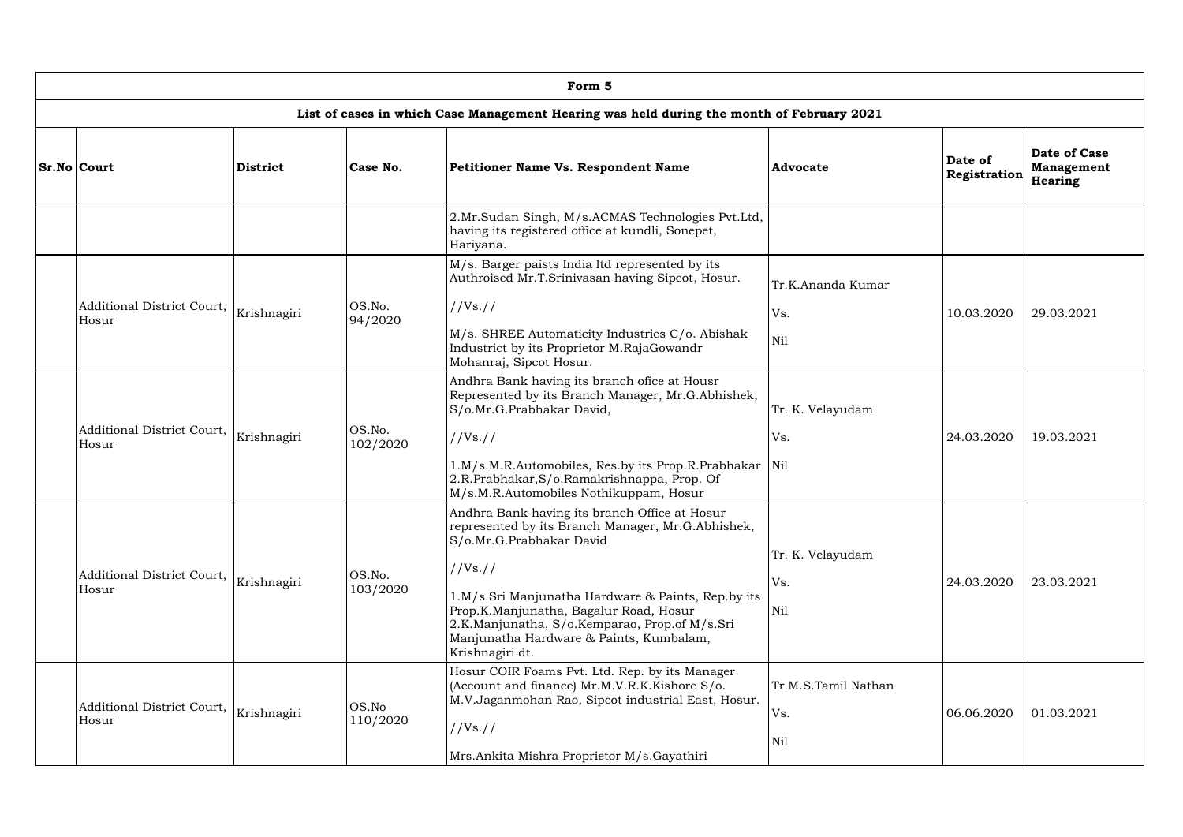| Form 5 | | | | | | | |
|---|---|---|---|---|---|---|---|
| **List of cases in which Case Management Hearing was held during the month of February 2021** | | | | | | | |
| **Sr.No** | **Court** | **District** | **Case No.** | **Petitioner Name Vs. Respondent Name** | **Advocate** | **Date of Registration** | **Date of Case Management Hearing** |
| | | | | 2.Mr.Sudan Singh, M/s.ACMAS Technologies Pvt.Ltd, having its registered office at kundli, Sonepet, Hariyana. | | | |
| | Additional District Court, Hosur | Krishnagiri | OS.No. 94/2020 | M/s. Barger paists India ltd represented by its Authroised Mr.T.Srinivasan having Sipcot, Hosur. //Vs.// M/s. SHREE Automaticity Industries C/o. Abishak Industrict by its Proprietor M.RajaGowandr Mohanraj, Sipcot Hosur. | Tr.K.Ananda Kumar Vs. Nil | 10.03.2020 | 29.03.2021 |
| | Additional District Court, Hosur | Krishnagiri | OS.No. 102/2020 | Andhra Bank having its branch ofice at Housr Represented by its Branch Manager, Mr.G.Abhishek, S/o.Mr.G.Prabhakar David, //Vs.// 1.M/s.M.R.Automobiles, Res.by its Prop.R.Prabhakar 2.R.Prabhakar,S/o.Ramakrishnappa, Prop. Of M/s.M.R.Automobiles Nothikuppam, Hosur | Tr. K. Velayudam Vs. Nil | 24.03.2020 | 19.03.2021 |
| | Additional District Court, Hosur | Krishnagiri | OS.No. 103/2020 | Andhra Bank having its branch Office at Hosur represented by its Branch Manager, Mr.G.Abhishek, S/o.Mr.G.Prabhakar David //Vs.// 1.M/s.Sri Manjunatha Hardware & Paints, Rep.by its Prop.K.Manjunatha, Bagalur Road, Hosur 2.K.Manjunatha, S/o.Kemparao, Prop.of M/s.Sri Manjunatha Hardware & Paints, Kumbalam, Krishnagiri dt. | Tr. K. Velayudam Vs. Nil | 24.03.2020 | 23.03.2021 |
| | Additional District Court, Hosur | Krishnagiri | OS.No 110/2020 | Hosur COIR Foams Pvt. Ltd. Rep. by its Manager (Account and finance) Mr.M.V.R.K.Kishore S/o. M.V.Jaganmohan Rao, Sipcot industrial East, Hosur. //Vs.// Mrs.Ankita Mishra Proprietor M/s.Gayathiri | Tr.M.S.Tamil Nathan Vs. Nil | 06.06.2020 | 01.03.2021 |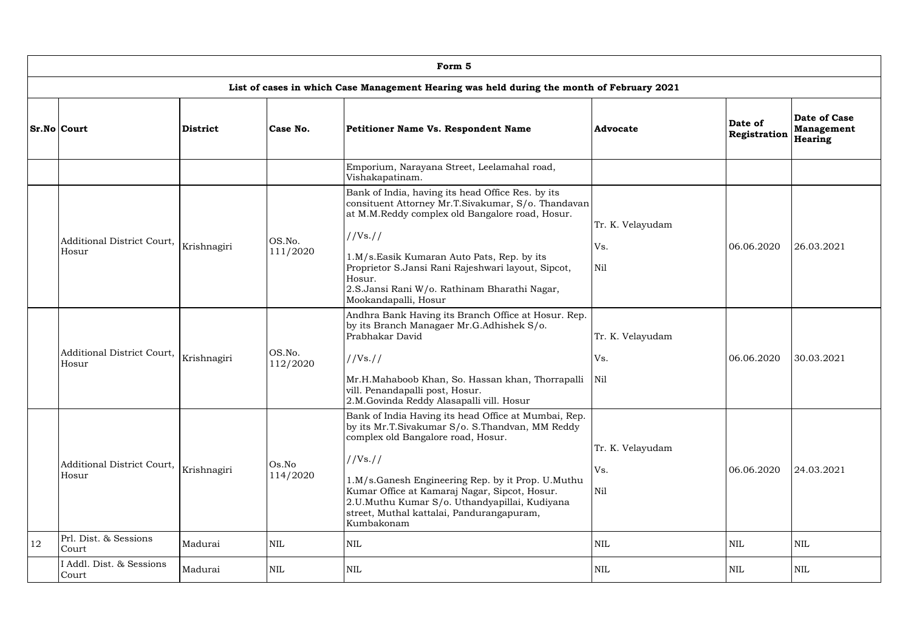**Form 5**

**List of cases in which Case Management Hearing was held during the month of February 2021**

| Sr.No | Court | District | Case No. | Petitioner Name Vs. Respondent Name | Advocate | Date of Registration | Date of Case Management Hearing |
|---|---|---|---|---|---|---|---|
| | | | | Emporium, Narayana Street, Leelamahal road, Vishakapatinam. | | | |
| | Additional District Court, Hosur | Krishnagiri | OS.No. 111/2020 | Bank of India, having its head Office Res. by its consituent Attorney Mr.T.Sivakumar, S/o. Thandavan at M.M.Reddy complex old Bangalore road, Hosur.<br>//Vs.//<br>1.M/s.Easik Kumaran Auto Pats, Rep. by its Proprietor S.Jansi Rani Rajeshwari layout, Sipcot, Hosur.<br>2.S.Jansi Rani W/o. Rathinam Bharathi Nagar, Mookandapalli, Hosur | Tr. K. Velayudam<br>Vs.<br>Nil | 06.06.2020 | 26.03.2021 |
| | Additional District Court, Hosur | Krishnagiri | OS.No. 112/2020 | Andhra Bank Having its Branch Office at Hosur. Rep. by its Branch Managaer Mr.G.Adhishek S/o. Prabhakar David<br>//Vs.//<br>Mr.H.Mahaboob Khan, So. Hassan khan, Thorrapalli vill. Penandapalli post, Hosur.<br>2.M.Govinda Reddy Alasapalli vill. Hosur | Tr. K. Velayudam<br>Vs.<br>Nil | 06.06.2020 | 30.03.2021 |
| | Additional District Court, Hosur | Krishnagiri | Os.No 114/2020 | Bank of India Having its head Office at Mumbai, Rep. by its Mr.T.Sivakumar S/o. S.Thandvan, MM Reddy complex old Bangalore road, Hosur.<br>//Vs.//<br>1.M/s.Ganesh Engineering Rep. by it Prop. U.Muthu Kumar Office at Kamaraj Nagar, Sipcot, Hosur.<br>2.U.Muthu Kumar S/o. Uthandyapillai, Kudiyana street, Muthal kattalai, Pandurangapuram, Kumbakonam | Tr. K. Velayudam<br>Vs.<br>Nil | 06.06.2020 | 24.03.2021 |
| 12 | Prl. Dist. & Sessions Court | Madurai | NIL | NIL | NIL | NIL | NIL |
| | I Addl. Dist. & Sessions Court | Madurai | NIL | NIL | NIL | NIL | NIL |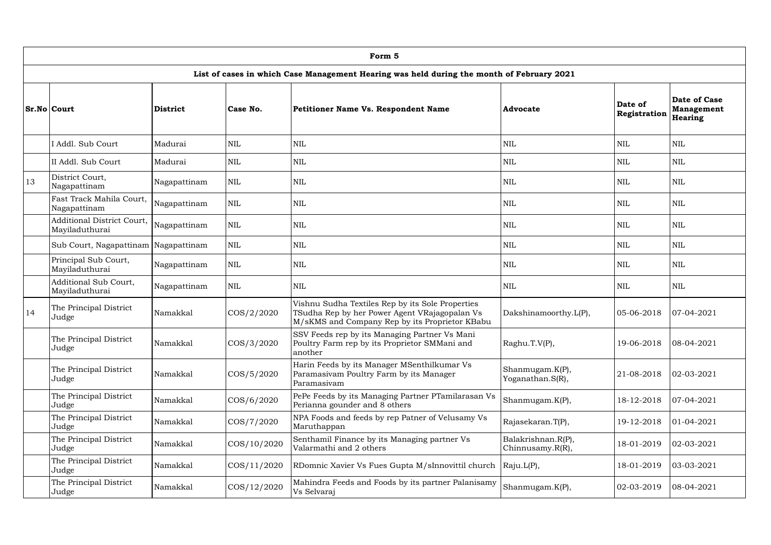| Form 5 | | | | | | | |
|---|---|---|---|---|---|---|---|
| **List of cases in which Case Management Hearing was held during the month of February 2021** | | | | | | | |
| **Sr.No** | **Court** | **District** | **Case No.** | **Petitioner Name Vs. Respondent Name** | **Advocate** | **Date of Registration** | **Date of Case Management Hearing** |
| | I Addl. Sub Court | Madurai | NIL | NIL | NIL | NIL | NIL |
| | II Addl. Sub Court | Madurai | NIL | NIL | NIL | NIL | NIL |
| 13 | District Court, Nagapattinam | Nagapattinam | NIL | NIL | NIL | NIL | NIL |
| | Fast Track Mahila Court, Nagapattinam | Nagapattinam | NIL | NIL | NIL | NIL | NIL |
| | Additional District Court, Mayiladuthurai | Nagapattinam | NIL | NIL | NIL | NIL | NIL |
| | Sub Court, Nagapattinam | Nagapattinam | NIL | NIL | NIL | NIL | NIL |
| | Principal Sub Court, Mayiladuthurai | Nagapattinam | NIL | NIL | NIL | NIL | NIL |
| | Additional Sub Court, Mayiladuthurai | Nagapattinam | NIL | NIL | NIL | NIL | NIL |
| 14 | The Principal District Judge | Namakkal | COS/2/2020 | Vishnu Sudha Textiles Rep by its Sole Properties TSudha Rep by her Power Agent VRajagopalan Vs M/sKMS and Company Rep by its Proprietor KBabu | Dakshinamoorthy.L(P), | 05-06-2018 | 07-04-2021 |
| | The Principal District Judge | Namakkal | COS/3/2020 | SSV Feeds rep by its Managing Partner Vs Mani Poultry Farm rep by its Proprietor SMMani and another | Raghu.T.V(P), | 19-06-2018 | 08-04-2021 |
| | The Principal District Judge | Namakkal | COS/5/2020 | Harin Feeds by its Manager MSenthilkumar Vs Paramasivam Poultry Farm by its Manager Paramasivam | Shanmugam.K(P), Yoganathan.S(R), | 21-08-2018 | 02-03-2021 |
| | The Principal District Judge | Namakkal | COS/6/2020 | PePe Feeds by its Managing Partner PTamilarasan Vs Perianna gounder and 8 others | Shanmugam.K(P), | 18-12-2018 | 07-04-2021 |
| | The Principal District Judge | Namakkal | COS/7/2020 | NPA Foods and feeds by rep Patner of Velusamy Vs Maruthappan | Rajasekaran.T(P), | 19-12-2018 | 01-04-2021 |
| | The Principal District Judge | Namakkal | COS/10/2020 | Senthamil Finance by its Managing partner Vs Valarmathi and 2 others | Balakrishnan.R(P), Chinnusamy.R(R), | 18-01-2019 | 02-03-2021 |
| | The Principal District Judge | Namakkal | COS/11/2020 | RDomnic Xavier Vs Fues Gupta M/sInnovittil church | Raju.L(P), | 18-01-2019 | 03-03-2021 |
| | The Principal District Judge | Namakkal | COS/12/2020 | Mahindra Feeds and Foods by its partner Palanisamy Vs Selvaraj | Shanmugam.K(P), | 02-03-2019 | 08-04-2021 |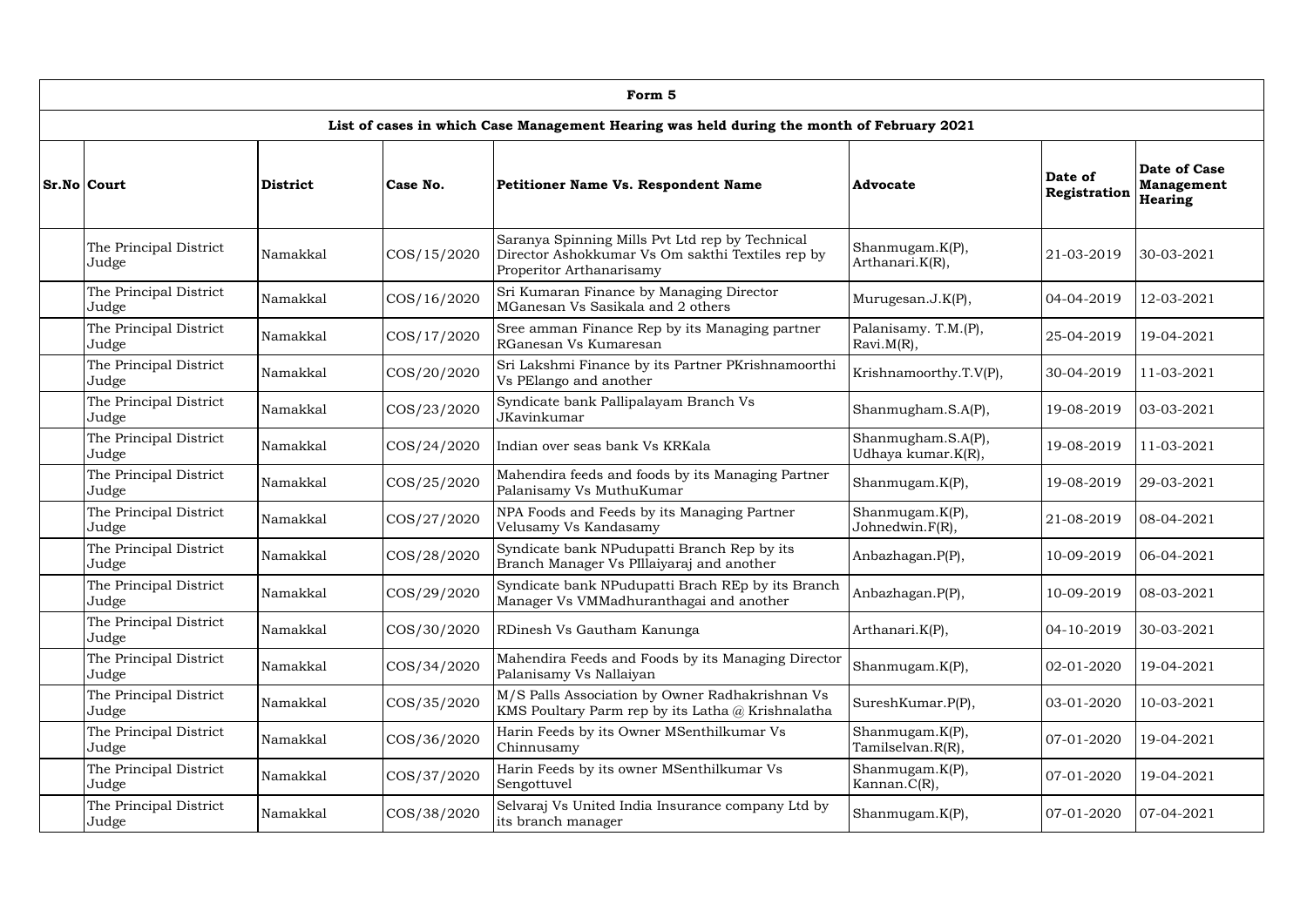**Form 5**

**List of cases in which Case Management Hearing was held during the month of February 2021**

| Sr.No | Court | District | Case No. | Petitioner Name Vs. Respondent Name | Advocate | Date of Registration | Date of Case Management Hearing |
|---|---|---|---|---|---|---|---|
| | The Principal District Judge | Namakkal | COS/15/2020 | Saranya Spinning Mills Pvt Ltd rep by Technical Director Ashokkumar Vs Om sakthi Textiles rep by Properitor Arthanarisamy | Shanmugam.K(P), Arthanari.K(R), | 21-03-2019 | 30-03-2021 |
| | The Principal District Judge | Namakkal | COS/16/2020 | Sri Kumaran Finance by Managing Director MGanesan Vs Sasikala and 2 others | Murugesan.J.K(P), | 04-04-2019 | 12-03-2021 |
| | The Principal District Judge | Namakkal | COS/17/2020 | Sree amman Finance Rep by its Managing partner RGanesan Vs Kumaresan | Palanisamy. T.M.(P), Ravi.M(R), | 25-04-2019 | 19-04-2021 |
| | The Principal District Judge | Namakkal | COS/20/2020 | Sri Lakshmi Finance by its Partner PKrishnamoorthi Vs PElango and another | Krishnamoorthy.T.V(P), | 30-04-2019 | 11-03-2021 |
| | The Principal District Judge | Namakkal | COS/23/2020 | Syndicate bank Pallipalayam Branch Vs JKavinkumar | Shanmugham.S.A(P), | 19-08-2019 | 03-03-2021 |
| | The Principal District Judge | Namakkal | COS/24/2020 | Indian over seas bank Vs KRKala | Shanmugham.S.A(P), Udhaya kumar.K(R), | 19-08-2019 | 11-03-2021 |
| | The Principal District Judge | Namakkal | COS/25/2020 | Mahendira feeds and foods by its Managing Partner Palanisamy Vs MuthuKumar | Shanmugam.K(P), | 19-08-2019 | 29-03-2021 |
| | The Principal District Judge | Namakkal | COS/27/2020 | NPA Foods and Feeds by its Managing Partner Velusamy Vs Kandasamy | Shanmugam.K(P), Johnedwin.F(R), | 21-08-2019 | 08-04-2021 |
| | The Principal District Judge | Namakkal | COS/28/2020 | Syndicate bank NPudupatti Branch Rep by its Branch Manager Vs PIllaiyaraj and another | Anbazhagan.P(P), | 10-09-2019 | 06-04-2021 |
| | The Principal District Judge | Namakkal | COS/29/2020 | Syndicate bank NPudupatti Brach REp by its Branch Manager Vs VMMadhuranthagai and another | Anbazhagan.P(P), | 10-09-2019 | 08-03-2021 |
| | The Principal District Judge | Namakkal | COS/30/2020 | RDinesh Vs Gautham Kanunga | Arthanari.K(P), | 04-10-2019 | 30-03-2021 |
| | The Principal District Judge | Namakkal | COS/34/2020 | Mahendira Feeds and Foods by its Managing Director Palanisamy Vs Nallaiyan | Shanmugam.K(P), | 02-01-2020 | 19-04-2021 |
| | The Principal District Judge | Namakkal | COS/35/2020 | M/S Palls Association by Owner Radhakrishnan Vs KMS Poultary Parm rep by its Latha @ Krishnalatha | SureshKumar.P(P), | 03-01-2020 | 10-03-2021 |
| | The Principal District Judge | Namakkal | COS/36/2020 | Harin Feeds by its Owner MSenthilkumar Vs Chinnusamy | Shanmugam.K(P), Tamilselvan.R(R), | 07-01-2020 | 19-04-2021 |
| | The Principal District Judge | Namakkal | COS/37/2020 | Harin Feeds by its owner MSenthilkumar Vs Sengottuvel | Shanmugam.K(P), Kannan.C(R), | 07-01-2020 | 19-04-2021 |
| | The Principal District Judge | Namakkal | COS/38/2020 | Selvaraj Vs United India Insurance company Ltd by its branch manager | Shanmugam.K(P), | 07-01-2020 | 07-04-2021 |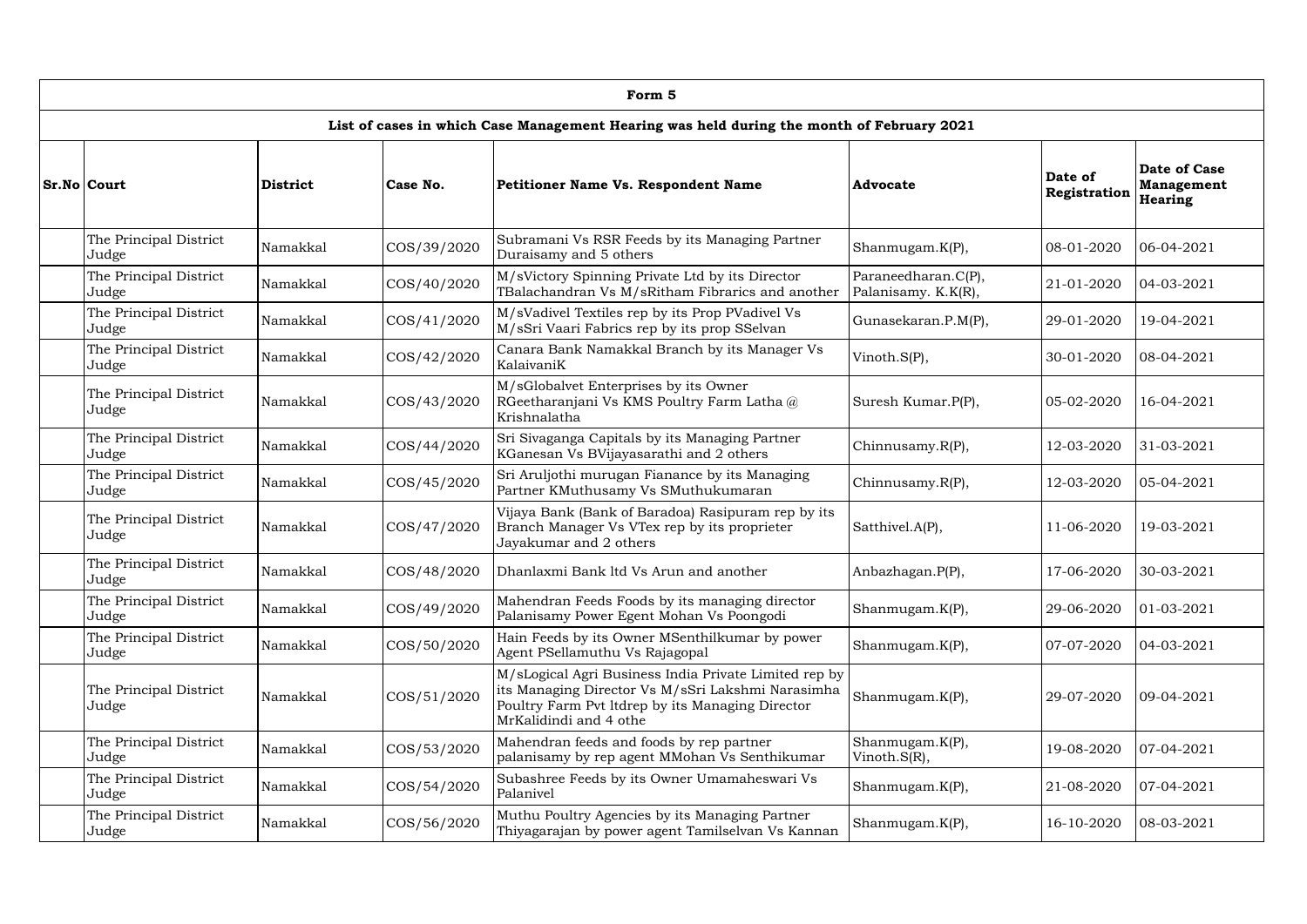| Form 5 | | | | | | | |
|---|---|---|---|---|---|---|---|
| **List of cases in which Case Management Hearing was held during the month of February 2021** | | | | | | | |
| **Sr.No** | **Court** | **District** | **Case No.** | **Petitioner Name Vs. Respondent Name** | **Advocate** | **Date of Registration** | **Date of Case Management Hearing** |
| | The Principal District Judge | Namakkal | COS/39/2020 | Subramani Vs RSR Feeds by its Managing Partner Duraisamy and 5 others | Shanmugam.K(P), | 08-01-2020 | 06-04-2021 |
| | The Principal District Judge | Namakkal | COS/40/2020 | M/sVictory Spinning Private Ltd by its Director TBalachandran Vs M/sRitham Fibrarics and another | Paraneedharan.C(P), Palanisamy. K.K(R), | 21-01-2020 | 04-03-2021 |
| | The Principal District Judge | Namakkal | COS/41/2020 | M/sVadivel Textiles rep by its Prop PVadivel Vs M/sSri Vaari Fabrics rep by its prop SSelvan | Gunasekaran.P.M(P), | 29-01-2020 | 19-04-2021 |
| | The Principal District Judge | Namakkal | COS/42/2020 | Canara Bank Namakkal Branch by its Manager Vs KalaivaniK | Vinoth.S(P), | 30-01-2020 | 08-04-2021 |
| | The Principal District Judge | Namakkal | COS/43/2020 | M/sGlobalvet Enterprises by its Owner RGeetharanjani Vs KMS Poultry Farm Latha @ Krishnalatha | Suresh Kumar.P(P), | 05-02-2020 | 16-04-2021 |
| | The Principal District Judge | Namakkal | COS/44/2020 | Sri Sivaganga Capitals by its Managing Partner KGanesan Vs BVijayasarathi and 2 others | Chinnusamy.R(P), | 12-03-2020 | 31-03-2021 |
| | The Principal District Judge | Namakkal | COS/45/2020 | Sri Aruljothi murugan Fianance by its Managing Partner KMuthusamy Vs SMuthukumaran | Chinnusamy.R(P), | 12-03-2020 | 05-04-2021 |
| | The Principal District Judge | Namakkal | COS/47/2020 | Vijaya Bank (Bank of Baradoa) Rasipuram rep by its Branch Manager Vs VTex rep by its proprieter Jayakumar and 2 others | Satthivel.A(P), | 11-06-2020 | 19-03-2021 |
| | The Principal District Judge | Namakkal | COS/48/2020 | Dhanlaxmi Bank ltd Vs Arun and another | Anbazhagan.P(P), | 17-06-2020 | 30-03-2021 |
| | The Principal District Judge | Namakkal | COS/49/2020 | Mahendran Feeds Foods by its managing director Palanisamy Power Egent Mohan Vs Poongodi | Shanmugam.K(P), | 29-06-2020 | 01-03-2021 |
| | The Principal District Judge | Namakkal | COS/50/2020 | Hain Feeds by its Owner MSenthilkumar by power Agent PSellamuthu Vs Rajagopal | Shanmugam.K(P), | 07-07-2020 | 04-03-2021 |
| | The Principal District Judge | Namakkal | COS/51/2020 | M/sLogical Agri Business India Private Limited rep by its Managing Director Vs M/sSri Lakshmi Narasimha Poultry Farm Pvt ltdrep by its Managing Director MrKalidindi and 4 othe | Shanmugam.K(P), | 29-07-2020 | 09-04-2021 |
| | The Principal District Judge | Namakkal | COS/53/2020 | Mahendran feeds and foods by rep partner palanisamy by rep agent MMohan Vs Senthikumar | Shanmugam.K(P), Vinoth.S(R), | 19-08-2020 | 07-04-2021 |
| | The Principal District Judge | Namakkal | COS/54/2020 | Subashree Feeds by its Owner Umamaheswari Vs Palanivel | Shanmugam.K(P), | 21-08-2020 | 07-04-2021 |
| | The Principal District Judge | Namakkal | COS/56/2020 | Muthu Poultry Agencies by its Managing Partner Thiyagarajan by power agent Tamilselvan Vs Kannan | Shanmugam.K(P), | 16-10-2020 | 08-03-2021 |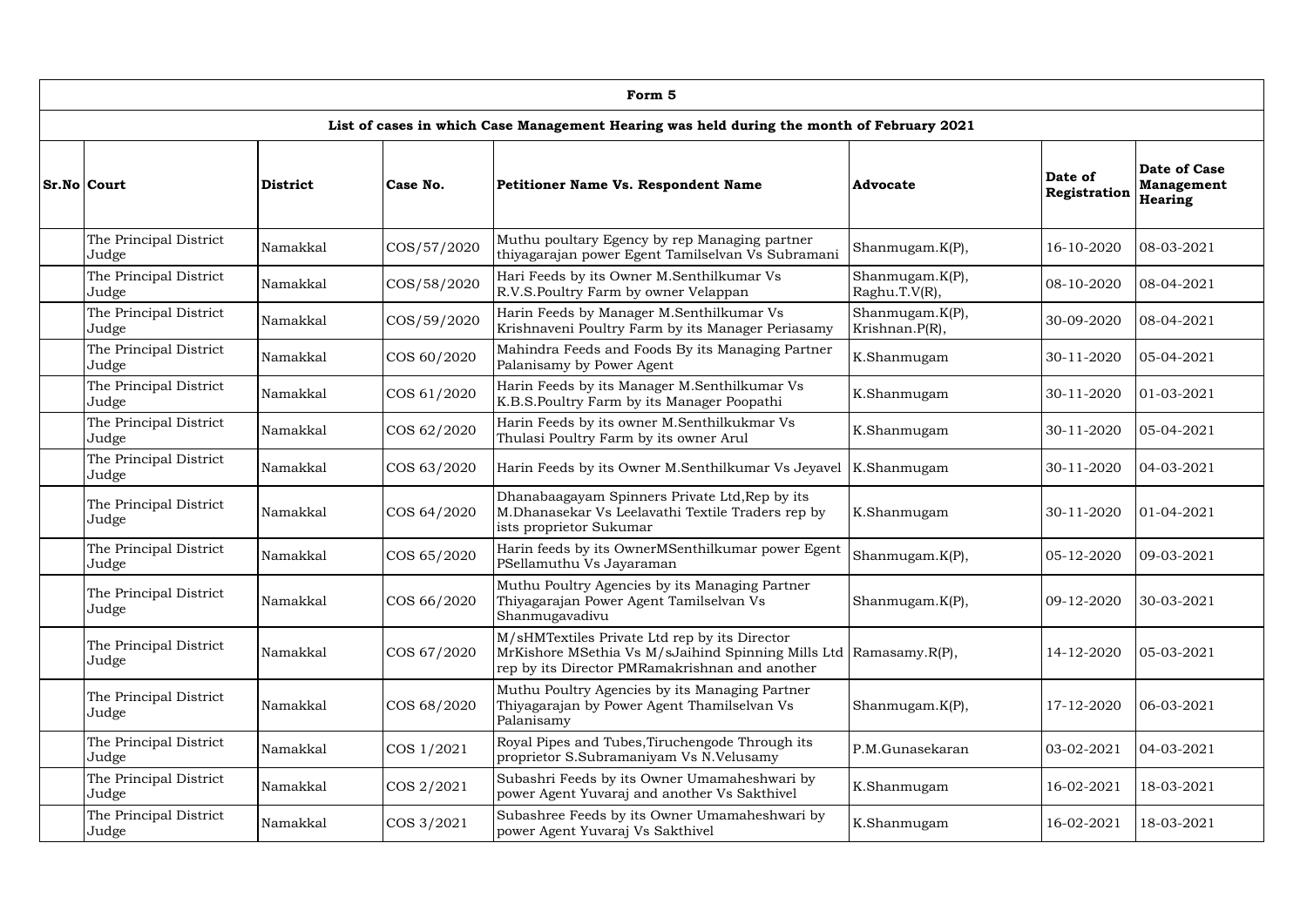| Form 5 | | | | | | | |
|---|---|---|---|---|---|---|---|
| **List of cases in which Case Management Hearing was held during the month of February 2021** | | | | | | | |
| **Sr.No** | **Court** | **District** | **Case No.** | **Petitioner Name Vs. Respondent Name** | **Advocate** | **Date of Registration** | **Date of Case Management Hearing** |
| | The Principal District Judge | Namakkal | COS/57/2020 | Muthu poultary Egency by rep Managing partner thiyagarajan power Egent Tamilselvan Vs Subramani | Shanmugam.K(P), | 16-10-2020 | 08-03-2021 |
| | The Principal District Judge | Namakkal | COS/58/2020 | Hari Feeds by its Owner M.Senthilkumar Vs R.V.S.Poultry Farm by owner Velappan | Shanmugam.K(P), Raghu.T.V(R), | 08-10-2020 | 08-04-2021 |
| | The Principal District Judge | Namakkal | COS/59/2020 | Harin Feeds by Manager M.Senthilkumar Vs Krishnaveni Poultry Farm by its Manager Periasamy | Shanmugam.K(P), Krishnan.P(R), | 30-09-2020 | 08-04-2021 |
| | The Principal District Judge | Namakkal | COS 60/2020 | Mahindra Feeds and Foods By its Managing Partner Palanisamy by Power Agent | K.Shanmugam | 30-11-2020 | 05-04-2021 |
| | The Principal District Judge | Namakkal | COS 61/2020 | Harin Feeds by its Manager M.Senthilkumar Vs K.B.S.Poultry Farm by its Manager Poopathi | K.Shanmugam | 30-11-2020 | 01-03-2021 |
| | The Principal District Judge | Namakkal | COS 62/2020 | Harin Feeds by its owner M.Senthilkukmar Vs Thulasi Poultry Farm by its owner Arul | K.Shanmugam | 30-11-2020 | 05-04-2021 |
| | The Principal District Judge | Namakkal | COS 63/2020 | Harin Feeds by its Owner M.Senthilkumar Vs Jeyavel | K.Shanmugam | 30-11-2020 | 04-03-2021 |
| | The Principal District Judge | Namakkal | COS 64/2020 | Dhanabaagayam Spinners Private Ltd,Rep by its M.Dhanasekar Vs Leelavathi Textile Traders rep by ists proprietor Sukumar | K.Shanmugam | 30-11-2020 | 01-04-2021 |
| | The Principal District Judge | Namakkal | COS 65/2020 | Harin feeds by its OwnerMSenthilkumar power Egent PSellamuthu Vs Jayaraman | Shanmugam.K(P), | 05-12-2020 | 09-03-2021 |
| | The Principal District Judge | Namakkal | COS 66/2020 | Muthu Poultry Agencies by its Managing Partner Thiyagarajan Power Agent Tamilselvan Vs Shanmugavadivu | Shanmugam.K(P), | 09-12-2020 | 30-03-2021 |
| | The Principal District Judge | Namakkal | COS 67/2020 | M/sHMTextiles Private Ltd rep by its Director MrKishore MSethia Vs M/sJaihind Spinning Mills Ltd rep by its Director PMRamakrishnan and another | Ramasamy.R(P), | 14-12-2020 | 05-03-2021 |
| | The Principal District Judge | Namakkal | COS 68/2020 | Muthu Poultry Agencies by its Managing Partner Thiyagarajan by Power Agent Thamilselvan Vs Palanisamy | Shanmugam.K(P), | 17-12-2020 | 06-03-2021 |
| | The Principal District Judge | Namakkal | COS 1/2021 | Royal Pipes and Tubes,Tiruchengode Through its proprietor S.Subramaniyam Vs N.Velusamy | P.M.Gunasekaran | 03-02-2021 | 04-03-2021 |
| | The Principal District Judge | Namakkal | COS 2/2021 | Subashri Feeds by its Owner Umamaheshwari by power Agent Yuvaraj and another Vs Sakthivel | K.Shanmugam | 16-02-2021 | 18-03-2021 |
| | The Principal District Judge | Namakkal | COS 3/2021 | Subashree Feeds by its Owner Umamaheshwari by power Agent Yuvaraj Vs Sakthivel | K.Shanmugam | 16-02-2021 | 18-03-2021 |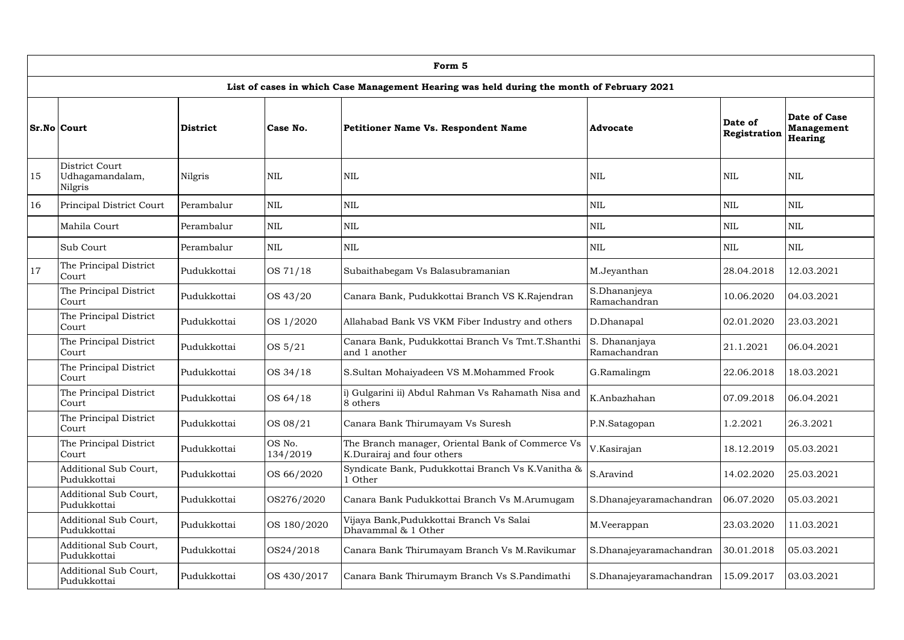| Form 5 | | | | | | | |
|---|---|---|---|---|---|---|---|
| **List of cases in which Case Management Hearing was held during the month of February 2021** | | | | | | | |
| **Sr.No** | **Court** | **District** | **Case No.** | **Petitioner Name Vs. Respondent Name** | **Advocate** | **Date of Registration** | **Date of Case Management Hearing** |
| 15 | District Court Udhagamandalam, Nilgris | Nilgris | NIL | NIL | NIL | NIL | NIL |
| 16 | Principal District Court | Perambalur | NIL | NIL | NIL | NIL | NIL |
| | Mahila Court | Perambalur | NIL | NIL | NIL | NIL | NIL |
| | Sub Court | Perambalur | NIL | NIL | NIL | NIL | NIL |
| 17 | The Principal District Court | Pudukkottai | OS 71/18 | Subaithabegam Vs Balasubramanian | M.Jeyanthan | 28.04.2018 | 12.03.2021 |
| | The Principal District Court | Pudukkottai | OS 43/20 | Canara Bank, Pudukkottai Branch VS K.Rajendran | S.Dhananjeya Ramachandran | 10.06.2020 | 04.03.2021 |
| | The Principal District Court | Pudukkottai | OS 1/2020 | Allahabad Bank VS VKM Fiber Industry and others | D.Dhanapal | 02.01.2020 | 23.03.2021 |
| | The Principal District Court | Pudukkottai | OS 5/21 | Canara Bank, Pudukkottai Branch Vs Tmt.T.Shanthi and 1 another | S. Dhananjaya Ramachandran | 21.1.2021 | 06.04.2021 |
| | The Principal District Court | Pudukkottai | OS 34/18 | S.Sultan Mohaiyadeen VS M.Mohammed Frook | G.Ramalingm | 22.06.2018 | 18.03.2021 |
| | The Principal District Court | Pudukkottai | OS 64/18 | i) Gulgarini ii) Abdul Rahman Vs Rahamath Nisa and 8 others | K.Anbazhahan | 07.09.2018 | 06.04.2021 |
| | The Principal District Court | Pudukkottai | OS 08/21 | Canara Bank Thirumayam Vs Suresh | P.N.Satagopan | 1.2.2021 | 26.3.2021 |
| | The Principal District Court | Pudukkottai | OS No. 134/2019 | The Branch manager, Oriental Bank of Commerce Vs K.Durairaj and four others | V.Kasirajan | 18.12.2019 | 05.03.2021 |
| | Additional Sub Court, Pudukkottai | Pudukkottai | OS 66/2020 | Syndicate Bank, Pudukkottai Branch Vs K.Vanitha & 1 Other | S.Aravind | 14.02.2020 | 25.03.2021 |
| | Additional Sub Court, Pudukkottai | Pudukkottai | OS276/2020 | Canara Bank Pudukkottai Branch Vs M.Arumugam | S.Dhanajeyaramachandran | 06.07.2020 | 05.03.2021 |
| | Additional Sub Court, Pudukkottai | Pudukkottai | OS 180/2020 | Vijaya Bank,Pudukkottai Branch Vs Salai Dhavammal & 1 Other | M.Veerappan | 23.03.2020 | 11.03.2021 |
| | Additional Sub Court, Pudukkottai | Pudukkottai | OS24/2018 | Canara Bank Thirumayam Branch Vs M.Ravikumar | S.Dhanajeyaramachandran | 30.01.2018 | 05.03.2021 |
| | Additional Sub Court, Pudukkottai | Pudukkottai | OS 430/2017 | Canara Bank Thirumaym Branch Vs S.Pandimathi | S.Dhanajeyaramachandran | 15.09.2017 | 03.03.2021 |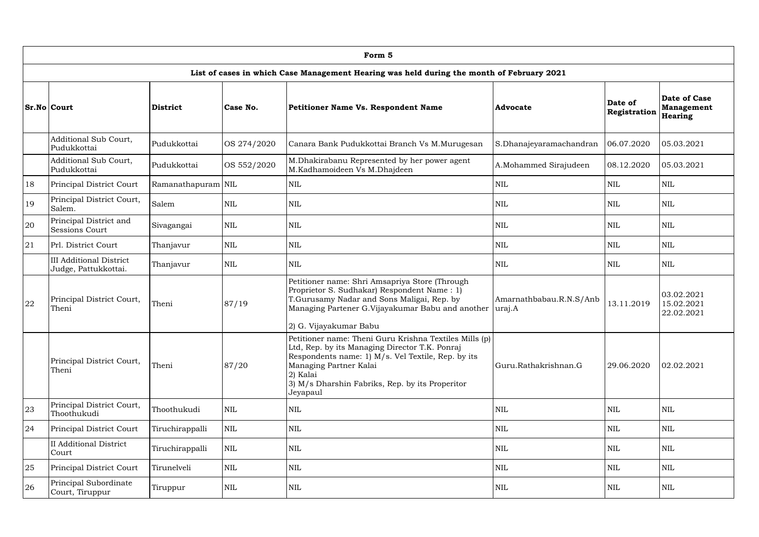| Form 5 | | | | | | | |
|---|---|---|---|---|---|---|---|
| **List of cases in which Case Management Hearing was held during the month of February 2021** | | | | | | | |
| **Sr.No** | **Court** | **District** | **Case No.** | **Petitioner Name Vs. Respondent Name** | **Advocate** | **Date of Registration** | **Date of Case Management Hearing** |
| | Additional Sub Court, Pudukkottai | Pudukkottai | OS 274/2020 | Canara Bank Pudukkottai Branch Vs M.Murugesan | S.Dhanajeyaramachandran | 06.07.2020 | 05.03.2021 |
| | Additional Sub Court, Pudukkottai | Pudukkottai | OS 552/2020 | M.Dhakirabanu Represented by her power agent M.Kadhamoideen Vs M.Dhajdeen | A.Mohammed Sirajudeen | 08.12.2020 | 05.03.2021 |
| 18 | Principal District Court | Ramanathapuram | NIL | NIL | NIL | NIL | NIL |
| 19 | Principal District Court, Salem. | Salem | NIL | NIL | NIL | NIL | NIL |
| 20 | Principal District and Sessions Court | Sivagangai | NIL | NIL | NIL | NIL | NIL |
| 21 | Prl. District Court | Thanjavur | NIL | NIL | NIL | NIL | NIL |
| | III Additional District Judge, Pattukkottai. | Thanjavur | NIL | NIL | NIL | NIL | NIL |
| 22 | Principal District Court, Theni | Theni | 87/19 | Petitioner name: Shri Amsapriya Store (Through Proprietor S. Sudhakar) Respondent Name : 1) T.Gurusamy Nadar and Sons Maligai, Rep. by Managing Partener G.Vijayakumar Babu and another<br><br>2) G. Vijayakumar Babu | Amarnathbabau.R.N.S/Anburaj.A | 13.11.2019 | 03.02.2021<br>15.02.2021<br>22.02.2021 |
| | Principal District Court, Theni | Theni | 87/20 | Petitioner name: Theni Guru Krishna Textiles Mills (p) Ltd, Rep. by its Managing Director T.K. Ponraj<br>Respondents name: 1) M/s. Vel Textile, Rep. by its Managing Partner Kalai<br>2) Kalai<br>3) M/s Dharshin Fabriks, Rep. by its Properitor Jeyapaul | Guru.Rathakrishnan.G | 29.06.2020 | 02.02.2021 |
| 23 | Principal District Court, Thoothukudi | Thoothukudi | NIL | NIL | NIL | NIL | NIL |
| 24 | Principal District Court | Tiruchirappalli | NIL | NIL | NIL | NIL | NIL |
| | II Additional District Court | Tiruchirappalli | NIL | NIL | NIL | NIL | NIL |
| 25 | Principal District Court | Tirunelveli | NIL | NIL | NIL | NIL | NIL |
| 26 | Principal Subordinate Court, Tiruppur | Tiruppur | NIL | NIL | NIL | NIL | NIL |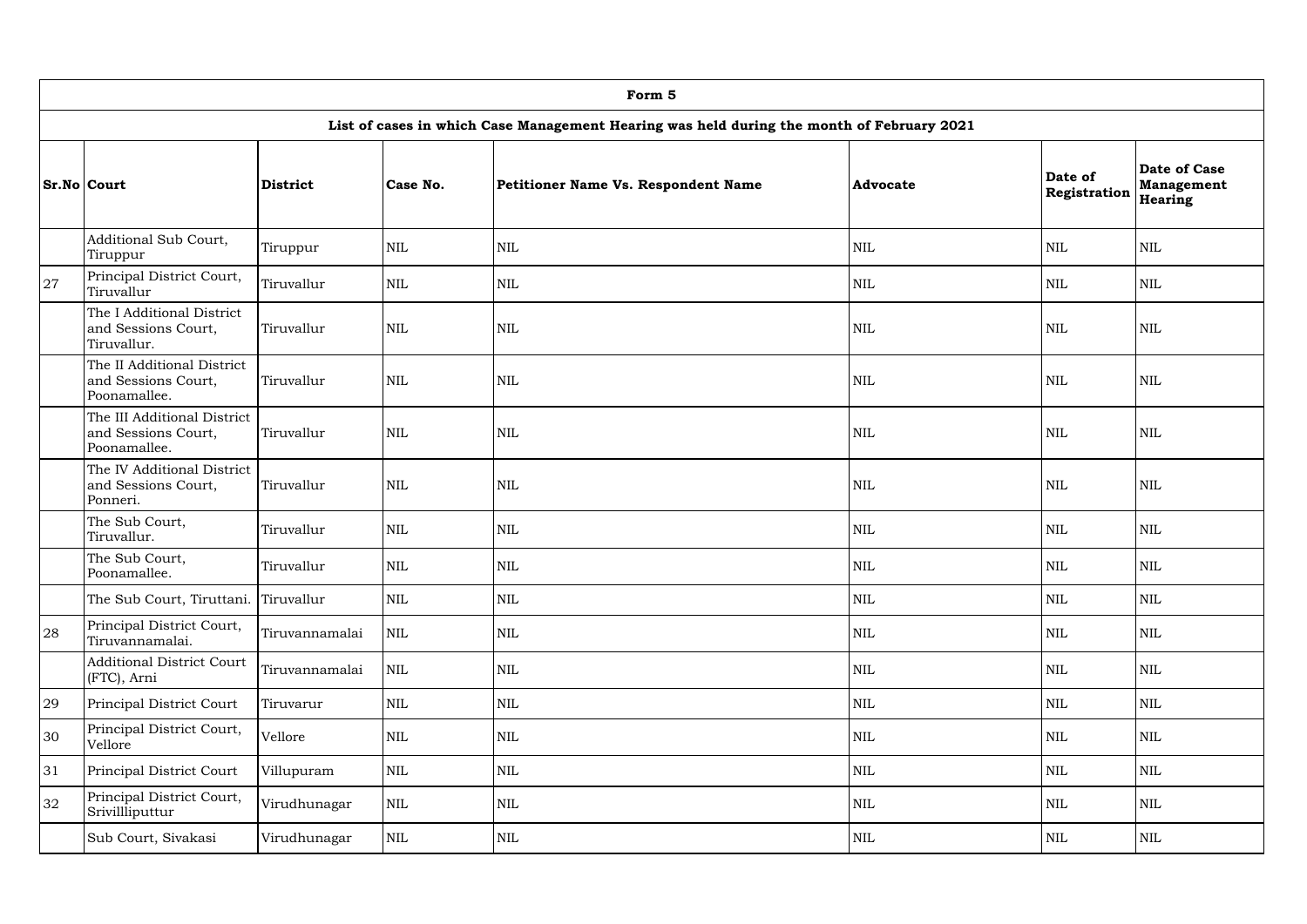| Form 5 | | | | | | | |
|---|---|---|---|---|---|---|---|
| **List of cases in which Case Management Hearing was held during the month of February 2021** | | | | | | | |
| **Sr.No** | **Court** | **District** | **Case No.** | **Petitioner Name Vs. Respondent Name** | **Advocate** | **Date of Registration** | **Date of Case Management Hearing** |
| | Additional Sub Court, Tiruppur | Tiruppur | NIL | NIL | NIL | NIL | NIL |
| 27 | Principal District Court, Tiruvallur | Tiruvallur | NIL | NIL | NIL | NIL | NIL |
| | The I Additional District and Sessions Court, Tiruvallur. | Tiruvallur | NIL | NIL | NIL | NIL | NIL |
| | The II Additional District and Sessions Court, Poonamallee. | Tiruvallur | NIL | NIL | NIL | NIL | NIL |
| | The III Additional District and Sessions Court, Poonamallee. | Tiruvallur | NIL | NIL | NIL | NIL | NIL |
| | The IV Additional District and Sessions Court, Ponneri. | Tiruvallur | NIL | NIL | NIL | NIL | NIL |
| | The Sub Court, Tiruvallur. | Tiruvallur | NIL | NIL | NIL | NIL | NIL |
| | The Sub Court, Poonamallee. | Tiruvallur | NIL | NIL | NIL | NIL | NIL |
| | The Sub Court, Tiruttani. | Tiruvallur | NIL | NIL | NIL | NIL | NIL |
| 28 | Principal District Court, Tiruvannamalai. | Tiruvannamalai | NIL | NIL | NIL | NIL | NIL |
| | Additional District Court (FTC), Arni | Tiruvannamalai | NIL | NIL | NIL | NIL | NIL |
| 29 | Principal District Court | Tiruvarur | NIL | NIL | NIL | NIL | NIL |
| 30 | Principal District Court, Vellore | Vellore | NIL | NIL | NIL | NIL | NIL |
| 31 | Principal District Court | Villupuram | NIL | NIL | NIL | NIL | NIL |
| 32 | Principal District Court, Srivillliputtur | Virudhunagar | NIL | NIL | NIL | NIL | NIL |
| | Sub Court, Sivakasi | Virudhunagar | NIL | NIL | NIL | NIL | NIL |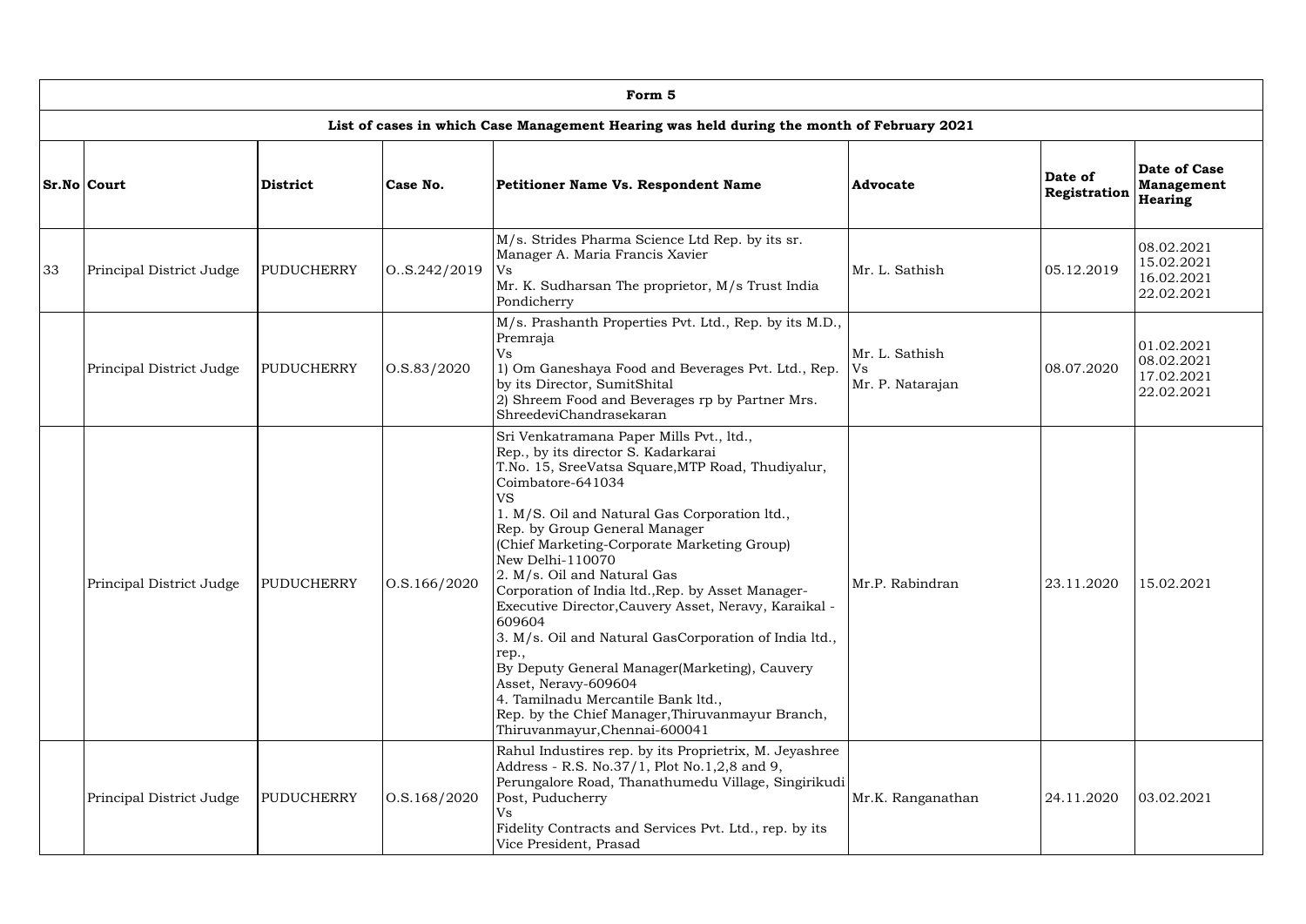| Form 5 | | | | | | | |
|---|---|---|---|---|---|---|---|
| **List of cases in which Case Management Hearing was held during the month of February 2021** | | | | | | | |
| **Sr.No** | **Court** | **District** | **Case No.** | **Petitioner Name Vs. Respondent Name** | **Advocate** | **Date of Registration** | **Date of Case Management Hearing** |
| 33 | Principal District Judge | PUDUCHERRY | O..S.242/2019 | M/s. Strides Pharma Science Ltd Rep. by its sr. Manager A. Maria Francis Xavier<br>Vs<br>Mr. K. Sudharsan The proprietor, M/s Trust India Pondicherry | Mr. L. Sathish | 05.12.2019 | 08.02.2021<br>15.02.2021<br>16.02.2021<br>22.02.2021 |
| | Principal District Judge | PUDUCHERRY | O.S.83/2020 | M/s. Prashanth Properties Pvt. Ltd., Rep. by its M.D., Premraja<br>Vs<br>1) Om Ganeshaya Food and Beverages Pvt. Ltd., Rep. by its Director, SumitShital<br>2) Shreem Food and Beverages rp by Partner Mrs. ShreedeviChandrasekaran | Mr. L. Sathish<br>Vs<br>Mr. P. Natarajan | 08.07.2020 | 01.02.2021<br>08.02.2021<br>17.02.2021<br>22.02.2021 |
| | Principal District Judge | PUDUCHERRY | O.S.166/2020 | Sri Venkatramana Paper Mills Pvt., ltd.,<br>Rep., by its director S. Kadarkarai<br>T.No. 15, SreeVatsa Square,MTP Road, Thudiyalur, Coimbatore-641034<br>VS<br>1. M/S. Oil and Natural Gas Corporation ltd.,<br>Rep. by Group General Manager<br>(Chief Marketing-Corporate Marketing Group)<br>New Delhi-110070<br>2. M/s. Oil and Natural Gas<br>Corporation of India ltd.,Rep. by Asset Manager-Executive Director,Cauvery Asset, Neravy, Karaikal - 609604<br>3. M/s. Oil and Natural GasCorporation of India ltd., rep.,<br>By Deputy General Manager(Marketing), Cauvery Asset, Neravy-609604<br>4. Tamilnadu Mercantile Bank ltd.,<br>Rep. by the Chief Manager,Thiruvanmayur Branch, Thiruvanmayur,Chennai-600041 | Mr.P. Rabindran | 23.11.2020 | 15.02.2021 |
| | Principal District Judge | PUDUCHERRY | O.S.168/2020 | Rahul Industires rep. by its Proprietrix, M. Jeyashree Address - R.S. No.37/1, Plot No.1,2,8 and 9, Perungalore Road, Thanathumedu Village, Singirikudi Post, Puducherry<br>Vs<br>Fidelity Contracts and Services Pvt. Ltd., rep. by its Vice President, Prasad | Mr.K. Ranganathan | 24.11.2020 | 03.02.2021 |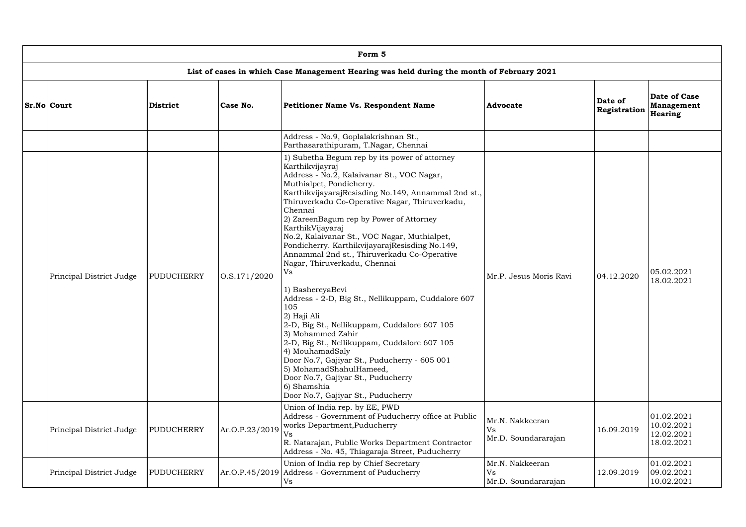| Form 5 | | | | | | | |
|---|---|---|---|---|---|---|---|
| **List of cases in which Case Management Hearing was held during the month of February 2021** | | | | | | | |
| **Sr.No** | **Court** | **District** | **Case No.** | **Petitioner Name Vs. Respondent Name** | **Advocate** | **Date of Registration** | **Date of Case Management Hearing** |
| | | | | Address - No.9, Goplalakrishnan St., Parthasarathipuram, T.Nagar, Chennai | | | |
| | Principal District Judge | PUDUCHERRY | O.S.171/2020 | 1) Subetha Begum rep by its power of attorney Karthikvijayraj<br>Address - No.2, Kalaivanar St., VOC Nagar, Muthialpet, Pondicherry.<br>KarthikvijayarajResisding No.149, Annammal 2nd st., Thiruverkadu Co-Operative Nagar, Thiruverkadu, Chennai<br>2) ZareenBagum rep by Power of Attorney KarthikVijayaraj<br>No.2, Kalaivanar St., VOC Nagar, Muthialpet, Pondicherry. KarthikvijayarajResisding No.149, Annammal 2nd st., Thiruverkadu Co-Operative Nagar, Thiruverkadu, Chennai<br>Vs<br><br>1) BashereyaBevi<br>Address - 2-D, Big St., Nellikuppam, Cuddalore 607 105<br>2) Haji Ali<br>2-D, Big St., Nellikuppam, Cuddalore 607 105<br>3) Mohammed Zahir<br>2-D, Big St., Nellikuppam, Cuddalore 607 105<br>4) MouhamadSaly<br>Door No.7, Gajiyar St., Puducherry - 605 001<br>5) MohamadShahulHameed,<br>Door No.7, Gajiyar St., Puducherry<br>6) Shamshia<br>Door No.7, Gajiyar St., Puducherry | Mr.P. Jesus Moris Ravi | 04.12.2020 | 05.02.2021<br>18.02.2021 |
| | Principal District Judge | PUDUCHERRY | Ar.O.P.23/2019 | Union of India rep. by EE, PWD<br>Address - Government of Puducherry office at Public works Department,Puducherry<br>Vs<br>R. Natarajan, Public Works Department Contractor<br>Address - No. 45, Thiagaraja Street, Puducherry | Mr.N. Nakkeeran<br>Vs<br>Mr.D. Soundararajan | 16.09.2019 | 01.02.2021<br>10.02.2021<br>12.02.2021<br>18.02.2021 |
| | Principal District Judge | PUDUCHERRY | Ar.O.P.45/2019 | Union of India rep by Chief Secretary<br>Address - Government of Puducherry<br>Vs | Mr.N. Nakkeeran<br>Vs<br>Mr.D. Soundararajan | 12.09.2019 | 01.02.2021<br>09.02.2021<br>10.02.2021 |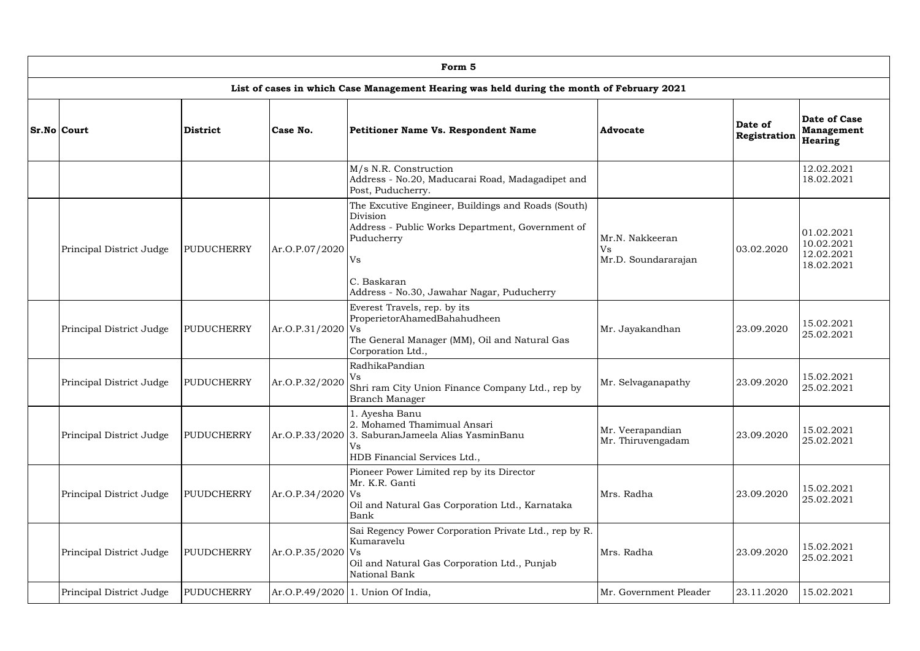| Form 5 | | | | | | | |
|---|---|---|---|---|---|---|---|
| **List of cases in which Case Management Hearing was held during the month of February 2021** | | | | | | | |
| **Sr.No** | **Court** | **District** | **Case No.** | **Petitioner Name Vs. Respondent Name** | **Advocate** | **Date of Registration** | **Date of Case Management Hearing** |
| | | | | M/s N.R. Construction<br>Address - No.20, Maducarai Road, Madagadipet and Post, Puducherry. | | | 12.02.2021<br>18.02.2021 |
| | Principal District Judge | PUDUCHERRY | Ar.O.P.07/2020 | The Excutive Engineer, Buildings and Roads (South) Division<br>Address - Public Works Department, Government of Puducherry<br>Vs<br>C. Baskaran<br>Address - No.30, Jawahar Nagar, Puducherry | Mr.N. Nakkeeran<br>Vs<br>Mr.D. Soundararajan | 03.02.2020 | 01.02.2021<br>10.02.2021<br>12.02.2021<br>18.02.2021 |
| | Principal District Judge | PUDUCHERRY | Ar.O.P.31/2020 | Everest Travels, rep. by its ProperietorAhamedBahahudheen<br>Vs<br>The General Manager (MM), Oil and Natural Gas Corporation Ltd., | Mr. Jayakandhan | 23.09.2020 | 15.02.2021<br>25.02.2021 |
| | Principal District Judge | PUDUCHERRY | Ar.O.P.32/2020 | RadhikaPandian<br>Vs<br>Shri ram City Union Finance Company Ltd., rep by Branch Manager | Mr. Selvaganapathy | 23.09.2020 | 15.02.2021<br>25.02.2021 |
| | Principal District Judge | PUDUCHERRY | Ar.O.P.33/2020 | 1. Ayesha Banu<br>2. Mohamed Thamimual Ansari<br>3. SaburanJameela Alias YasminBanu<br>Vs<br>HDB Financial Services Ltd., | Mr. Veerapandian<br>Mr. Thiruvengadam | 23.09.2020 | 15.02.2021<br>25.02.2021 |
| | Principal District Judge | PUUDCHERRY | Ar.O.P.34/2020 | Pioneer Power Limited rep by its Director Mr. K.R. Ganti<br>Vs<br>Oil and Natural Gas Corporation Ltd., Karnataka Bank | Mrs. Radha | 23.09.2020 | 15.02.2021<br>25.02.2021 |
| | Principal District Judge | PUUDCHERRY | Ar.O.P.35/2020 | Sai Regency Power Corporation Private Ltd., rep by R. Kumaravelu<br>Vs<br>Oil and Natural Gas Corporation Ltd., Punjab National Bank | Mrs. Radha | 23.09.2020 | 15.02.2021<br>25.02.2021 |
| | Principal District Judge | PUDUCHERRY | Ar.O.P.49/2020 | 1. Union Of India, | Mr. Government Pleader | 23.11.2020 | 15.02.2021 |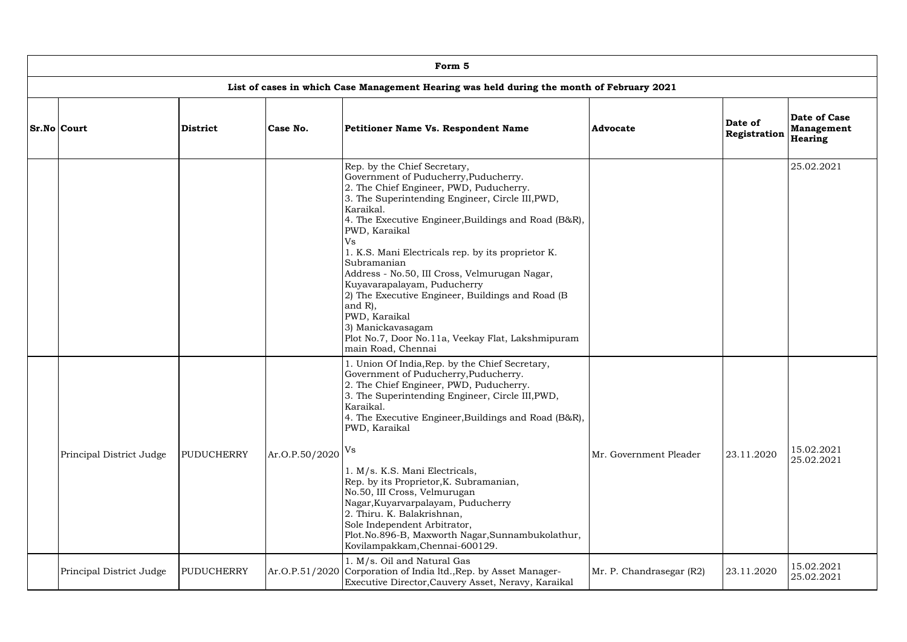| Form 5 | | | | | | | |
|---|---|---|---|---|---|---|---|
| **List of cases in which Case Management Hearing was held during the month of February 2021** | | | | | | | |
| **Sr.No** | **Court** | **District** | **Case No.** | **Petitioner Name Vs. Respondent Name** | **Advocate** | **Date of Registration** | **Date of Case Management Hearing** |
| | | | | Rep. by the Chief Secretary, Government of Puducherry,Puducherry.<br>2. The Chief Engineer, PWD, Puducherry.<br>3. The Superintending Engineer, Circle III,PWD, Karaikal.<br>4. The Executive Engineer,Buildings and Road (B&R), PWD, Karaikal<br>Vs<br>1. K.S. Mani Electricals rep. by its proprietor K. Subramanian<br>Address - No.50, III Cross, Velmurugan Nagar, Kuyavarapalayam, Puducherry<br>2) The Executive Engineer, Buildings and Road (B and R),<br>PWD, Karaikal<br>3) Manickavasagam<br>Plot No.7, Door No.11a, Veekay Flat, Lakshmipuram main Road, Chennai | | | 25.02.2021 |
| | Principal District Judge | PUDUCHERRY | Ar.O.P.50/2020 | 1. Union Of India,Rep. by the Chief Secretary, Government of Puducherry,Puducherry.<br>2. The Chief Engineer, PWD, Puducherry.<br>3. The Superintending Engineer, Circle III,PWD, Karaikal.<br>4. The Executive Engineer,Buildings and Road (B&R), PWD, Karaikal<br>Vs<br>1. M/s. K.S. Mani Electricals,<br>Rep. by its Proprietor,K. Subramanian,<br>No.50, III Cross, Velmurugan Nagar,Kuyarvarpalayam, Puducherry<br>2. Thiru. K. Balakrishnan,<br>Sole Independent Arbitrator,<br>Plot.No.896-B, Maxworth Nagar,Sunnambukolathur, Kovilampakkam,Chennai-600129. | Mr. Government Pleader | 23.11.2020 | 15.02.2021<br>25.02.2021 |
| | Principal District Judge | PUDUCHERRY | Ar.O.P.51/2020 | 1. M/s. Oil and Natural Gas Corporation of India ltd.,Rep. by Asset Manager-Executive Director,Cauvery Asset, Neravy, Karaikal | Mr. P. Chandrasegar (R2) | 23.11.2020 | 15.02.2021<br>25.02.2021 |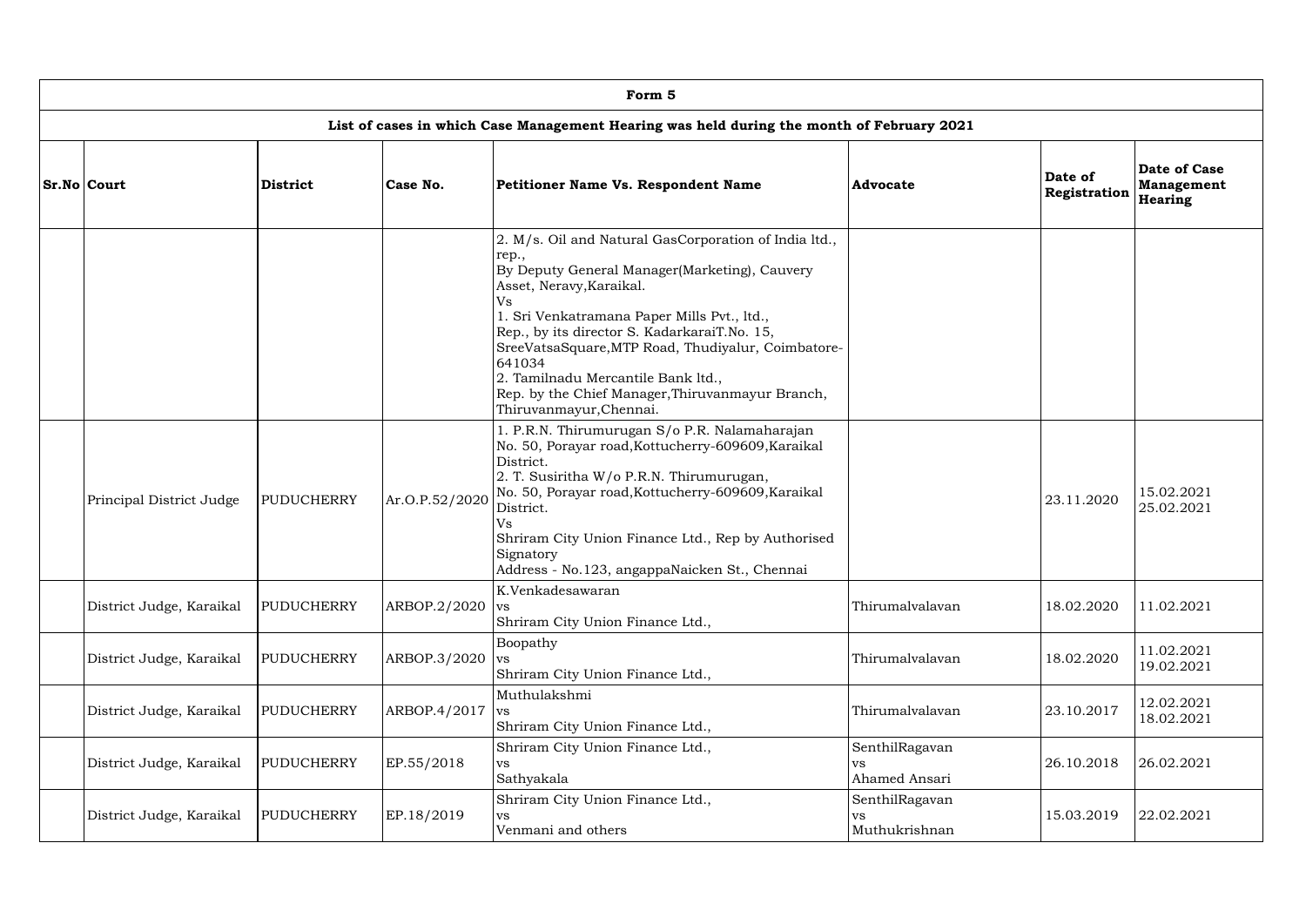| Form 5 | | | | | | | |
|---|---|---|---|---|---|---|---|
| List of cases in which Case Management Hearing was held during the month of February 2021 | | | | | | | |
| **Sr.No** | **Court** | **District** | **Case No.** | **Petitioner Name Vs. Respondent Name** | **Advocate** | **Date of Registration** | **Date of Case Management Hearing** |
| | | | | 2. M/s. Oil and Natural GasCorporation of India ltd., rep.,<br>By Deputy General Manager(Marketing), Cauvery Asset, Neravy,Karaikal.<br>Vs<br>1. Sri Venkatramana Paper Mills Pvt., ltd.,<br>Rep., by its director S. KadarkaraiT.No. 15, SreeVatsaSquare,MTP Road, Thudiyalur, Coimbatore-641034<br>2. Tamilnadu Mercantile Bank ltd.,<br>Rep. by the Chief Manager,Thiruvanmayur Branch, Thiruvanmayur,Chennai. | | | |
| | Principal District Judge | PUDUCHERRY | Ar.O.P.52/2020 | 1. P.R.N. Thirumurugan S/o P.R. Nalamaharajan No. 50, Porayar road,Kottucherry-609609,Karaikal District.<br>2. T. Susiritha W/o P.R.N. Thirumurugan, No. 50, Porayar road,Kottucherry-609609,Karaikal District.<br>Vs<br>Shriram City Union Finance Ltd., Rep by Authorised Signatory<br>Address - No.123, angappaNaicken St., Chennai | | 23.11.2020 | 15.02.2021<br>25.02.2021 |
| | District Judge, Karaikal | PUDUCHERRY | ARBOP.2/2020 | K.Venkadesawaran<br>vs<br>Shriram City Union Finance Ltd., | Thirumalvalavan | 18.02.2020 | 11.02.2021 |
| | District Judge, Karaikal | PUDUCHERRY | ARBOP.3/2020 | Boopathy<br>vs<br>Shriram City Union Finance Ltd., | Thirumalvalavan | 18.02.2020 | 11.02.2021<br>19.02.2021 |
| | District Judge, Karaikal | PUDUCHERRY | ARBOP.4/2017 | Muthulakshmi<br>vs<br>Shriram City Union Finance Ltd., | Thirumalvalavan | 23.10.2017 | 12.02.2021<br>18.02.2021 |
| | District Judge, Karaikal | PUDUCHERRY | EP.55/2018 | Shriram City Union Finance Ltd.,<br>vs<br>Sathyakala | SenthilRagavan<br>vs<br>Ahamed Ansari | 26.10.2018 | 26.02.2021 |
| | District Judge, Karaikal | PUDUCHERRY | EP.18/2019 | Shriram City Union Finance Ltd.,<br>vs<br>Venmani and others | SenthilRagavan<br>vs<br>Muthukrishnan | 15.03.2019 | 22.02.2021 |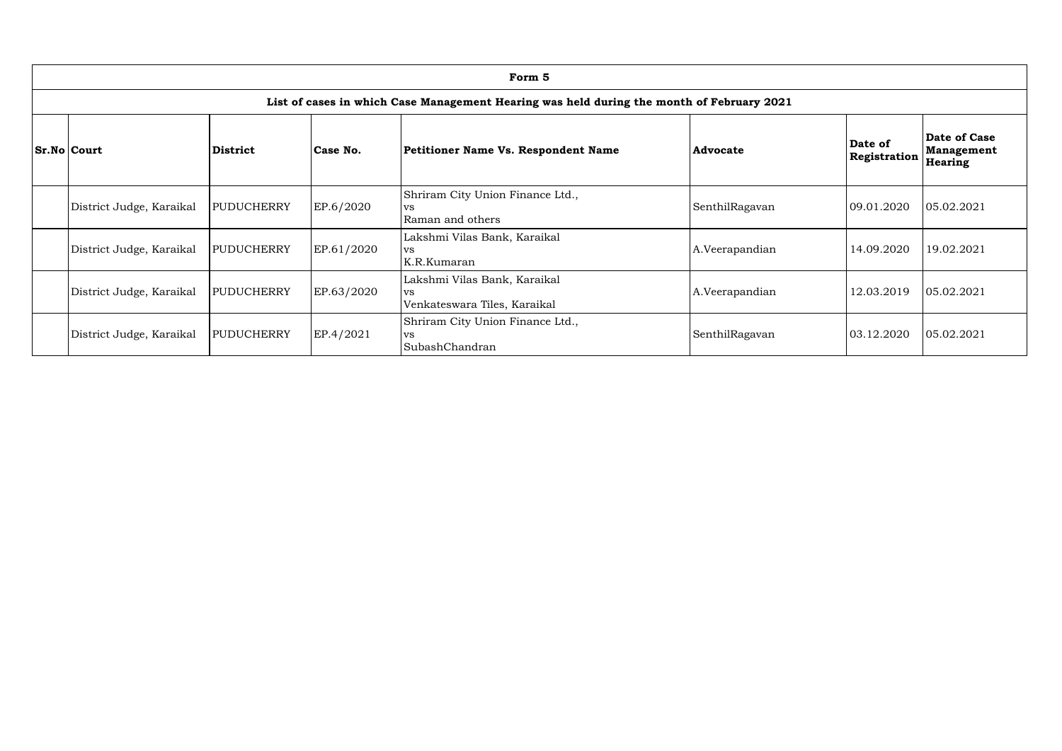| Form 5 | | | | | | | |
|---|---|---|---|---|---|---|---|
| List of cases in which Case Management Hearing was held during the month of February 2021 | | | | | | | |
| **Sr.No** | **Court** | **District** | **Case No.** | **Petitioner Name Vs. Respondent Name** | **Advocate** | **Date of Registration** | **Date of Case Management Hearing** |
| | District Judge, Karaikal | PUDUCHERRY | EP.6/2020 | Shriram City Union Finance Ltd., vs Raman and others | SenthilRagavan | 09.01.2020 | 05.02.2021 |
| | District Judge, Karaikal | PUDUCHERRY | EP.61/2020 | Lakshmi Vilas Bank, Karaikal vs K.R.Kumaran | A.Veerapandian | 14.09.2020 | 19.02.2021 |
| | District Judge, Karaikal | PUDUCHERRY | EP.63/2020 | Lakshmi Vilas Bank, Karaikal vs Venkateswara Tiles, Karaikal | A.Veerapandian | 12.03.2019 | 05.02.2021 |
| | District Judge, Karaikal | PUDUCHERRY | EP.4/2021 | Shriram City Union Finance Ltd., vs SubashChandran | SenthilRagavan | 03.12.2020 | 05.02.2021 |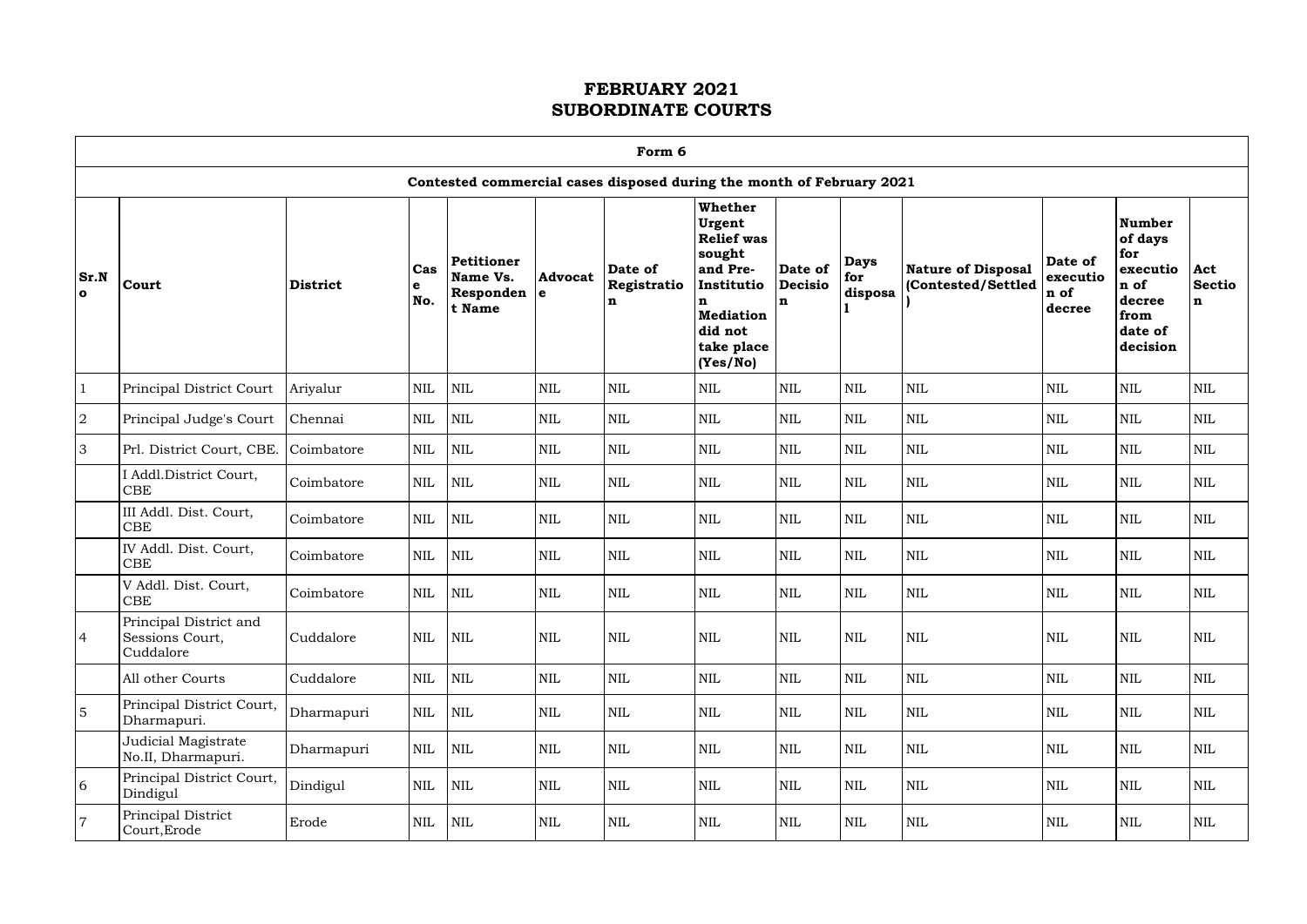# FEBRUARY 2021
# SUBORDINATE COURTS

| Form 6 | | | | | | | | | | | | | |
|---|---|---|---|---|---|---|---|---|---|---|---|---|---|
| Contested commercial cases disposed during the month of February 2021 | | | | | | | | | | | | | |
| Sr.No | Court | District | Case No. | Petitioner Name Vs. Respondent Name | Advocate | Date of Registration | Whether Urgent Relief was sought and Pre-Institution Mediation did not take place (Yes/No) | Date of Decision | Days for disposal | Nature of Disposal (Contested/Settled) | Date of execution of decree | Number of days for execution of decree from date of decision | Act Section |
| 1 | Principal District Court | Ariyalur | NIL | NIL | NIL | NIL | NIL | NIL | NIL | NIL | NIL | NIL | NIL |
| 2 | Principal Judge's Court | Chennai | NIL | NIL | NIL | NIL | NIL | NIL | NIL | NIL | NIL | NIL | NIL |
| 3 | Prl. District Court, CBE. | Coimbatore | NIL | NIL | NIL | NIL | NIL | NIL | NIL | NIL | NIL | NIL | NIL |
| | I Addl.District Court, CBE | Coimbatore | NIL | NIL | NIL | NIL | NIL | NIL | NIL | NIL | NIL | NIL | NIL |
| | III Addl. Dist. Court, CBE | Coimbatore | NIL | NIL | NIL | NIL | NIL | NIL | NIL | NIL | NIL | NIL | NIL |
| | IV Addl. Dist. Court, CBE | Coimbatore | NIL | NIL | NIL | NIL | NIL | NIL | NIL | NIL | NIL | NIL | NIL |
| | V Addl. Dist. Court, CBE | Coimbatore | NIL | NIL | NIL | NIL | NIL | NIL | NIL | NIL | NIL | NIL | NIL |
| 4 | Principal District and Sessions Court, Cuddalore | Cuddalore | NIL | NIL | NIL | NIL | NIL | NIL | NIL | NIL | NIL | NIL | NIL |
| | All other Courts | Cuddalore | NIL | NIL | NIL | NIL | NIL | NIL | NIL | NIL | NIL | NIL | NIL |
| 5 | Principal District Court, Dharmapuri. | Dharmapuri | NIL | NIL | NIL | NIL | NIL | NIL | NIL | NIL | NIL | NIL | NIL |
| | Judicial Magistrate No.II, Dharmapuri. | Dharmapuri | NIL | NIL | NIL | NIL | NIL | NIL | NIL | NIL | NIL | NIL | NIL |
| 6 | Principal District Court, Dindigul | Dindigul | NIL | NIL | NIL | NIL | NIL | NIL | NIL | NIL | NIL | NIL | NIL |
| 7 | Principal District Court,Erode | Erode | NIL | NIL | NIL | NIL | NIL | NIL | NIL | NIL | NIL | NIL | NIL |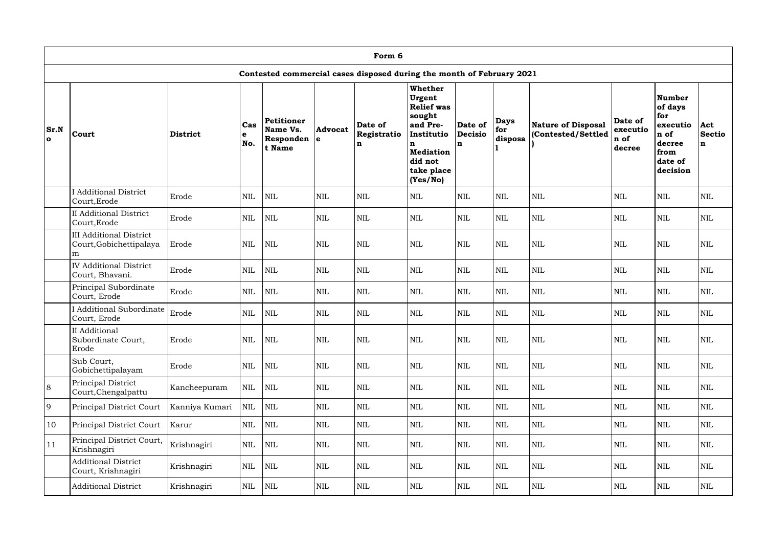| Form 6 | | | | | | | | | | | | | |
|---|---|---|---|---|---|---|---|---|---|---|---|---|---|
| Contested commercial cases disposed during the month of February 2021 | | | | | | | | | | | | | |
| **Sr.No** | **Court** | **District** | **Case No.** | **Petitioner Name Vs. Respondent Name** | **Advocate** | **Date of Registration** | **Whether Urgent Relief was sought and Pre-Institution Mediation did not take place (Yes/No)** | **Date of Decision** | **Days for disposal** | **Nature of Disposal (Contested/Settled)** | **Date of execution of decree** | **Number of days for execution of decree from date of decision** | **Act Section** |
| | I Additional District Court,Erode | Erode | NIL | NIL | NIL | NIL | NIL | NIL | NIL | NIL | NIL | NIL | NIL |
| | II Additional District Court,Erode | Erode | NIL | NIL | NIL | NIL | NIL | NIL | NIL | NIL | NIL | NIL | NIL |
| | III Additional District Court,Gobichettipalayam | Erode | NIL | NIL | NIL | NIL | NIL | NIL | NIL | NIL | NIL | NIL | NIL |
| | IV Additional District Court, Bhavani. | Erode | NIL | NIL | NIL | NIL | NIL | NIL | NIL | NIL | NIL | NIL | NIL |
| | Principal Subordinate Court, Erode | Erode | NIL | NIL | NIL | NIL | NIL | NIL | NIL | NIL | NIL | NIL | NIL |
| | I Additional Subordinate Court, Erode | Erode | NIL | NIL | NIL | NIL | NIL | NIL | NIL | NIL | NIL | NIL | NIL |
| | II Additional Subordinate Court, Erode | Erode | NIL | NIL | NIL | NIL | NIL | NIL | NIL | NIL | NIL | NIL | NIL |
| | Sub Court, Gobichettipalayam | Erode | NIL | NIL | NIL | NIL | NIL | NIL | NIL | NIL | NIL | NIL | NIL |
| 8 | Principal District Court,Chengalpattu | Kancheepuram | NIL | NIL | NIL | NIL | NIL | NIL | NIL | NIL | NIL | NIL | NIL |
| 9 | Principal District Court | Kanniya Kumari | NIL | NIL | NIL | NIL | NIL | NIL | NIL | NIL | NIL | NIL | NIL |
| 10 | Principal District Court | Karur | NIL | NIL | NIL | NIL | NIL | NIL | NIL | NIL | NIL | NIL | NIL |
| 11 | Principal District Court, Krishnagiri | Krishnagiri | NIL | NIL | NIL | NIL | NIL | NIL | NIL | NIL | NIL | NIL | NIL |
| | Additional District Court, Krishnagiri | Krishnagiri | NIL | NIL | NIL | NIL | NIL | NIL | NIL | NIL | NIL | NIL | NIL |
| | Additional District | Krishnagiri | NIL | NIL | NIL | NIL | NIL | NIL | NIL | NIL | NIL | NIL | NIL |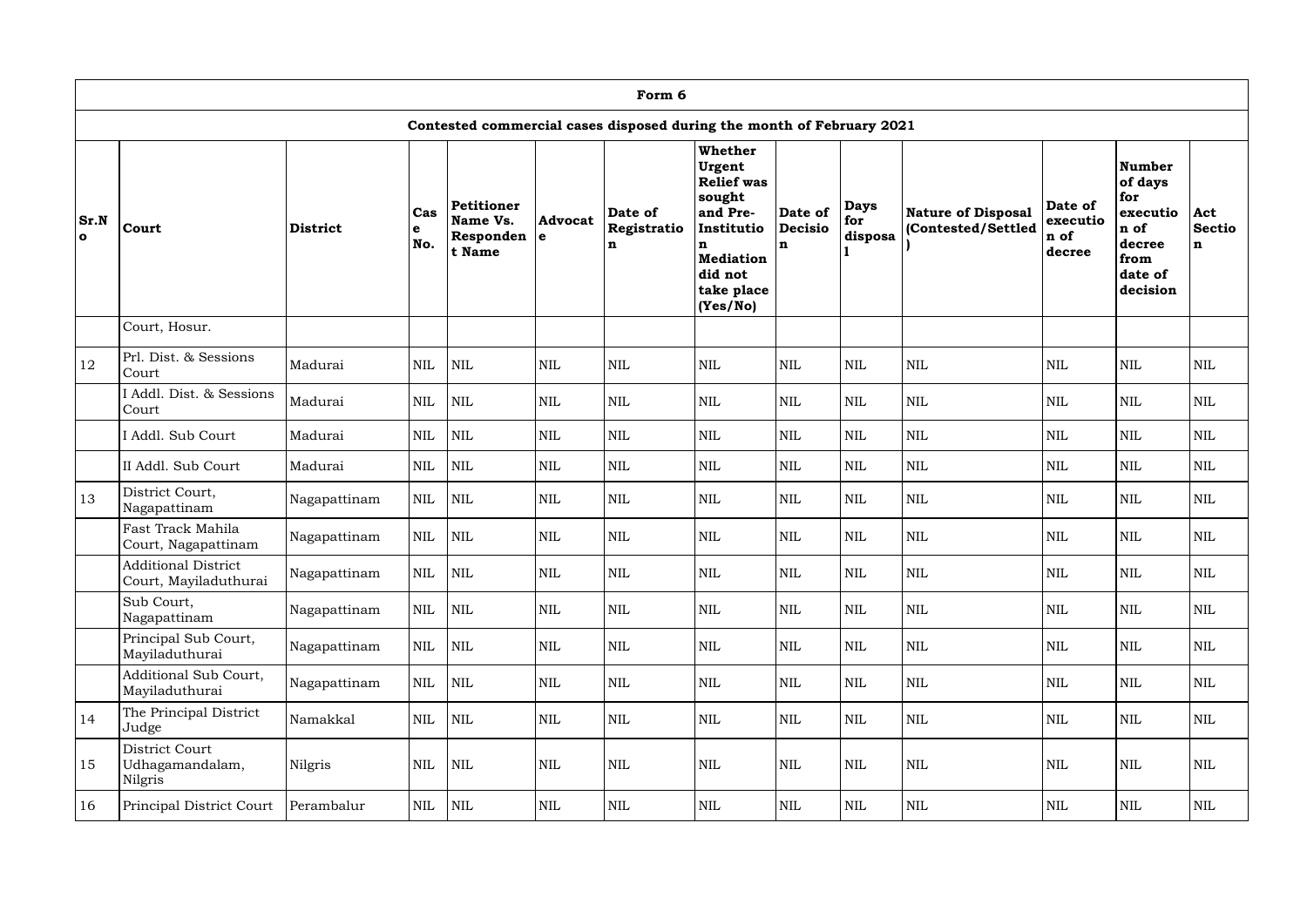| Form 6 | | | | | | | | | | | | | |
|---|---|---|---|---|---|---|---|---|---|---|---|---|---|
| Contested commercial cases disposed during the month of February 2021 | | | | | | | | | | | | | |
| Sr.No | Court | District | Case No. | Petitioner Name Vs. Respondent Name | Advocate | Date of Registration | Whether Urgent Relief was sought and Pre-Institution Mediation did not take place (Yes/No) | Date of Decision | Days for disposal | Nature of Disposal (Contested/Settled) | Date of execution of decree | Number of days for execution of decree from date of decision | Act Section |
| | Court, Hosur. | | | | | | | | | | | | |
| 12 | Prl. Dist. & Sessions Court | Madurai | NIL | NIL | NIL | NIL | NIL | NIL | NIL | NIL | NIL | NIL | NIL |
| | I Addl. Dist. & Sessions Court | Madurai | NIL | NIL | NIL | NIL | NIL | NIL | NIL | NIL | NIL | NIL | NIL |
| | I Addl. Sub Court | Madurai | NIL | NIL | NIL | NIL | NIL | NIL | NIL | NIL | NIL | NIL | NIL |
| | II Addl. Sub Court | Madurai | NIL | NIL | NIL | NIL | NIL | NIL | NIL | NIL | NIL | NIL | NIL |
| 13 | District Court, Nagapattinam | Nagapattinam | NIL | NIL | NIL | NIL | NIL | NIL | NIL | NIL | NIL | NIL | NIL |
| | Fast Track Mahila Court, Nagapattinam | Nagapattinam | NIL | NIL | NIL | NIL | NIL | NIL | NIL | NIL | NIL | NIL | NIL |
| | Additional District Court, Mayiladuthurai | Nagapattinam | NIL | NIL | NIL | NIL | NIL | NIL | NIL | NIL | NIL | NIL | NIL |
| | Sub Court, Nagapattinam | Nagapattinam | NIL | NIL | NIL | NIL | NIL | NIL | NIL | NIL | NIL | NIL | NIL |
| | Principal Sub Court, Mayiladuthurai | Nagapattinam | NIL | NIL | NIL | NIL | NIL | NIL | NIL | NIL | NIL | NIL | NIL |
| | Additional Sub Court, Mayiladuthurai | Nagapattinam | NIL | NIL | NIL | NIL | NIL | NIL | NIL | NIL | NIL | NIL | NIL |
| 14 | The Principal District Judge | Namakkal | NIL | NIL | NIL | NIL | NIL | NIL | NIL | NIL | NIL | NIL | NIL |
| 15 | District Court Udhagamandalam, Nilgris | Nilgris | NIL | NIL | NIL | NIL | NIL | NIL | NIL | NIL | NIL | NIL | NIL |
| 16 | Principal District Court | Perambalur | NIL | NIL | NIL | NIL | NIL | NIL | NIL | NIL | NIL | NIL | NIL |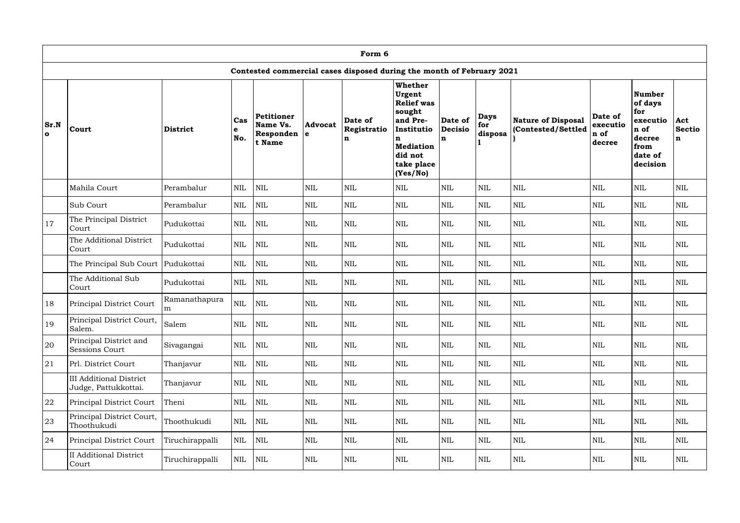| Form 6 | | | | | | | | | | | | | |
|---|---|---|---|---|---|---|---|---|---|---|---|---|---|
| Contested commercial cases disposed during the month of February 2021 | | | | | | | | | | | | | |
| **Sr.No** | **Court** | **District** | **Case No.** | **Petitioner Name Vs. Respondent Name** | **Advocate** | **Date of Registration** | **Whether Urgent Relief was sought and Pre-Institution Mediation did not take place (Yes/No)** | **Date of Decision** | **Days for disposal** | **Nature of Disposal (Contested/Settled)** | **Date of execution of decree** | **Number of days for execution of decree from date of decision** | **Act Section** |
| | Mahila Court | Perambalur | NIL | NIL | NIL | NIL | NIL | NIL | NIL | NIL | NIL | NIL | NIL |
| | Sub Court | Perambalur | NIL | NIL | NIL | NIL | NIL | NIL | NIL | NIL | NIL | NIL | NIL |
| 17 | The Principal District Court | Pudukottai | NIL | NIL | NIL | NIL | NIL | NIL | NIL | NIL | NIL | NIL | NIL |
| | The Additional District Court | Pudukottai | NIL | NIL | NIL | NIL | NIL | NIL | NIL | NIL | NIL | NIL | NIL |
| | The Principal Sub Court | Pudukottai | NIL | NIL | NIL | NIL | NIL | NIL | NIL | NIL | NIL | NIL | NIL |
| | The Additional Sub Court | Pudukottai | NIL | NIL | NIL | NIL | NIL | NIL | NIL | NIL | NIL | NIL | NIL |
| 18 | Principal District Court | Ramanathapuram | NIL | NIL | NIL | NIL | NIL | NIL | NIL | NIL | NIL | NIL | NIL |
| 19 | Principal District Court, Salem. | Salem | NIL | NIL | NIL | NIL | NIL | NIL | NIL | NIL | NIL | NIL | NIL |
| 20 | Principal District and Sessions Court | Sivagangai | NIL | NIL | NIL | NIL | NIL | NIL | NIL | NIL | NIL | NIL | NIL |
| 21 | Prl. District Court | Thanjavur | NIL | NIL | NIL | NIL | NIL | NIL | NIL | NIL | NIL | NIL | NIL |
| | III Additional District Judge, Pattukkottai. | Thanjavur | NIL | NIL | NIL | NIL | NIL | NIL | NIL | NIL | NIL | NIL | NIL |
| 22 | Principal District Court | Theni | NIL | NIL | NIL | NIL | NIL | NIL | NIL | NIL | NIL | NIL | NIL |
| 23 | Principal District Court, Thoothukudi | Thoothukudi | NIL | NIL | NIL | NIL | NIL | NIL | NIL | NIL | NIL | NIL | NIL |
| 24 | Principal District Court | Tiruchirappalli | NIL | NIL | NIL | NIL | NIL | NIL | NIL | NIL | NIL | NIL | NIL |
| | II Additional District Court | Tiruchirappalli | NIL | NIL | NIL | NIL | NIL | NIL | NIL | NIL | NIL | NIL | NIL |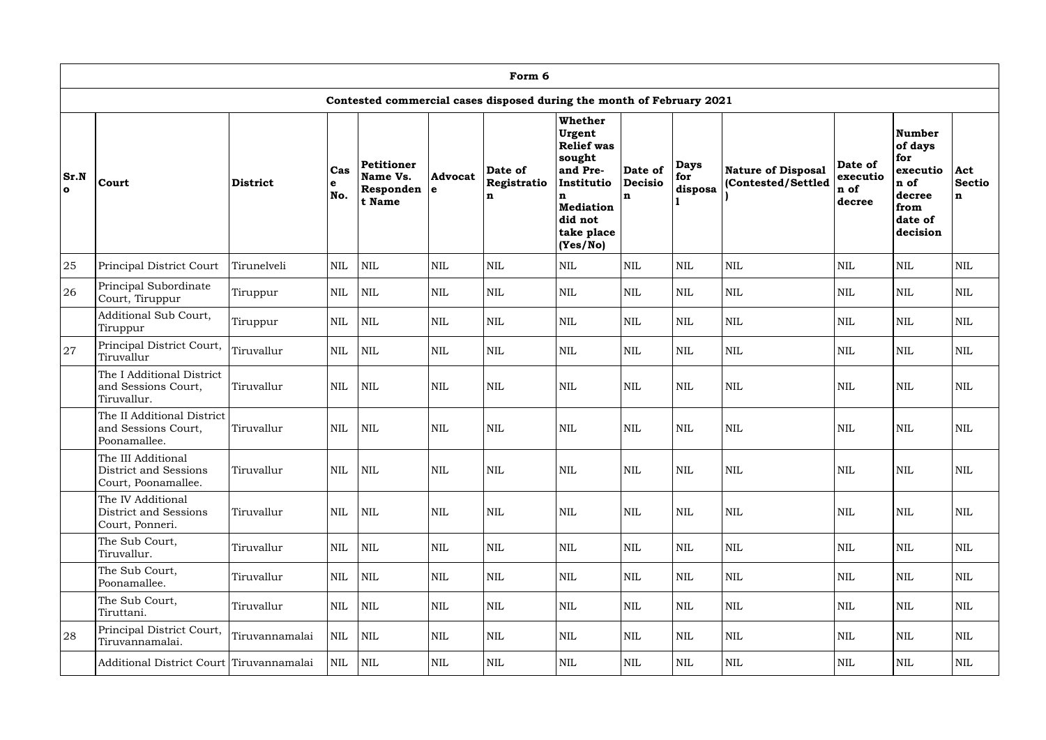| Form 6 | | | | | | | | | | | | | |
|---|---|---|---|---|---|---|---|---|---|---|---|---|---|
| Contested commercial cases disposed during the month of February 2021 | | | | | | | | | | | | | |
| Sr.No | Court | District | Case No. | Petitioner Name Vs. Respondent Name | Advocate | Date of Registration | Whether Urgent Relief was sought and Pre-Institution Mediation did not take place (Yes/No) | Date of Decision | Days for disposal | Nature of Disposal (Contested/Settled) | Date of execution of decree | Number of days for execution of decree from date of decision | Act Section |
| 25 | Principal District Court | Tirunelveli | NIL | NIL | NIL | NIL | NIL | NIL | NIL | NIL | NIL | NIL | NIL |
| 26 | Principal Subordinate Court, Tiruppur | Tiruppur | NIL | NIL | NIL | NIL | NIL | NIL | NIL | NIL | NIL | NIL | NIL |
| | Additional Sub Court, Tiruppur | Tiruppur | NIL | NIL | NIL | NIL | NIL | NIL | NIL | NIL | NIL | NIL | NIL |
| 27 | Principal District Court, Tiruvallur | Tiruvallur | NIL | NIL | NIL | NIL | NIL | NIL | NIL | NIL | NIL | NIL | NIL |
| | The I Additional District and Sessions Court, Tiruvallur. | Tiruvallur | NIL | NIL | NIL | NIL | NIL | NIL | NIL | NIL | NIL | NIL | NIL |
| | The II Additional District and Sessions Court, Poonamallee. | Tiruvallur | NIL | NIL | NIL | NIL | NIL | NIL | NIL | NIL | NIL | NIL | NIL |
| | The III Additional District and Sessions Court, Poonamallee. | Tiruvallur | NIL | NIL | NIL | NIL | NIL | NIL | NIL | NIL | NIL | NIL | NIL |
| | The IV Additional District and Sessions Court, Ponneri. | Tiruvallur | NIL | NIL | NIL | NIL | NIL | NIL | NIL | NIL | NIL | NIL | NIL |
| | The Sub Court, Tiruvallur. | Tiruvallur | NIL | NIL | NIL | NIL | NIL | NIL | NIL | NIL | NIL | NIL | NIL |
| | The Sub Court, Poonamallee. | Tiruvallur | NIL | NIL | NIL | NIL | NIL | NIL | NIL | NIL | NIL | NIL | NIL |
| | The Sub Court, Tiruttani. | Tiruvallur | NIL | NIL | NIL | NIL | NIL | NIL | NIL | NIL | NIL | NIL | NIL |
| 28 | Principal District Court, Tiruvannamalai. | Tiruvannamalai | NIL | NIL | NIL | NIL | NIL | NIL | NIL | NIL | NIL | NIL | NIL |
| | Additional District Court | Tiruvannamalai | NIL | NIL | NIL | NIL | NIL | NIL | NIL | NIL | NIL | NIL | NIL |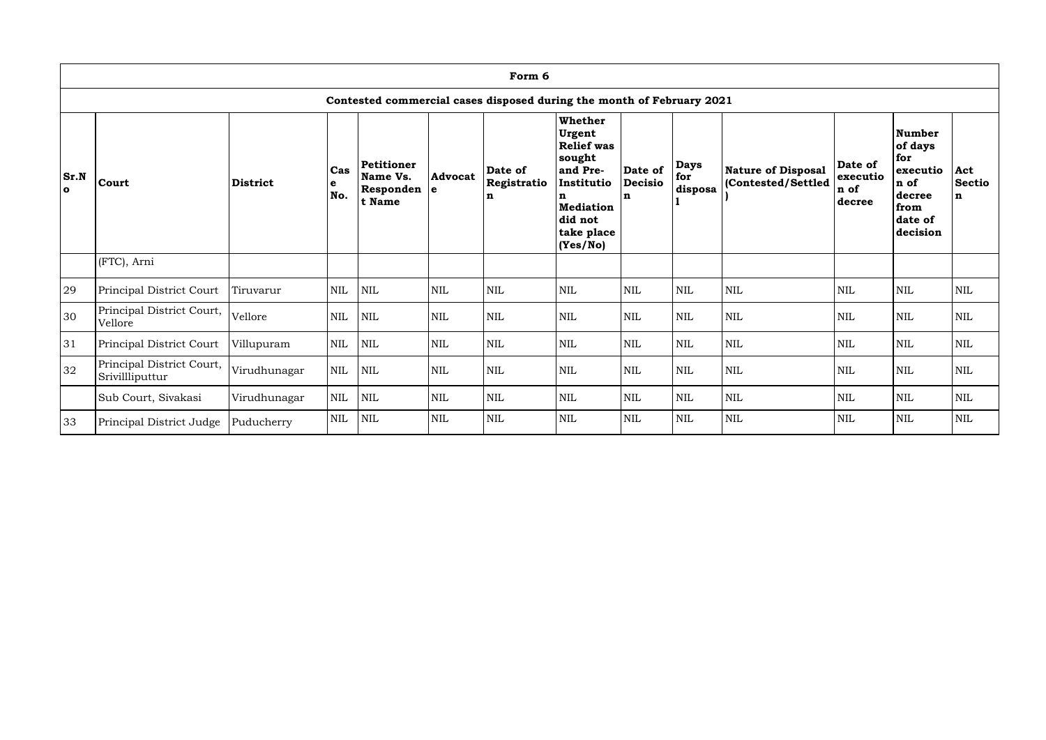| Form 6 | | | | | | | | | | | | | |
|---|---|---|---|---|---|---|---|---|---|---|---|---|---|
| Contested commercial cases disposed during the month of February 2021 | | | | | | | | | | | | | |
| Sr.No | Court | District | Case No. | Petitioner Name Vs. Respondent Name | Advocate | Date of Registration | Whether Urgent Relief was sought and Pre-Institution Mediation did not take place (Yes/No) | Date of Decision | Days for disposal | Nature of Disposal (Contested/Settled) | Date of execution of decree | Number of days for execution of decree from date of decision | Act Section |
| | (FTC), Arni | | | | | | | | | | | | |
| 29 | Principal District Court | Tiruvarur | NIL | NIL | NIL | NIL | NIL | NIL | NIL | NIL | NIL | NIL | NIL |
| 30 | Principal District Court, Vellore | Vellore | NIL | NIL | NIL | NIL | NIL | NIL | NIL | NIL | NIL | NIL | NIL |
| 31 | Principal District Court | Villupuram | NIL | NIL | NIL | NIL | NIL | NIL | NIL | NIL | NIL | NIL | NIL |
| 32 | Principal District Court, Srivillliputtur | Virudhunagar | NIL | NIL | NIL | NIL | NIL | NIL | NIL | NIL | NIL | NIL | NIL |
| | Sub Court, Sivakasi | Virudhunagar | NIL | NIL | NIL | NIL | NIL | NIL | NIL | NIL | NIL | NIL | NIL |
| 33 | Principal District Judge | Puducherry | NIL | NIL | NIL | NIL | NIL | NIL | NIL | NIL | NIL | NIL | NIL |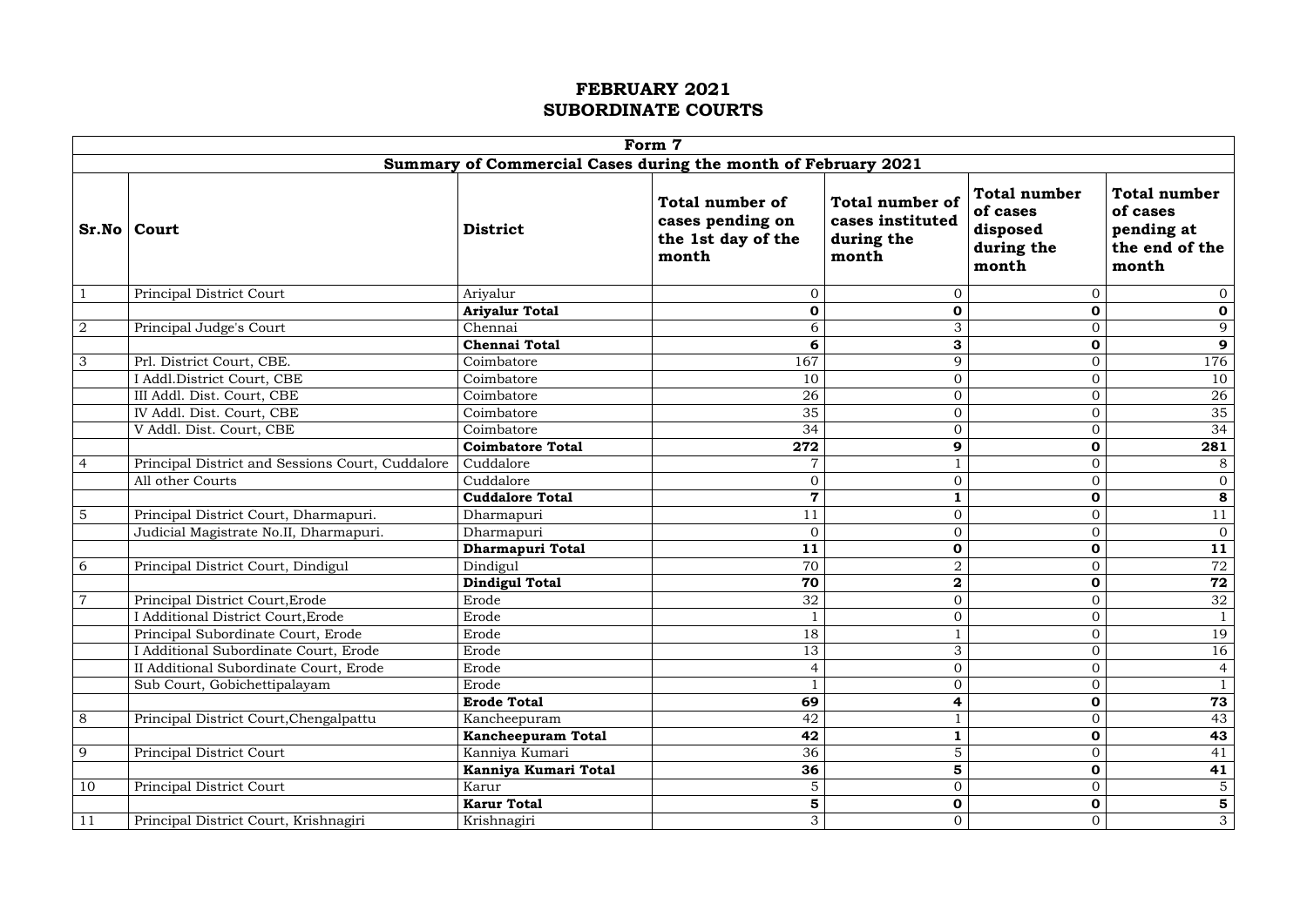# FEBRUARY 2021
# SUBORDINATE COURTS

| Form 7 | | | | | | |
|---|---|---|---|---|---|---|
| **Summary of Commercial Cases during the month of February 2021** | | | | | | |
| **Sr.No** | **Court** | **District** | **Total number of cases pending on the 1st day of the month** | **Total number of cases instituted during the month** | **Total number of cases disposed during the month** | **Total number of cases pending at the end of the month** |
| 1 | Principal District Court | Ariyalur | 0 | 0 | 0 | 0 |
| | | **Ariyalur Total** | **0** | **0** | **0** | **0** |
| 2 | Principal Judge's Court | Chennai | 6 | 3 | 0 | 9 |
| | | **Chennai Total** | **6** | **3** | **0** | **9** |
| 3 | Prl. District Court, CBE. | Coimbatore | 167 | 9 | 0 | 176 |
| | I Addl.District Court, CBE | Coimbatore | 10 | 0 | 0 | 10 |
| | III Addl. Dist. Court, CBE | Coimbatore | 26 | 0 | 0 | 26 |
| | IV Addl. Dist. Court, CBE | Coimbatore | 35 | 0 | 0 | 35 |
| | V Addl. Dist. Court, CBE | Coimbatore | 34 | 0 | 0 | 34 |
| | | **Coimbatore Total** | **272** | **9** | **0** | **281** |
| 4 | Principal District and Sessions Court, Cuddalore | Cuddalore | 7 | 1 | 0 | 8 |
| | All other Courts | Cuddalore | 0 | 0 | 0 | 0 |
| | | **Cuddalore Total** | **7** | **1** | **0** | **8** |
| 5 | Principal District Court, Dharmapuri. | Dharmapuri | 11 | 0 | 0 | 11 |
| | Judicial Magistrate No.II, Dharmapuri. | Dharmapuri | 0 | 0 | 0 | 0 |
| | | **Dharmapuri Total** | **11** | **0** | **0** | **11** |
| 6 | Principal District Court, Dindigul | Dindigul | 70 | 2 | 0 | 72 |
| | | **Dindigul Total** | **70** | **2** | **0** | **72** |
| 7 | Principal District Court,Erode | Erode | 32 | 0 | 0 | 32 |
| | I Additional District Court,Erode | Erode | 1 | 0 | 0 | 1 |
| | Principal Subordinate Court, Erode | Erode | 18 | 1 | 0 | 19 |
| | I Additional Subordinate Court, Erode | Erode | 13 | 3 | 0 | 16 |
| | II Additional Subordinate Court, Erode | Erode | 4 | 0 | 0 | 4 |
| | Sub Court, Gobichettipalayam | Erode | 1 | 0 | 0 | 1 |
| | | **Erode Total** | **69** | **4** | **0** | **73** |
| 8 | Principal District Court,Chengalpattu | Kancheepuram | 42 | 1 | 0 | 43 |
| | | **Kancheepuram Total** | **42** | **1** | **0** | **43** |
| 9 | Principal District Court | Kanniya Kumari | 36 | 5 | 0 | 41 |
| | | **Kanniya Kumari Total** | **36** | **5** | **0** | **41** |
| 10 | Principal District Court | Karur | 5 | 0 | 0 | 5 |
| | | **Karur Total** | **5** | **0** | **0** | **5** |
| 11 | Principal District Court, Krishnagiri | Krishnagiri | 3 | 0 | 0 | 3 |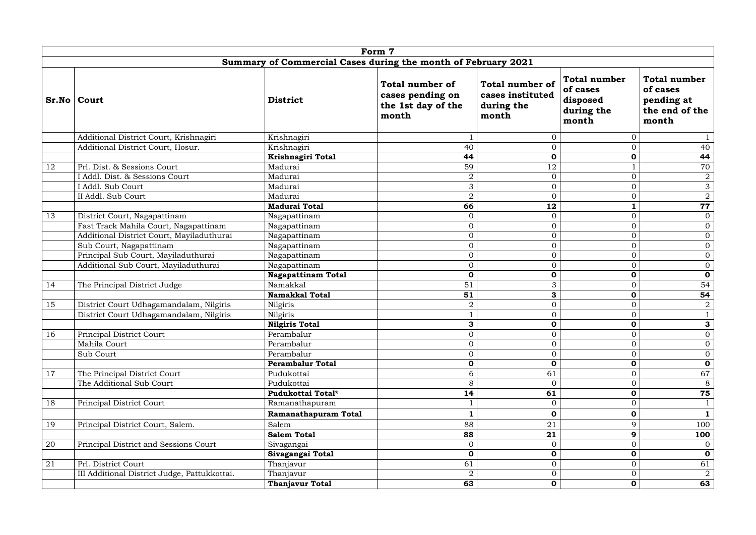| Form 7 | | | | | | |
|---|---|---|---|---|---|---|
| **Summary of Commercial Cases during the month of February 2021** | | | | | | |
| **Sr.No** | **Court** | **District** | **Total number of cases pending on the 1st day of the month** | **Total number of cases instituted during the month** | **Total number of cases disposed during the month** | **Total number of cases pending at the end of the month** |
| | Additional District Court, Krishnagiri | Krishnagiri | 1 | 0 | 0 | 1 |
| | Additional District Court, Hosur. | Krishnagiri | 40 | 0 | 0 | 40 |
| | | **Krishnagiri Total** | **44** | **0** | **0** | **44** |
| 12 | Prl. Dist. & Sessions Court | Madurai | 59 | 12 | 1 | 70 |
| | I Addl. Dist. & Sessions Court | Madurai | 2 | 0 | 0 | 2 |
| | I Addl. Sub Court | Madurai | 3 | 0 | 0 | 3 |
| | II Addl. Sub Court | Madurai | 2 | 0 | 0 | 2 |
| | | **Madurai Total** | **66** | **12** | **1** | **77** |
| 13 | District Court, Nagapattinam | Nagapattinam | 0 | 0 | 0 | 0 |
| | Fast Track Mahila Court, Nagapattinam | Nagapattinam | 0 | 0 | 0 | 0 |
| | Additional District Court, Mayiladuthurai | Nagapattinam | 0 | 0 | 0 | 0 |
| | Sub Court, Nagapattinam | Nagapattinam | 0 | 0 | 0 | 0 |
| | Principal Sub Court, Mayiladuthurai | Nagapattinam | 0 | 0 | 0 | 0 |
| | Additional Sub Court, Mayiladuthurai | Nagapattinam | 0 | 0 | 0 | 0 |
| | | **Nagapattinam Total** | **0** | **0** | **0** | **0** |
| 14 | The Principal District Judge | Namakkal | 51 | 3 | 0 | 54 |
| | | **Namakkal Total** | **51** | **3** | **0** | **54** |
| 15 | District Court Udhagamandalam, Nilgiris | Nilgiris | 2 | 0 | 0 | 2 |
| | District Court Udhagamandalam, Nilgiris | Nilgiris | 1 | 0 | 0 | 1 |
| | | **Nilgiris Total** | **3** | **0** | **0** | **3** |
| 16 | Principal District Court | Perambalur | 0 | 0 | 0 | 0 |
| | Mahila Court | Perambalur | 0 | 0 | 0 | 0 |
| | Sub Court | Perambalur | 0 | 0 | 0 | 0 |
| | | **Perambalur Total** | **0** | **0** | **0** | **0** |
| 17 | The Principal District Court | Pudukottai | 6 | 61 | 0 | 67 |
| | The Additional Sub Court | Pudukottai | 8 | 0 | 0 | 8 |
| | | **Pudukottai Total*** | **14** | **61** | **0** | **75** |
| 18 | Principal District Court | Ramanathapuram | 1 | 0 | 0 | 1 |
| | | **Ramanathapuram Total** | **1** | **0** | **0** | **1** |
| 19 | Principal District Court, Salem. | Salem | 88 | 21 | 9 | 100 |
| | | **Salem Total** | **88** | **21** | **9** | **100** |
| 20 | Principal District and Sessions Court | Sivagangai | 0 | 0 | 0 | 0 |
| | | **Sivagangai Total** | **0** | **0** | **0** | **0** |
| 21 | Prl. District Court | Thanjavur | 61 | 0 | 0 | 61 |
| | III Additional District Judge, Pattukkottai. | Thanjavur | 2 | 0 | 0 | 2 |
| | | **Thanjavur Total** | **63** | **0** | **0** | **63** |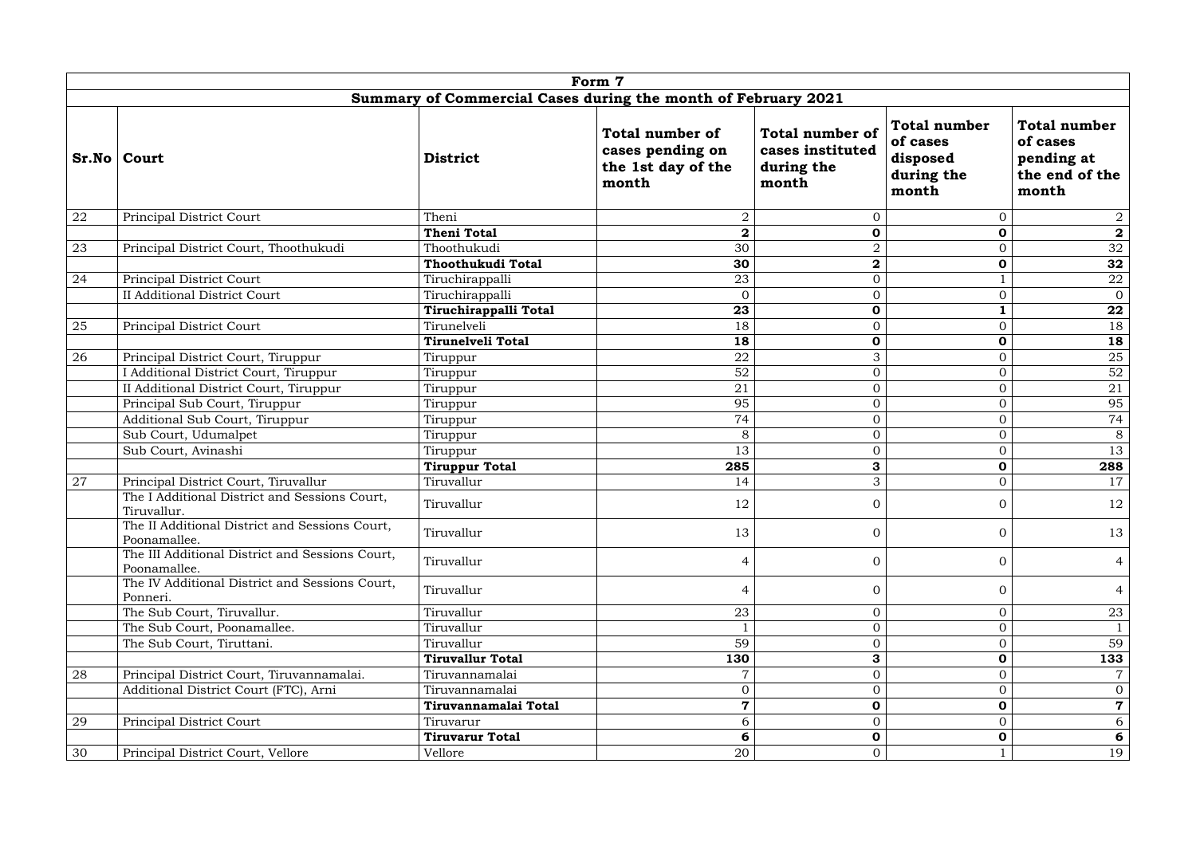| Form 7 | | | | | | |
|---|---|---|---|---|---|---|
| **Summary of Commercial Cases during the month of February 2021** | | | | | | |
| **Sr.No** | **Court** | **District** | **Total number of cases pending on the 1st day of the month** | **Total number of cases instituted during the month** | **Total number of cases disposed during the month** | **Total number of cases pending at the end of the month** |
| 22 | Principal District Court | Theni | 2 | 0 | 0 | 2 |
| | | **Theni Total** | **2** | **0** | **0** | **2** |
| 23 | Principal District Court, Thoothukudi | Thoothukudi | 30 | 2 | 0 | 32 |
| | | **Thoothukudi Total** | **30** | **2** | **0** | **32** |
| 24 | Principal District Court | Tiruchirappalli | 23 | 0 | 1 | 22 |
| | II Additional District Court | Tiruchirappalli | 0 | 0 | 0 | 0 |
| | | **Tiruchirappalli Total** | **23** | **0** | **1** | **22** |
| 25 | Principal District Court | Tirunelveli | 18 | 0 | 0 | 18 |
| | | **Tirunelveli Total** | **18** | **0** | **0** | **18** |
| 26 | Principal District Court, Tiruppur | Tiruppur | 22 | 3 | 0 | 25 |
| | I Additional District Court, Tiruppur | Tiruppur | 52 | 0 | 0 | 52 |
| | II Additional District Court, Tiruppur | Tiruppur | 21 | 0 | 0 | 21 |
| | Principal Sub Court, Tiruppur | Tiruppur | 95 | 0 | 0 | 95 |
| | Additional Sub Court, Tiruppur | Tiruppur | 74 | 0 | 0 | 74 |
| | Sub Court, Udumalpet | Tiruppur | 8 | 0 | 0 | 8 |
| | Sub Court, Avinashi | Tiruppur | 13 | 0 | 0 | 13 |
| | | **Tiruppur Total** | **285** | **3** | **0** | **288** |
| 27 | Principal District Court, Tiruvallur | Tiruvallur | 14 | 3 | 0 | 17 |
| | The I Additional District and Sessions Court, Tiruvallur. | Tiruvallur | 12 | 0 | 0 | 12 |
| | The II Additional District and Sessions Court, Poonamallee. | Tiruvallur | 13 | 0 | 0 | 13 |
| | The III Additional District and Sessions Court, Poonamallee. | Tiruvallur | 4 | 0 | 0 | 4 |
| | The IV Additional District and Sessions Court, Ponneri. | Tiruvallur | 4 | 0 | 0 | 4 |
| | The Sub Court, Tiruvallur. | Tiruvallur | 23 | 0 | 0 | 23 |
| | The Sub Court, Poonamallee. | Tiruvallur | 1 | 0 | 0 | 1 |
| | The Sub Court, Tiruttani. | Tiruvallur | 59 | 0 | 0 | 59 |
| | | **Tiruvallur Total** | **130** | **3** | **0** | **133** |
| 28 | Principal District Court, Tiruvannamalai. | Tiruvannamalai | 7 | 0 | 0 | 7 |
| | Additional District Court (FTC), Arni | Tiruvannamalai | 0 | 0 | 0 | 0 |
| | | **Tiruvannamalai Total** | **7** | **0** | **0** | **7** |
| 29 | Principal District Court | Tiruvarur | 6 | 0 | 0 | 6 |
| | | **Tiruvarur Total** | **6** | **0** | **0** | **6** |
| 30 | Principal District Court, Vellore | Vellore | 20 | 0 | 1 | 19 |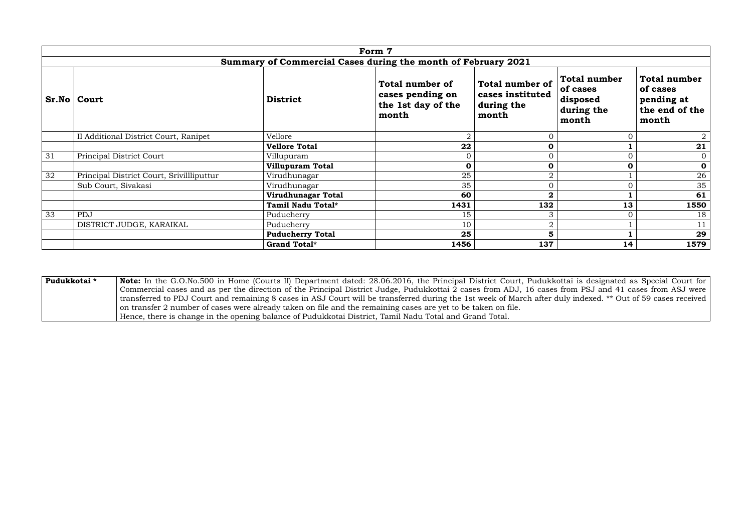| Form 7 | | | | | | |
|---|---|---|---|---|---|---|
| **Summary of Commercial Cases during the month of February 2021** | | | | | | |
| **Sr.No** | **Court** | **District** | **Total number of cases pending on the 1st day of the month** | **Total number of cases instituted during the month** | **Total number of cases disposed during the month** | **Total number of cases pending at the end of the month** |
| | II Additional District Court, Ranipet | Vellore | 2 | 0 | 0 | 2 |
| | | **Vellore Total** | **22** | **0** | **1** | **21** |
| 31 | Principal District Court | Villupuram | 0 | 0 | 0 | 0 |
| | | **Villupuram Total** | **0** | **0** | **0** | **0** |
| 32 | Principal District Court, Srivillliputtur | Virudhunagar | 25 | 2 | 1 | 26 |
| | Sub Court, Sivakasi | Virudhunagar | 35 | 0 | 0 | 35 |
| | | **Virudhunagar Total** | **60** | **2** | **1** | **61** |
| | | **Tamil Nadu Total*** | **1431** | **132** | **13** | **1550** |
| 33 | PDJ | Puducherry | 15 | 3 | 0 | 18 |
| | DISTRICT JUDGE, KARAIKAL | Puducherry | 10 | 2 | 1 | 11 |
| | | **Puducherry Total** | **25** | **5** | **1** | **29** |
| | | **Grand Total*** | **1456** | **137** | **14** | **1579** |

| | |
|---|---|
| **Pudukkotai *** | **Note:** In the G.O.No.500 in Home (Courts II) Department dated: 28.06.2016, the Principal District Court, Pudukkottai is designated as Special Court for Commercial cases and as per the direction of the Principal District Judge, Pudukkottai 2 cases from ADJ, 16 cases from PSJ and 41 cases from ASJ were transferred to PDJ Court and remaining 8 cases in ASJ Court will be transferred during the 1st week of March after duly indexed. ** Out of 59 cases received on transfer 2 number of cases were already taken on file and the remaining cases are yet to be taken on file. Hence, there is change in the opening balance of Pudukkotai District, Tamil Nadu Total and Grand Total. |